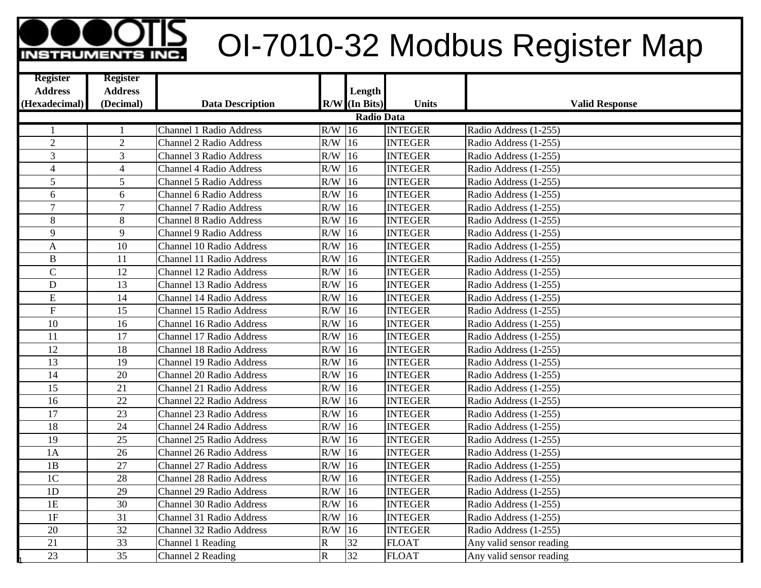# OI-7010-32 Modbus Register Map

| Register Address (Hexadecimal) | Register Address (Decimal) | Data Description | R/W | Length (In Bits) | Units | Valid Response |
|---|---|---|---|---|---|---|
| **Radio Data** | | | | | | |
| 1 | 1 | Channel 1 Radio Address | R/W | 16 | INTEGER | Radio Address (1-255) |
| 2 | 2 | Channel 2 Radio Address | R/W | 16 | INTEGER | Radio Address (1-255) |
| 3 | 3 | Channel 3 Radio Address | R/W | 16 | INTEGER | Radio Address (1-255) |
| 4 | 4 | Channel 4 Radio Address | R/W | 16 | INTEGER | Radio Address (1-255) |
| 5 | 5 | Channel 5 Radio Address | R/W | 16 | INTEGER | Radio Address (1-255) |
| 6 | 6 | Channel 6 Radio Address | R/W | 16 | INTEGER | Radio Address (1-255) |
| 7 | 7 | Channel 7 Radio Address | R/W | 16 | INTEGER | Radio Address (1-255) |
| 8 | 8 | Channel 8 Radio Address | R/W | 16 | INTEGER | Radio Address (1-255) |
| 9 | 9 | Channel 9 Radio Address | R/W | 16 | INTEGER | Radio Address (1-255) |
| A | 10 | Channel 10 Radio Address | R/W | 16 | INTEGER | Radio Address (1-255) |
| B | 11 | Channel 11 Radio Address | R/W | 16 | INTEGER | Radio Address (1-255) |
| C | 12 | Channel 12 Radio Address | R/W | 16 | INTEGER | Radio Address (1-255) |
| D | 13 | Channel 13 Radio Address | R/W | 16 | INTEGER | Radio Address (1-255) |
| E | 14 | Channel 14 Radio Address | R/W | 16 | INTEGER | Radio Address (1-255) |
| F | 15 | Channel 15 Radio Address | R/W | 16 | INTEGER | Radio Address (1-255) |
| 10 | 16 | Channel 16 Radio Address | R/W | 16 | INTEGER | Radio Address (1-255) |
| 11 | 17 | Channel 17 Radio Address | R/W | 16 | INTEGER | Radio Address (1-255) |
| 12 | 18 | Channel 18 Radio Address | R/W | 16 | INTEGER | Radio Address (1-255) |
| 13 | 19 | Channel 19 Radio Address | R/W | 16 | INTEGER | Radio Address (1-255) |
| 14 | 20 | Channel 20 Radio Address | R/W | 16 | INTEGER | Radio Address (1-255) |
| 15 | 21 | Channel 21 Radio Address | R/W | 16 | INTEGER | Radio Address (1-255) |
| 16 | 22 | Channel 22 Radio Address | R/W | 16 | INTEGER | Radio Address (1-255) |
| 17 | 23 | Channel 23 Radio Address | R/W | 16 | INTEGER | Radio Address (1-255) |
| 18 | 24 | Channel 24 Radio Address | R/W | 16 | INTEGER | Radio Address (1-255) |
| 19 | 25 | Channel 25 Radio Address | R/W | 16 | INTEGER | Radio Address (1-255) |
| 1A | 26 | Channel 26 Radio Address | R/W | 16 | INTEGER | Radio Address (1-255) |
| 1B | 27 | Channel 27 Radio Address | R/W | 16 | INTEGER | Radio Address (1-255) |
| 1C | 28 | Channel 28 Radio Address | R/W | 16 | INTEGER | Radio Address (1-255) |
| 1D | 29 | Channel 29 Radio Address | R/W | 16 | INTEGER | Radio Address (1-255) |
| 1E | 30 | Channel 30 Radio Address | R/W | 16 | INTEGER | Radio Address (1-255) |
| 1F | 31 | Channel 31 Radio Address | R/W | 16 | INTEGER | Radio Address (1-255) |
| 20 | 32 | Channel 32 Radio Address | R/W | 16 | INTEGER | Radio Address (1-255) |
| 21 | 33 | Channel 1 Reading | R | 32 | FLOAT | Any valid sensor reading |
| 23 | 35 | Channel 2 Reading | R | 32 | FLOAT | Any valid sensor reading |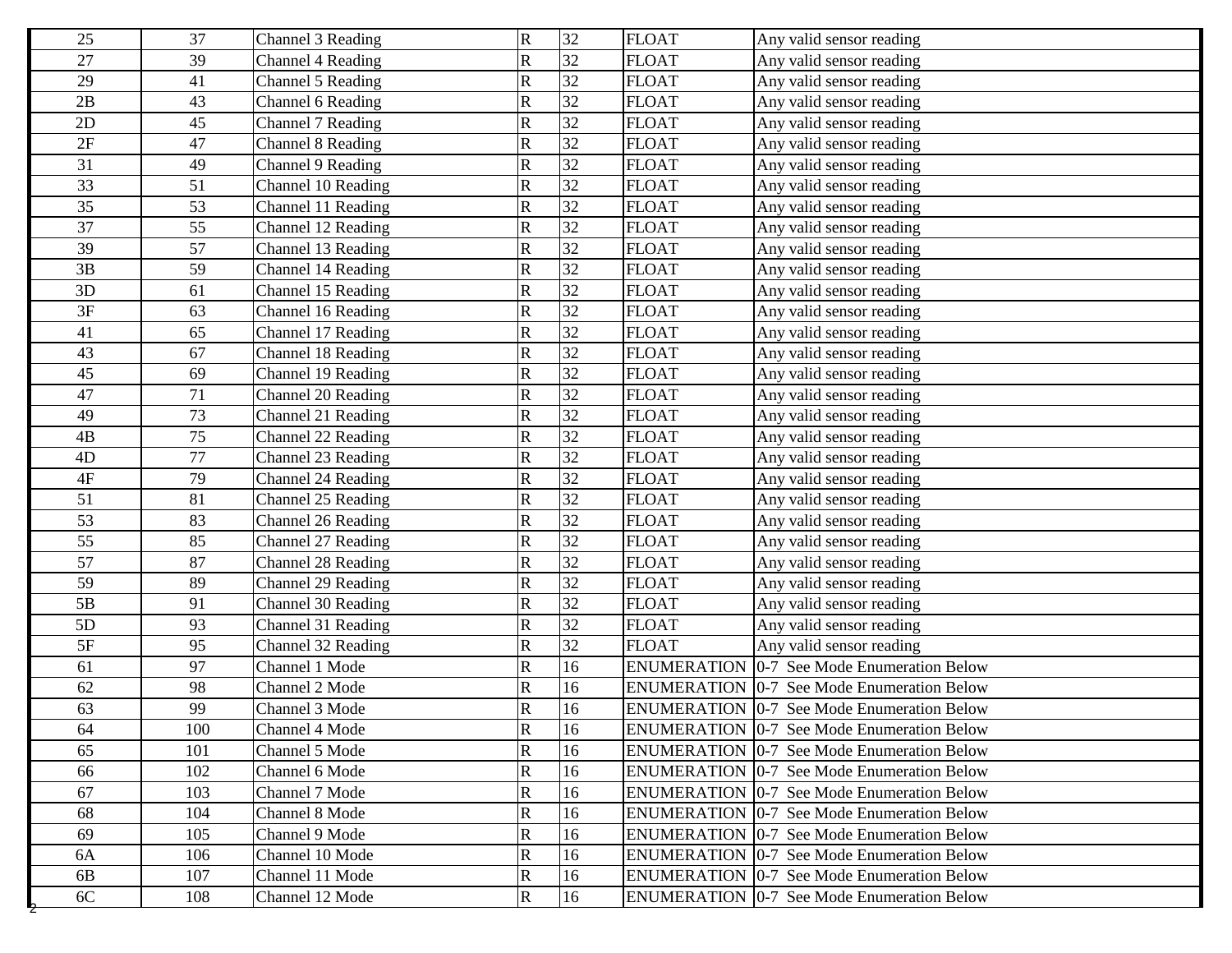| | | | | | | |
|---|---|---|---|---|---|---|
| 25 | 37 | Channel 3 Reading | R | 32 | FLOAT | Any valid sensor reading |
| 27 | 39 | Channel 4 Reading | R | 32 | FLOAT | Any valid sensor reading |
| 29 | 41 | Channel 5 Reading | R | 32 | FLOAT | Any valid sensor reading |
| 2B | 43 | Channel 6 Reading | R | 32 | FLOAT | Any valid sensor reading |
| 2D | 45 | Channel 7 Reading | R | 32 | FLOAT | Any valid sensor reading |
| 2F | 47 | Channel 8 Reading | R | 32 | FLOAT | Any valid sensor reading |
| 31 | 49 | Channel 9 Reading | R | 32 | FLOAT | Any valid sensor reading |
| 33 | 51 | Channel 10 Reading | R | 32 | FLOAT | Any valid sensor reading |
| 35 | 53 | Channel 11 Reading | R | 32 | FLOAT | Any valid sensor reading |
| 37 | 55 | Channel 12 Reading | R | 32 | FLOAT | Any valid sensor reading |
| 39 | 57 | Channel 13 Reading | R | 32 | FLOAT | Any valid sensor reading |
| 3B | 59 | Channel 14 Reading | R | 32 | FLOAT | Any valid sensor reading |
| 3D | 61 | Channel 15 Reading | R | 32 | FLOAT | Any valid sensor reading |
| 3F | 63 | Channel 16 Reading | R | 32 | FLOAT | Any valid sensor reading |
| 41 | 65 | Channel 17 Reading | R | 32 | FLOAT | Any valid sensor reading |
| 43 | 67 | Channel 18 Reading | R | 32 | FLOAT | Any valid sensor reading |
| 45 | 69 | Channel 19 Reading | R | 32 | FLOAT | Any valid sensor reading |
| 47 | 71 | Channel 20 Reading | R | 32 | FLOAT | Any valid sensor reading |
| 49 | 73 | Channel 21 Reading | R | 32 | FLOAT | Any valid sensor reading |
| 4B | 75 | Channel 22 Reading | R | 32 | FLOAT | Any valid sensor reading |
| 4D | 77 | Channel 23 Reading | R | 32 | FLOAT | Any valid sensor reading |
| 4F | 79 | Channel 24 Reading | R | 32 | FLOAT | Any valid sensor reading |
| 51 | 81 | Channel 25 Reading | R | 32 | FLOAT | Any valid sensor reading |
| 53 | 83 | Channel 26 Reading | R | 32 | FLOAT | Any valid sensor reading |
| 55 | 85 | Channel 27 Reading | R | 32 | FLOAT | Any valid sensor reading |
| 57 | 87 | Channel 28 Reading | R | 32 | FLOAT | Any valid sensor reading |
| 59 | 89 | Channel 29 Reading | R | 32 | FLOAT | Any valid sensor reading |
| 5B | 91 | Channel 30 Reading | R | 32 | FLOAT | Any valid sensor reading |
| 5D | 93 | Channel 31 Reading | R | 32 | FLOAT | Any valid sensor reading |
| 5F | 95 | Channel 32 Reading | R | 32 | FLOAT | Any valid sensor reading |
| 61 | 97 | Channel 1 Mode | R | 16 | ENUMERATION | 0-7 See Mode Enumeration Below |
| 62 | 98 | Channel 2 Mode | R | 16 | ENUMERATION | 0-7 See Mode Enumeration Below |
| 63 | 99 | Channel 3 Mode | R | 16 | ENUMERATION | 0-7 See Mode Enumeration Below |
| 64 | 100 | Channel 4 Mode | R | 16 | ENUMERATION | 0-7 See Mode Enumeration Below |
| 65 | 101 | Channel 5 Mode | R | 16 | ENUMERATION | 0-7 See Mode Enumeration Below |
| 66 | 102 | Channel 6 Mode | R | 16 | ENUMERATION | 0-7 See Mode Enumeration Below |
| 67 | 103 | Channel 7 Mode | R | 16 | ENUMERATION | 0-7 See Mode Enumeration Below |
| 68 | 104 | Channel 8 Mode | R | 16 | ENUMERATION | 0-7 See Mode Enumeration Below |
| 69 | 105 | Channel 9 Mode | R | 16 | ENUMERATION | 0-7 See Mode Enumeration Below |
| 6A | 106 | Channel 10 Mode | R | 16 | ENUMERATION | 0-7 See Mode Enumeration Below |
| 6B | 107 | Channel 11 Mode | R | 16 | ENUMERATION | 0-7 See Mode Enumeration Below |
| 6C | 108 | Channel 12 Mode | R | 16 | ENUMERATION | 0-7 See Mode Enumeration Below |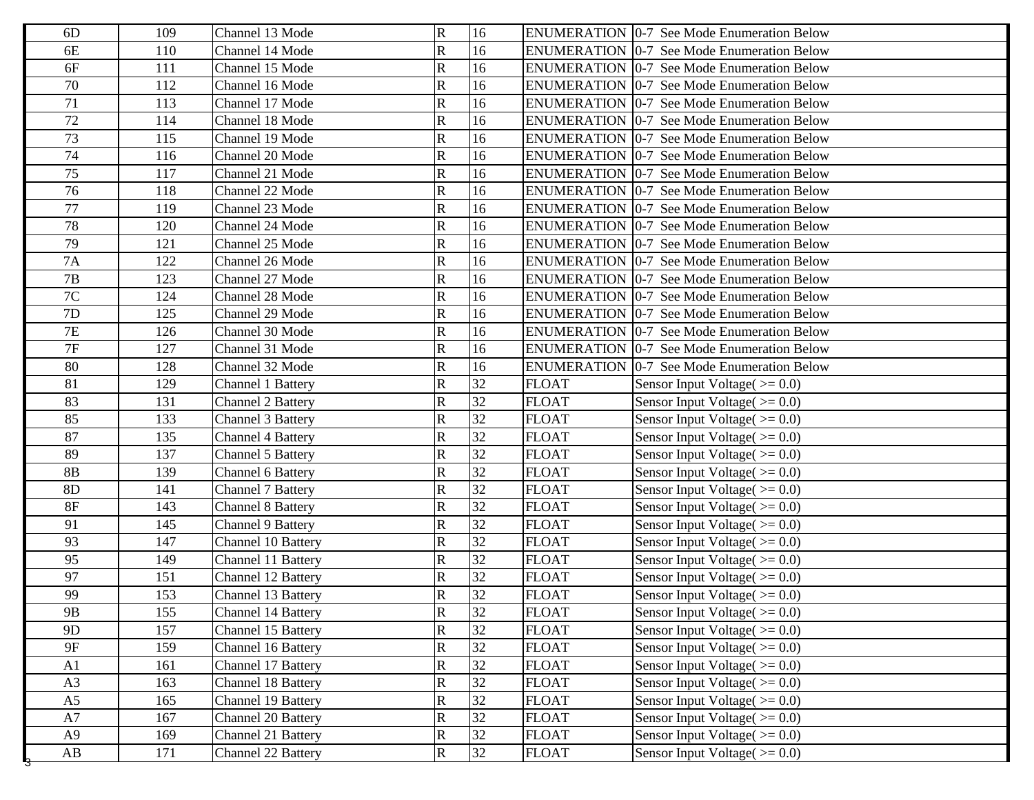| | | | | | | |
|---|---|---|---|---|---|---|
| 6D | 109 | Channel 13 Mode | R | 16 | ENUMERATION | 0-7 See Mode Enumeration Below |
| 6E | 110 | Channel 14 Mode | R | 16 | ENUMERATION | 0-7 See Mode Enumeration Below |
| 6F | 111 | Channel 15 Mode | R | 16 | ENUMERATION | 0-7 See Mode Enumeration Below |
| 70 | 112 | Channel 16 Mode | R | 16 | ENUMERATION | 0-7 See Mode Enumeration Below |
| 71 | 113 | Channel 17 Mode | R | 16 | ENUMERATION | 0-7 See Mode Enumeration Below |
| 72 | 114 | Channel 18 Mode | R | 16 | ENUMERATION | 0-7 See Mode Enumeration Below |
| 73 | 115 | Channel 19 Mode | R | 16 | ENUMERATION | 0-7 See Mode Enumeration Below |
| 74 | 116 | Channel 20 Mode | R | 16 | ENUMERATION | 0-7 See Mode Enumeration Below |
| 75 | 117 | Channel 21 Mode | R | 16 | ENUMERATION | 0-7 See Mode Enumeration Below |
| 76 | 118 | Channel 22 Mode | R | 16 | ENUMERATION | 0-7 See Mode Enumeration Below |
| 77 | 119 | Channel 23 Mode | R | 16 | ENUMERATION | 0-7 See Mode Enumeration Below |
| 78 | 120 | Channel 24 Mode | R | 16 | ENUMERATION | 0-7 See Mode Enumeration Below |
| 79 | 121 | Channel 25 Mode | R | 16 | ENUMERATION | 0-7 See Mode Enumeration Below |
| 7A | 122 | Channel 26 Mode | R | 16 | ENUMERATION | 0-7 See Mode Enumeration Below |
| 7B | 123 | Channel 27 Mode | R | 16 | ENUMERATION | 0-7 See Mode Enumeration Below |
| 7C | 124 | Channel 28 Mode | R | 16 | ENUMERATION | 0-7 See Mode Enumeration Below |
| 7D | 125 | Channel 29 Mode | R | 16 | ENUMERATION | 0-7 See Mode Enumeration Below |
| 7E | 126 | Channel 30 Mode | R | 16 | ENUMERATION | 0-7 See Mode Enumeration Below |
| 7F | 127 | Channel 31 Mode | R | 16 | ENUMERATION | 0-7 See Mode Enumeration Below |
| 80 | 128 | Channel 32 Mode | R | 16 | ENUMERATION | 0-7 See Mode Enumeration Below |
| 81 | 129 | Channel 1 Battery | R | 32 | FLOAT | Sensor Input Voltage( >= 0.0) |
| 83 | 131 | Channel 2 Battery | R | 32 | FLOAT | Sensor Input Voltage( >= 0.0) |
| 85 | 133 | Channel 3 Battery | R | 32 | FLOAT | Sensor Input Voltage( >= 0.0) |
| 87 | 135 | Channel 4 Battery | R | 32 | FLOAT | Sensor Input Voltage( >= 0.0) |
| 89 | 137 | Channel 5 Battery | R | 32 | FLOAT | Sensor Input Voltage( >= 0.0) |
| 8B | 139 | Channel 6 Battery | R | 32 | FLOAT | Sensor Input Voltage( >= 0.0) |
| 8D | 141 | Channel 7 Battery | R | 32 | FLOAT | Sensor Input Voltage( >= 0.0) |
| 8F | 143 | Channel 8 Battery | R | 32 | FLOAT | Sensor Input Voltage( >= 0.0) |
| 91 | 145 | Channel 9 Battery | R | 32 | FLOAT | Sensor Input Voltage( >= 0.0) |
| 93 | 147 | Channel 10 Battery | R | 32 | FLOAT | Sensor Input Voltage( >= 0.0) |
| 95 | 149 | Channel 11 Battery | R | 32 | FLOAT | Sensor Input Voltage( >= 0.0) |
| 97 | 151 | Channel 12 Battery | R | 32 | FLOAT | Sensor Input Voltage( >= 0.0) |
| 99 | 153 | Channel 13 Battery | R | 32 | FLOAT | Sensor Input Voltage( >= 0.0) |
| 9B | 155 | Channel 14 Battery | R | 32 | FLOAT | Sensor Input Voltage( >= 0.0) |
| 9D | 157 | Channel 15 Battery | R | 32 | FLOAT | Sensor Input Voltage( >= 0.0) |
| 9F | 159 | Channel 16 Battery | R | 32 | FLOAT | Sensor Input Voltage( >= 0.0) |
| A1 | 161 | Channel 17 Battery | R | 32 | FLOAT | Sensor Input Voltage( >= 0.0) |
| A3 | 163 | Channel 18 Battery | R | 32 | FLOAT | Sensor Input Voltage( >= 0.0) |
| A5 | 165 | Channel 19 Battery | R | 32 | FLOAT | Sensor Input Voltage( >= 0.0) |
| A7 | 167 | Channel 20 Battery | R | 32 | FLOAT | Sensor Input Voltage( >= 0.0) |
| A9 | 169 | Channel 21 Battery | R | 32 | FLOAT | Sensor Input Voltage( >= 0.0) |
| AB | 171 | Channel 22 Battery | R | 32 | FLOAT | Sensor Input Voltage( >= 0.0) |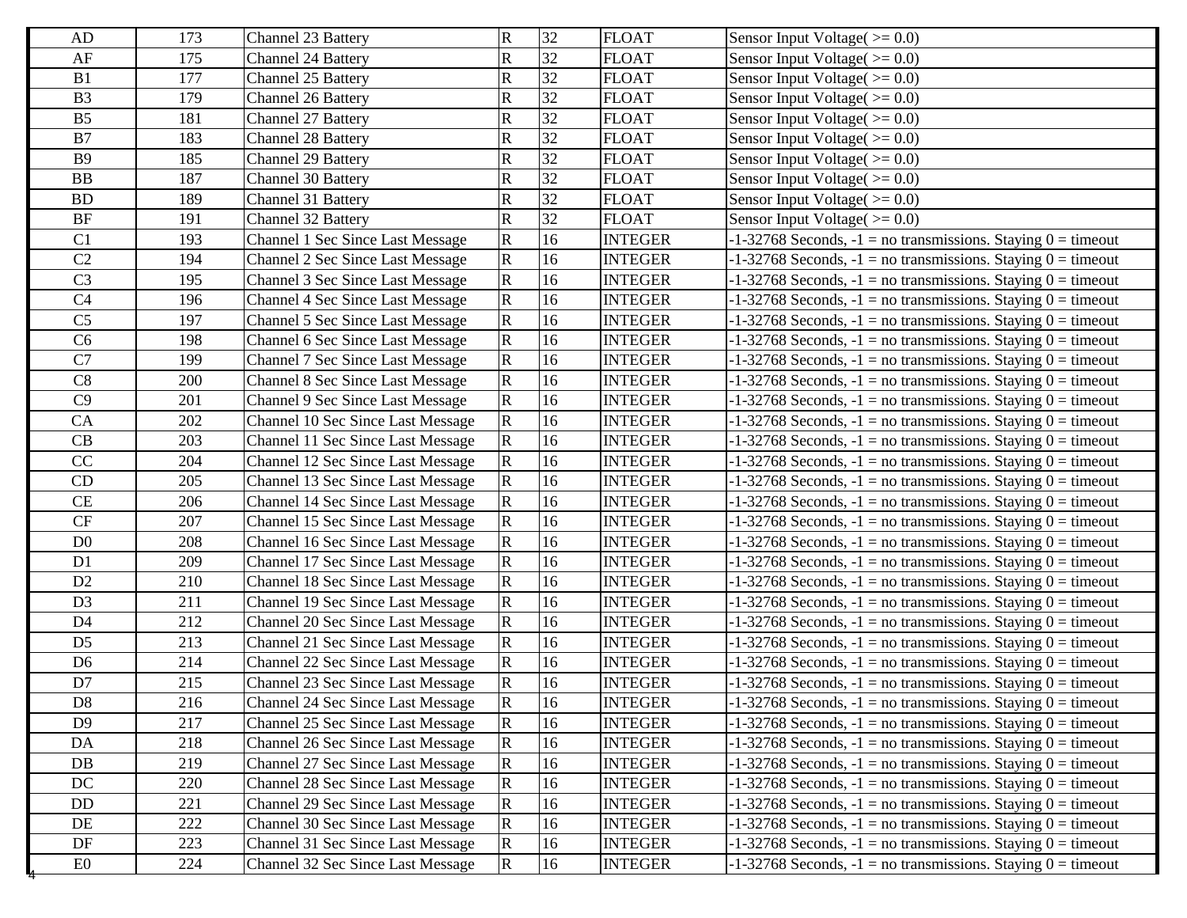| | | | | | | |
|---|---|---|---|---|---|---|
| AD | 173 | Channel 23 Battery | R | 32 | FLOAT | Sensor Input Voltage( >= 0.0) |
| AF | 175 | Channel 24 Battery | R | 32 | FLOAT | Sensor Input Voltage( >= 0.0) |
| B1 | 177 | Channel 25 Battery | R | 32 | FLOAT | Sensor Input Voltage( >= 0.0) |
| B3 | 179 | Channel 26 Battery | R | 32 | FLOAT | Sensor Input Voltage( >= 0.0) |
| B5 | 181 | Channel 27 Battery | R | 32 | FLOAT | Sensor Input Voltage( >= 0.0) |
| B7 | 183 | Channel 28 Battery | R | 32 | FLOAT | Sensor Input Voltage( >= 0.0) |
| B9 | 185 | Channel 29 Battery | R | 32 | FLOAT | Sensor Input Voltage( >= 0.0) |
| BB | 187 | Channel 30 Battery | R | 32 | FLOAT | Sensor Input Voltage( >= 0.0) |
| BD | 189 | Channel 31 Battery | R | 32 | FLOAT | Sensor Input Voltage( >= 0.0) |
| BF | 191 | Channel 32 Battery | R | 32 | FLOAT | Sensor Input Voltage( >= 0.0) |
| C1 | 193 | Channel 1 Sec Since Last Message | R | 16 | INTEGER | -1-32768 Seconds, -1 = no transmissions. Staying 0 = timeout |
| C2 | 194 | Channel 2 Sec Since Last Message | R | 16 | INTEGER | -1-32768 Seconds, -1 = no transmissions. Staying 0 = timeout |
| C3 | 195 | Channel 3 Sec Since Last Message | R | 16 | INTEGER | -1-32768 Seconds, -1 = no transmissions. Staying 0 = timeout |
| C4 | 196 | Channel 4 Sec Since Last Message | R | 16 | INTEGER | -1-32768 Seconds, -1 = no transmissions. Staying 0 = timeout |
| C5 | 197 | Channel 5 Sec Since Last Message | R | 16 | INTEGER | -1-32768 Seconds, -1 = no transmissions. Staying 0 = timeout |
| C6 | 198 | Channel 6 Sec Since Last Message | R | 16 | INTEGER | -1-32768 Seconds, -1 = no transmissions. Staying 0 = timeout |
| C7 | 199 | Channel 7 Sec Since Last Message | R | 16 | INTEGER | -1-32768 Seconds, -1 = no transmissions. Staying 0 = timeout |
| C8 | 200 | Channel 8 Sec Since Last Message | R | 16 | INTEGER | -1-32768 Seconds, -1 = no transmissions. Staying 0 = timeout |
| C9 | 201 | Channel 9 Sec Since Last Message | R | 16 | INTEGER | -1-32768 Seconds, -1 = no transmissions. Staying 0 = timeout |
| CA | 202 | Channel 10 Sec Since Last Message | R | 16 | INTEGER | -1-32768 Seconds, -1 = no transmissions. Staying 0 = timeout |
| CB | 203 | Channel 11 Sec Since Last Message | R | 16 | INTEGER | -1-32768 Seconds, -1 = no transmissions. Staying 0 = timeout |
| CC | 204 | Channel 12 Sec Since Last Message | R | 16 | INTEGER | -1-32768 Seconds, -1 = no transmissions. Staying 0 = timeout |
| CD | 205 | Channel 13 Sec Since Last Message | R | 16 | INTEGER | -1-32768 Seconds, -1 = no transmissions. Staying 0 = timeout |
| CE | 206 | Channel 14 Sec Since Last Message | R | 16 | INTEGER | -1-32768 Seconds, -1 = no transmissions. Staying 0 = timeout |
| CF | 207 | Channel 15 Sec Since Last Message | R | 16 | INTEGER | -1-32768 Seconds, -1 = no transmissions. Staying 0 = timeout |
| D0 | 208 | Channel 16 Sec Since Last Message | R | 16 | INTEGER | -1-32768 Seconds, -1 = no transmissions. Staying 0 = timeout |
| D1 | 209 | Channel 17 Sec Since Last Message | R | 16 | INTEGER | -1-32768 Seconds, -1 = no transmissions. Staying 0 = timeout |
| D2 | 210 | Channel 18 Sec Since Last Message | R | 16 | INTEGER | -1-32768 Seconds, -1 = no transmissions. Staying 0 = timeout |
| D3 | 211 | Channel 19 Sec Since Last Message | R | 16 | INTEGER | -1-32768 Seconds, -1 = no transmissions. Staying 0 = timeout |
| D4 | 212 | Channel 20 Sec Since Last Message | R | 16 | INTEGER | -1-32768 Seconds, -1 = no transmissions. Staying 0 = timeout |
| D5 | 213 | Channel 21 Sec Since Last Message | R | 16 | INTEGER | -1-32768 Seconds, -1 = no transmissions. Staying 0 = timeout |
| D6 | 214 | Channel 22 Sec Since Last Message | R | 16 | INTEGER | -1-32768 Seconds, -1 = no transmissions. Staying 0 = timeout |
| D7 | 215 | Channel 23 Sec Since Last Message | R | 16 | INTEGER | -1-32768 Seconds, -1 = no transmissions. Staying 0 = timeout |
| D8 | 216 | Channel 24 Sec Since Last Message | R | 16 | INTEGER | -1-32768 Seconds, -1 = no transmissions. Staying 0 = timeout |
| D9 | 217 | Channel 25 Sec Since Last Message | R | 16 | INTEGER | -1-32768 Seconds, -1 = no transmissions. Staying 0 = timeout |
| DA | 218 | Channel 26 Sec Since Last Message | R | 16 | INTEGER | -1-32768 Seconds, -1 = no transmissions. Staying 0 = timeout |
| DB | 219 | Channel 27 Sec Since Last Message | R | 16 | INTEGER | -1-32768 Seconds, -1 = no transmissions. Staying 0 = timeout |
| DC | 220 | Channel 28 Sec Since Last Message | R | 16 | INTEGER | -1-32768 Seconds, -1 = no transmissions. Staying 0 = timeout |
| DD | 221 | Channel 29 Sec Since Last Message | R | 16 | INTEGER | -1-32768 Seconds, -1 = no transmissions. Staying 0 = timeout |
| DE | 222 | Channel 30 Sec Since Last Message | R | 16 | INTEGER | -1-32768 Seconds, -1 = no transmissions. Staying 0 = timeout |
| DF | 223 | Channel 31 Sec Since Last Message | R | 16 | INTEGER | -1-32768 Seconds, -1 = no transmissions. Staying 0 = timeout |
| E0 | 224 | Channel 32 Sec Since Last Message | R | 16 | INTEGER | -1-32768 Seconds, -1 = no transmissions. Staying 0 = timeout |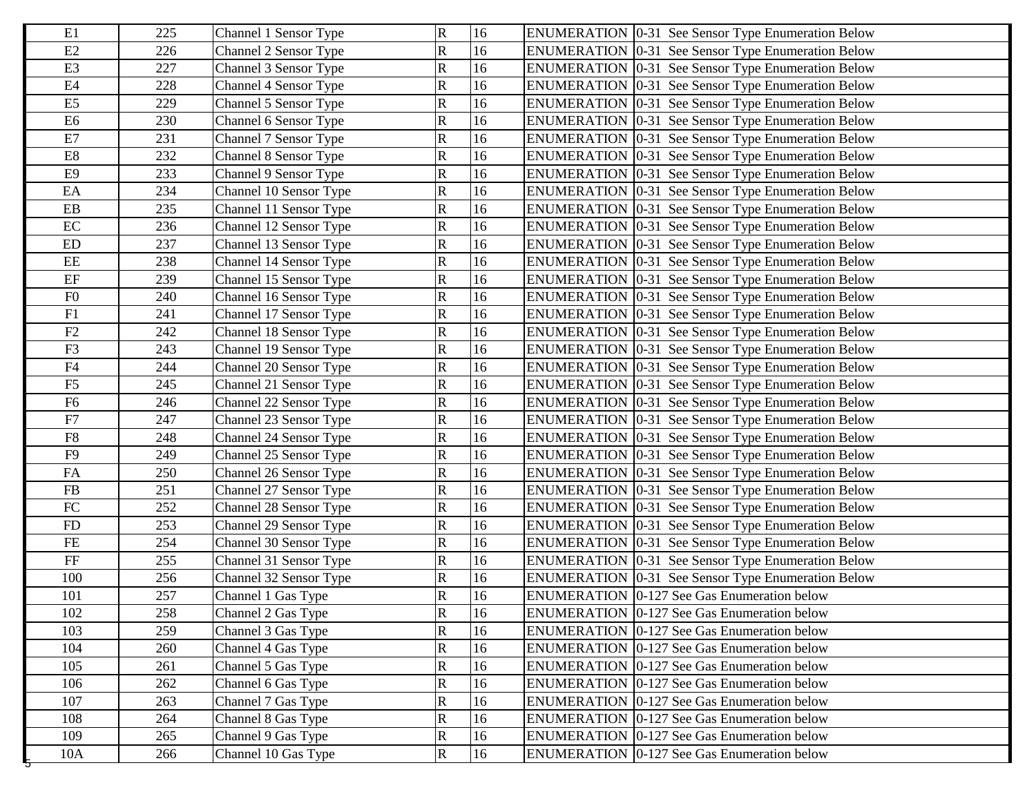| E1 | 225 | Channel 1 Sensor Type | R | 16 | ENUMERATION | 0-31 See Sensor Type Enumeration Below |
|---|---|---|---|---|---|---|
| E2 | 226 | Channel 2 Sensor Type | R | 16 | ENUMERATION | 0-31 See Sensor Type Enumeration Below |
| E3 | 227 | Channel 3 Sensor Type | R | 16 | ENUMERATION | 0-31 See Sensor Type Enumeration Below |
| E4 | 228 | Channel 4 Sensor Type | R | 16 | ENUMERATION | 0-31 See Sensor Type Enumeration Below |
| E5 | 229 | Channel 5 Sensor Type | R | 16 | ENUMERATION | 0-31 See Sensor Type Enumeration Below |
| E6 | 230 | Channel 6 Sensor Type | R | 16 | ENUMERATION | 0-31 See Sensor Type Enumeration Below |
| E7 | 231 | Channel 7 Sensor Type | R | 16 | ENUMERATION | 0-31 See Sensor Type Enumeration Below |
| E8 | 232 | Channel 8 Sensor Type | R | 16 | ENUMERATION | 0-31 See Sensor Type Enumeration Below |
| E9 | 233 | Channel 9 Sensor Type | R | 16 | ENUMERATION | 0-31 See Sensor Type Enumeration Below |
| EA | 234 | Channel 10 Sensor Type | R | 16 | ENUMERATION | 0-31 See Sensor Type Enumeration Below |
| EB | 235 | Channel 11 Sensor Type | R | 16 | ENUMERATION | 0-31 See Sensor Type Enumeration Below |
| EC | 236 | Channel 12 Sensor Type | R | 16 | ENUMERATION | 0-31 See Sensor Type Enumeration Below |
| ED | 237 | Channel 13 Sensor Type | R | 16 | ENUMERATION | 0-31 See Sensor Type Enumeration Below |
| EE | 238 | Channel 14 Sensor Type | R | 16 | ENUMERATION | 0-31 See Sensor Type Enumeration Below |
| EF | 239 | Channel 15 Sensor Type | R | 16 | ENUMERATION | 0-31 See Sensor Type Enumeration Below |
| F0 | 240 | Channel 16 Sensor Type | R | 16 | ENUMERATION | 0-31 See Sensor Type Enumeration Below |
| F1 | 241 | Channel 17 Sensor Type | R | 16 | ENUMERATION | 0-31 See Sensor Type Enumeration Below |
| F2 | 242 | Channel 18 Sensor Type | R | 16 | ENUMERATION | 0-31 See Sensor Type Enumeration Below |
| F3 | 243 | Channel 19 Sensor Type | R | 16 | ENUMERATION | 0-31 See Sensor Type Enumeration Below |
| F4 | 244 | Channel 20 Sensor Type | R | 16 | ENUMERATION | 0-31 See Sensor Type Enumeration Below |
| F5 | 245 | Channel 21 Sensor Type | R | 16 | ENUMERATION | 0-31 See Sensor Type Enumeration Below |
| F6 | 246 | Channel 22 Sensor Type | R | 16 | ENUMERATION | 0-31 See Sensor Type Enumeration Below |
| F7 | 247 | Channel 23 Sensor Type | R | 16 | ENUMERATION | 0-31 See Sensor Type Enumeration Below |
| F8 | 248 | Channel 24 Sensor Type | R | 16 | ENUMERATION | 0-31 See Sensor Type Enumeration Below |
| F9 | 249 | Channel 25 Sensor Type | R | 16 | ENUMERATION | 0-31 See Sensor Type Enumeration Below |
| FA | 250 | Channel 26 Sensor Type | R | 16 | ENUMERATION | 0-31 See Sensor Type Enumeration Below |
| FB | 251 | Channel 27 Sensor Type | R | 16 | ENUMERATION | 0-31 See Sensor Type Enumeration Below |
| FC | 252 | Channel 28 Sensor Type | R | 16 | ENUMERATION | 0-31 See Sensor Type Enumeration Below |
| FD | 253 | Channel 29 Sensor Type | R | 16 | ENUMERATION | 0-31 See Sensor Type Enumeration Below |
| FE | 254 | Channel 30 Sensor Type | R | 16 | ENUMERATION | 0-31 See Sensor Type Enumeration Below |
| FF | 255 | Channel 31 Sensor Type | R | 16 | ENUMERATION | 0-31 See Sensor Type Enumeration Below |
| 100 | 256 | Channel 32 Sensor Type | R | 16 | ENUMERATION | 0-31 See Sensor Type Enumeration Below |
| 101 | 257 | Channel 1 Gas Type | R | 16 | ENUMERATION | 0-127 See Gas Enumeration below |
| 102 | 258 | Channel 2 Gas Type | R | 16 | ENUMERATION | 0-127 See Gas Enumeration below |
| 103 | 259 | Channel 3 Gas Type | R | 16 | ENUMERATION | 0-127 See Gas Enumeration below |
| 104 | 260 | Channel 4 Gas Type | R | 16 | ENUMERATION | 0-127 See Gas Enumeration below |
| 105 | 261 | Channel 5 Gas Type | R | 16 | ENUMERATION | 0-127 See Gas Enumeration below |
| 106 | 262 | Channel 6 Gas Type | R | 16 | ENUMERATION | 0-127 See Gas Enumeration below |
| 107 | 263 | Channel 7 Gas Type | R | 16 | ENUMERATION | 0-127 See Gas Enumeration below |
| 108 | 264 | Channel 8 Gas Type | R | 16 | ENUMERATION | 0-127 See Gas Enumeration below |
| 109 | 265 | Channel 9 Gas Type | R | 16 | ENUMERATION | 0-127 See Gas Enumeration below |
| 10A | 266 | Channel 10 Gas Type | R | 16 | ENUMERATION | 0-127 See Gas Enumeration below |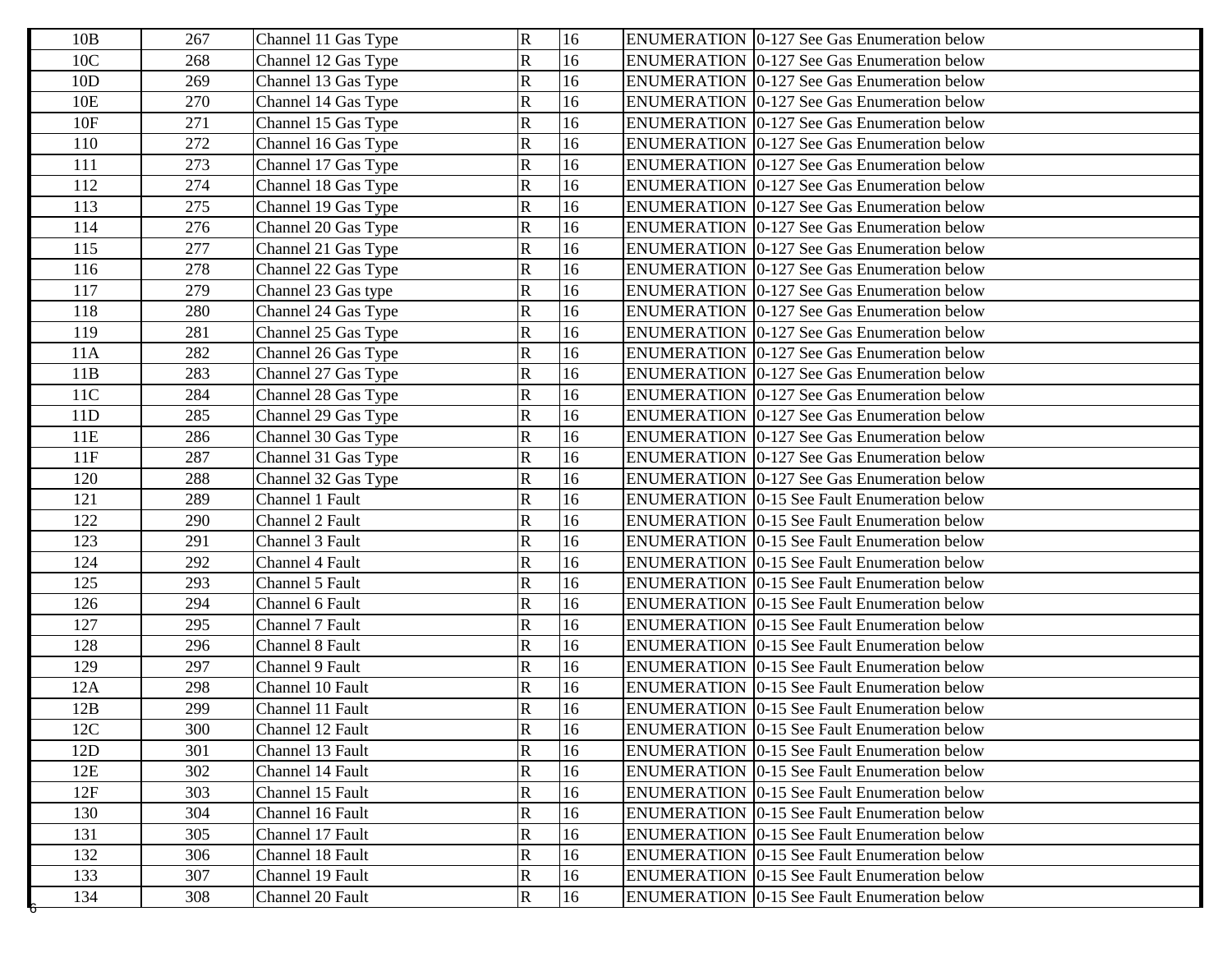| | | | | | | |
|---|---|---|---|---|---|---|
| 10B | 267 | Channel 11 Gas Type | R | 16 | ENUMERATION | 0-127 See Gas Enumeration below |
| 10C | 268 | Channel 12 Gas Type | R | 16 | ENUMERATION | 0-127 See Gas Enumeration below |
| 10D | 269 | Channel 13 Gas Type | R | 16 | ENUMERATION | 0-127 See Gas Enumeration below |
| 10E | 270 | Channel 14 Gas Type | R | 16 | ENUMERATION | 0-127 See Gas Enumeration below |
| 10F | 271 | Channel 15 Gas Type | R | 16 | ENUMERATION | 0-127 See Gas Enumeration below |
| 110 | 272 | Channel 16 Gas Type | R | 16 | ENUMERATION | 0-127 See Gas Enumeration below |
| 111 | 273 | Channel 17 Gas Type | R | 16 | ENUMERATION | 0-127 See Gas Enumeration below |
| 112 | 274 | Channel 18 Gas Type | R | 16 | ENUMERATION | 0-127 See Gas Enumeration below |
| 113 | 275 | Channel 19 Gas Type | R | 16 | ENUMERATION | 0-127 See Gas Enumeration below |
| 114 | 276 | Channel 20 Gas Type | R | 16 | ENUMERATION | 0-127 See Gas Enumeration below |
| 115 | 277 | Channel 21 Gas Type | R | 16 | ENUMERATION | 0-127 See Gas Enumeration below |
| 116 | 278 | Channel 22 Gas Type | R | 16 | ENUMERATION | 0-127 See Gas Enumeration below |
| 117 | 279 | Channel 23 Gas type | R | 16 | ENUMERATION | 0-127 See Gas Enumeration below |
| 118 | 280 | Channel 24 Gas Type | R | 16 | ENUMERATION | 0-127 See Gas Enumeration below |
| 119 | 281 | Channel 25 Gas Type | R | 16 | ENUMERATION | 0-127 See Gas Enumeration below |
| 11A | 282 | Channel 26 Gas Type | R | 16 | ENUMERATION | 0-127 See Gas Enumeration below |
| 11B | 283 | Channel 27 Gas Type | R | 16 | ENUMERATION | 0-127 See Gas Enumeration below |
| 11C | 284 | Channel 28 Gas Type | R | 16 | ENUMERATION | 0-127 See Gas Enumeration below |
| 11D | 285 | Channel 29 Gas Type | R | 16 | ENUMERATION | 0-127 See Gas Enumeration below |
| 11E | 286 | Channel 30 Gas Type | R | 16 | ENUMERATION | 0-127 See Gas Enumeration below |
| 11F | 287 | Channel 31 Gas Type | R | 16 | ENUMERATION | 0-127 See Gas Enumeration below |
| 120 | 288 | Channel 32 Gas Type | R | 16 | ENUMERATION | 0-127 See Gas Enumeration below |
| 121 | 289 | Channel 1 Fault | R | 16 | ENUMERATION | 0-15 See Fault Enumeration below |
| 122 | 290 | Channel 2 Fault | R | 16 | ENUMERATION | 0-15 See Fault Enumeration below |
| 123 | 291 | Channel 3 Fault | R | 16 | ENUMERATION | 0-15 See Fault Enumeration below |
| 124 | 292 | Channel 4 Fault | R | 16 | ENUMERATION | 0-15 See Fault Enumeration below |
| 125 | 293 | Channel 5 Fault | R | 16 | ENUMERATION | 0-15 See Fault Enumeration below |
| 126 | 294 | Channel 6 Fault | R | 16 | ENUMERATION | 0-15 See Fault Enumeration below |
| 127 | 295 | Channel 7 Fault | R | 16 | ENUMERATION | 0-15 See Fault Enumeration below |
| 128 | 296 | Channel 8 Fault | R | 16 | ENUMERATION | 0-15 See Fault Enumeration below |
| 129 | 297 | Channel 9 Fault | R | 16 | ENUMERATION | 0-15 See Fault Enumeration below |
| 12A | 298 | Channel 10 Fault | R | 16 | ENUMERATION | 0-15 See Fault Enumeration below |
| 12B | 299 | Channel 11 Fault | R | 16 | ENUMERATION | 0-15 See Fault Enumeration below |
| 12C | 300 | Channel 12 Fault | R | 16 | ENUMERATION | 0-15 See Fault Enumeration below |
| 12D | 301 | Channel 13 Fault | R | 16 | ENUMERATION | 0-15 See Fault Enumeration below |
| 12E | 302 | Channel 14 Fault | R | 16 | ENUMERATION | 0-15 See Fault Enumeration below |
| 12F | 303 | Channel 15 Fault | R | 16 | ENUMERATION | 0-15 See Fault Enumeration below |
| 130 | 304 | Channel 16 Fault | R | 16 | ENUMERATION | 0-15 See Fault Enumeration below |
| 131 | 305 | Channel 17 Fault | R | 16 | ENUMERATION | 0-15 See Fault Enumeration below |
| 132 | 306 | Channel 18 Fault | R | 16 | ENUMERATION | 0-15 See Fault Enumeration below |
| 133 | 307 | Channel 19 Fault | R | 16 | ENUMERATION | 0-15 See Fault Enumeration below |
| 134 | 308 | Channel 20 Fault | R | 16 | ENUMERATION | 0-15 See Fault Enumeration below |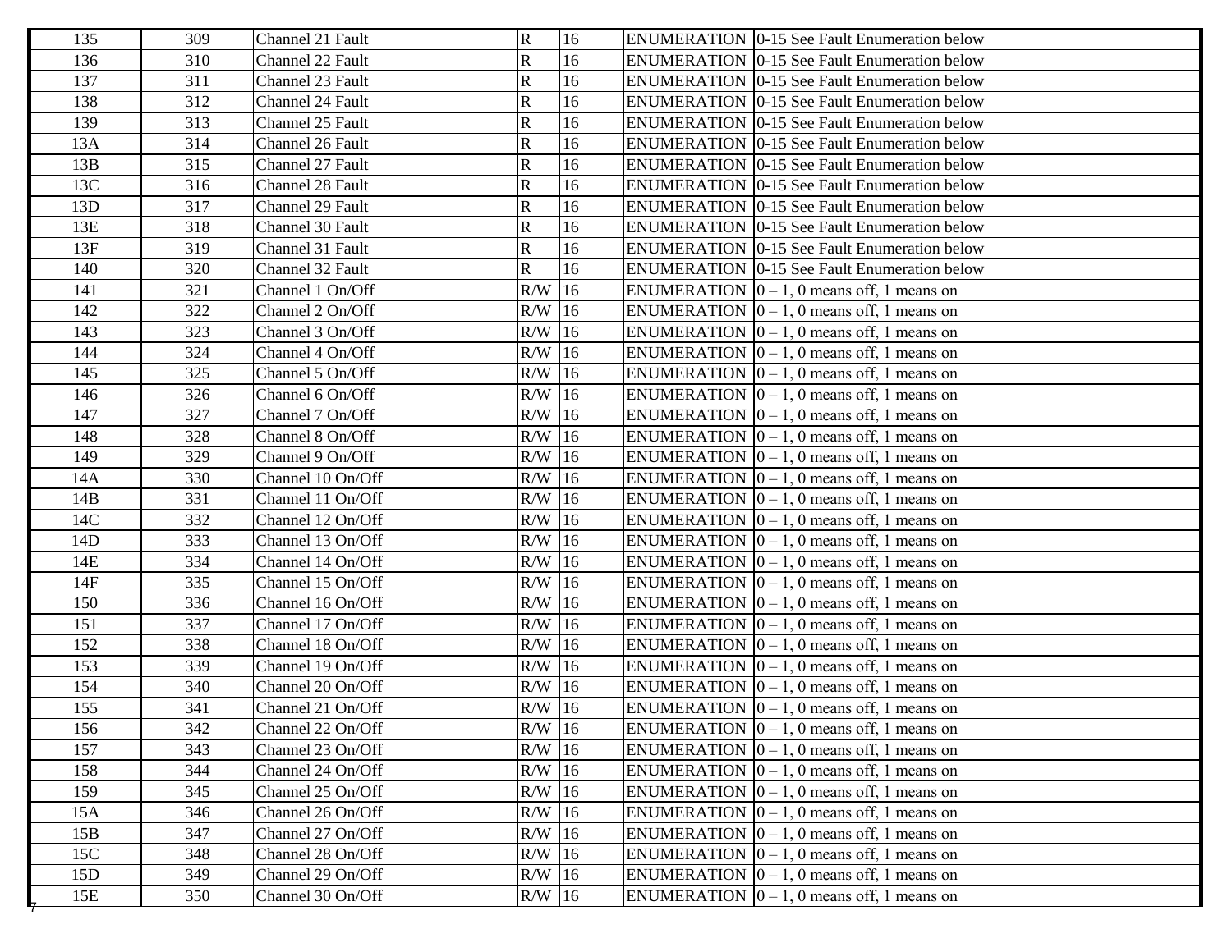| 135 | 309 | Channel 21 Fault | R | 16 | ENUMERATION | 0-15 See Fault Enumeration below |
|---|---|---|---|---|---|---|
| 136 | 310 | Channel 22 Fault | R | 16 | ENUMERATION | 0-15 See Fault Enumeration below |
| 137 | 311 | Channel 23 Fault | R | 16 | ENUMERATION | 0-15 See Fault Enumeration below |
| 138 | 312 | Channel 24 Fault | R | 16 | ENUMERATION | 0-15 See Fault Enumeration below |
| 139 | 313 | Channel 25 Fault | R | 16 | ENUMERATION | 0-15 See Fault Enumeration below |
| 13A | 314 | Channel 26 Fault | R | 16 | ENUMERATION | 0-15 See Fault Enumeration below |
| 13B | 315 | Channel 27 Fault | R | 16 | ENUMERATION | 0-15 See Fault Enumeration below |
| 13C | 316 | Channel 28 Fault | R | 16 | ENUMERATION | 0-15 See Fault Enumeration below |
| 13D | 317 | Channel 29 Fault | R | 16 | ENUMERATION | 0-15 See Fault Enumeration below |
| 13E | 318 | Channel 30 Fault | R | 16 | ENUMERATION | 0-15 See Fault Enumeration below |
| 13F | 319 | Channel 31 Fault | R | 16 | ENUMERATION | 0-15 See Fault Enumeration below |
| 140 | 320 | Channel 32 Fault | R | 16 | ENUMERATION | 0-15 See Fault Enumeration below |
| 141 | 321 | Channel 1 On/Off | R/W | 16 | ENUMERATION | 0 – 1, 0 means off, 1 means on |
| 142 | 322 | Channel 2 On/Off | R/W | 16 | ENUMERATION | 0 – 1, 0 means off, 1 means on |
| 143 | 323 | Channel 3 On/Off | R/W | 16 | ENUMERATION | 0 – 1, 0 means off, 1 means on |
| 144 | 324 | Channel 4 On/Off | R/W | 16 | ENUMERATION | 0 – 1, 0 means off, 1 means on |
| 145 | 325 | Channel 5 On/Off | R/W | 16 | ENUMERATION | 0 – 1, 0 means off, 1 means on |
| 146 | 326 | Channel 6 On/Off | R/W | 16 | ENUMERATION | 0 – 1, 0 means off, 1 means on |
| 147 | 327 | Channel 7 On/Off | R/W | 16 | ENUMERATION | 0 – 1, 0 means off, 1 means on |
| 148 | 328 | Channel 8 On/Off | R/W | 16 | ENUMERATION | 0 – 1, 0 means off, 1 means on |
| 149 | 329 | Channel 9 On/Off | R/W | 16 | ENUMERATION | 0 – 1, 0 means off, 1 means on |
| 14A | 330 | Channel 10 On/Off | R/W | 16 | ENUMERATION | 0 – 1, 0 means off, 1 means on |
| 14B | 331 | Channel 11 On/Off | R/W | 16 | ENUMERATION | 0 – 1, 0 means off, 1 means on |
| 14C | 332 | Channel 12 On/Off | R/W | 16 | ENUMERATION | 0 – 1, 0 means off, 1 means on |
| 14D | 333 | Channel 13 On/Off | R/W | 16 | ENUMERATION | 0 – 1, 0 means off, 1 means on |
| 14E | 334 | Channel 14 On/Off | R/W | 16 | ENUMERATION | 0 – 1, 0 means off, 1 means on |
| 14F | 335 | Channel 15 On/Off | R/W | 16 | ENUMERATION | 0 – 1, 0 means off, 1 means on |
| 150 | 336 | Channel 16 On/Off | R/W | 16 | ENUMERATION | 0 – 1, 0 means off, 1 means on |
| 151 | 337 | Channel 17 On/Off | R/W | 16 | ENUMERATION | 0 – 1, 0 means off, 1 means on |
| 152 | 338 | Channel 18 On/Off | R/W | 16 | ENUMERATION | 0 – 1, 0 means off, 1 means on |
| 153 | 339 | Channel 19 On/Off | R/W | 16 | ENUMERATION | 0 – 1, 0 means off, 1 means on |
| 154 | 340 | Channel 20 On/Off | R/W | 16 | ENUMERATION | 0 – 1, 0 means off, 1 means on |
| 155 | 341 | Channel 21 On/Off | R/W | 16 | ENUMERATION | 0 – 1, 0 means off, 1 means on |
| 156 | 342 | Channel 22 On/Off | R/W | 16 | ENUMERATION | 0 – 1, 0 means off, 1 means on |
| 157 | 343 | Channel 23 On/Off | R/W | 16 | ENUMERATION | 0 – 1, 0 means off, 1 means on |
| 158 | 344 | Channel 24 On/Off | R/W | 16 | ENUMERATION | 0 – 1, 0 means off, 1 means on |
| 159 | 345 | Channel 25 On/Off | R/W | 16 | ENUMERATION | 0 – 1, 0 means off, 1 means on |
| 15A | 346 | Channel 26 On/Off | R/W | 16 | ENUMERATION | 0 – 1, 0 means off, 1 means on |
| 15B | 347 | Channel 27 On/Off | R/W | 16 | ENUMERATION | 0 – 1, 0 means off, 1 means on |
| 15C | 348 | Channel 28 On/Off | R/W | 16 | ENUMERATION | 0 – 1, 0 means off, 1 means on |
| 15D | 349 | Channel 29 On/Off | R/W | 16 | ENUMERATION | 0 – 1, 0 means off, 1 means on |
| 15E | 350 | Channel 30 On/Off | R/W | 16 | ENUMERATION | 0 – 1, 0 means off, 1 means on |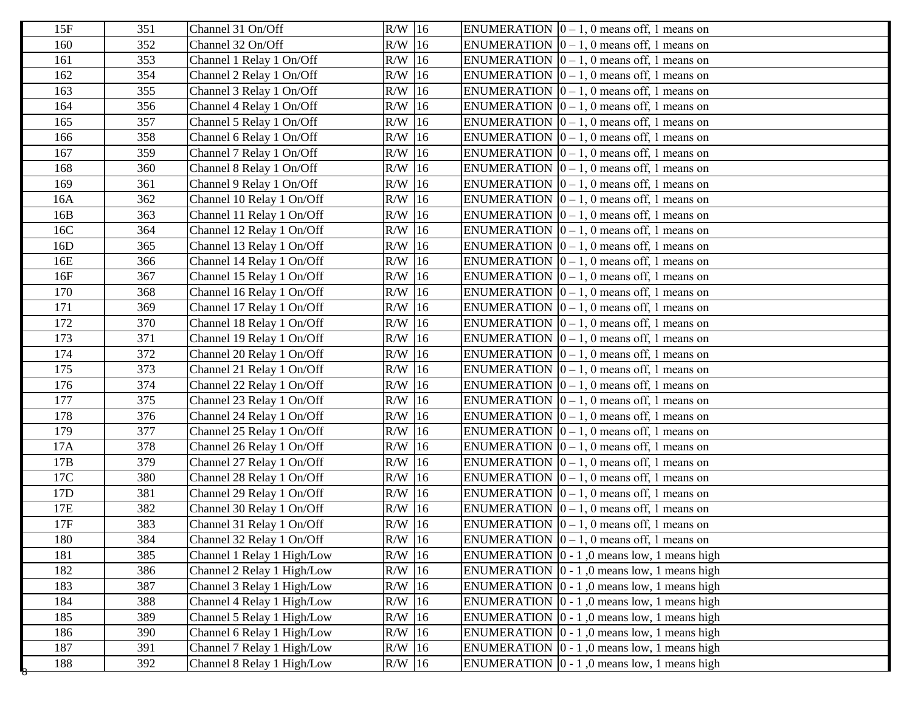| 15F | 351 | Channel 31 On/Off | R/W | 16 | ENUMERATION | 0 – 1, 0 means off, 1 means on |
|---|---|---|---|---|---|---|
| 160 | 352 | Channel 32 On/Off | R/W | 16 | ENUMERATION | 0 – 1, 0 means off, 1 means on |
| 161 | 353 | Channel 1 Relay 1 On/Off | R/W | 16 | ENUMERATION | 0 – 1, 0 means off, 1 means on |
| 162 | 354 | Channel 2 Relay 1 On/Off | R/W | 16 | ENUMERATION | 0 – 1, 0 means off, 1 means on |
| 163 | 355 | Channel 3 Relay 1 On/Off | R/W | 16 | ENUMERATION | 0 – 1, 0 means off, 1 means on |
| 164 | 356 | Channel 4 Relay 1 On/Off | R/W | 16 | ENUMERATION | 0 – 1, 0 means off, 1 means on |
| 165 | 357 | Channel 5 Relay 1 On/Off | R/W | 16 | ENUMERATION | 0 – 1, 0 means off, 1 means on |
| 166 | 358 | Channel 6 Relay 1 On/Off | R/W | 16 | ENUMERATION | 0 – 1, 0 means off, 1 means on |
| 167 | 359 | Channel 7 Relay 1 On/Off | R/W | 16 | ENUMERATION | 0 – 1, 0 means off, 1 means on |
| 168 | 360 | Channel 8 Relay 1 On/Off | R/W | 16 | ENUMERATION | 0 – 1, 0 means off, 1 means on |
| 169 | 361 | Channel 9 Relay 1 On/Off | R/W | 16 | ENUMERATION | 0 – 1, 0 means off, 1 means on |
| 16A | 362 | Channel 10 Relay 1 On/Off | R/W | 16 | ENUMERATION | 0 – 1, 0 means off, 1 means on |
| 16B | 363 | Channel 11 Relay 1 On/Off | R/W | 16 | ENUMERATION | 0 – 1, 0 means off, 1 means on |
| 16C | 364 | Channel 12 Relay 1 On/Off | R/W | 16 | ENUMERATION | 0 – 1, 0 means off, 1 means on |
| 16D | 365 | Channel 13 Relay 1 On/Off | R/W | 16 | ENUMERATION | 0 – 1, 0 means off, 1 means on |
| 16E | 366 | Channel 14 Relay 1 On/Off | R/W | 16 | ENUMERATION | 0 – 1, 0 means off, 1 means on |
| 16F | 367 | Channel 15 Relay 1 On/Off | R/W | 16 | ENUMERATION | 0 – 1, 0 means off, 1 means on |
| 170 | 368 | Channel 16 Relay 1 On/Off | R/W | 16 | ENUMERATION | 0 – 1, 0 means off, 1 means on |
| 171 | 369 | Channel 17 Relay 1 On/Off | R/W | 16 | ENUMERATION | 0 – 1, 0 means off, 1 means on |
| 172 | 370 | Channel 18 Relay 1 On/Off | R/W | 16 | ENUMERATION | 0 – 1, 0 means off, 1 means on |
| 173 | 371 | Channel 19 Relay 1 On/Off | R/W | 16 | ENUMERATION | 0 – 1, 0 means off, 1 means on |
| 174 | 372 | Channel 20 Relay 1 On/Off | R/W | 16 | ENUMERATION | 0 – 1, 0 means off, 1 means on |
| 175 | 373 | Channel 21 Relay 1 On/Off | R/W | 16 | ENUMERATION | 0 – 1, 0 means off, 1 means on |
| 176 | 374 | Channel 22 Relay 1 On/Off | R/W | 16 | ENUMERATION | 0 – 1, 0 means off, 1 means on |
| 177 | 375 | Channel 23 Relay 1 On/Off | R/W | 16 | ENUMERATION | 0 – 1, 0 means off, 1 means on |
| 178 | 376 | Channel 24 Relay 1 On/Off | R/W | 16 | ENUMERATION | 0 – 1, 0 means off, 1 means on |
| 179 | 377 | Channel 25 Relay 1 On/Off | R/W | 16 | ENUMERATION | 0 – 1, 0 means off, 1 means on |
| 17A | 378 | Channel 26 Relay 1 On/Off | R/W | 16 | ENUMERATION | 0 – 1, 0 means off, 1 means on |
| 17B | 379 | Channel 27 Relay 1 On/Off | R/W | 16 | ENUMERATION | 0 – 1, 0 means off, 1 means on |
| 17C | 380 | Channel 28 Relay 1 On/Off | R/W | 16 | ENUMERATION | 0 – 1, 0 means off, 1 means on |
| 17D | 381 | Channel 29 Relay 1 On/Off | R/W | 16 | ENUMERATION | 0 – 1, 0 means off, 1 means on |
| 17E | 382 | Channel 30 Relay 1 On/Off | R/W | 16 | ENUMERATION | 0 – 1, 0 means off, 1 means on |
| 17F | 383 | Channel 31 Relay 1 On/Off | R/W | 16 | ENUMERATION | 0 – 1, 0 means off, 1 means on |
| 180 | 384 | Channel 32 Relay 1 On/Off | R/W | 16 | ENUMERATION | 0 – 1, 0 means off, 1 means on |
| 181 | 385 | Channel 1 Relay 1 High/Low | R/W | 16 | ENUMERATION | 0 - 1 ,0 means low, 1 means high |
| 182 | 386 | Channel 2 Relay 1 High/Low | R/W | 16 | ENUMERATION | 0 - 1 ,0 means low, 1 means high |
| 183 | 387 | Channel 3 Relay 1 High/Low | R/W | 16 | ENUMERATION | 0 - 1 ,0 means low, 1 means high |
| 184 | 388 | Channel 4 Relay 1 High/Low | R/W | 16 | ENUMERATION | 0 - 1 ,0 means low, 1 means high |
| 185 | 389 | Channel 5 Relay 1 High/Low | R/W | 16 | ENUMERATION | 0 - 1 ,0 means low, 1 means high |
| 186 | 390 | Channel 6 Relay 1 High/Low | R/W | 16 | ENUMERATION | 0 - 1 ,0 means low, 1 means high |
| 187 | 391 | Channel 7 Relay 1 High/Low | R/W | 16 | ENUMERATION | 0 - 1 ,0 means low, 1 means high |
| 188 | 392 | Channel 8 Relay 1 High/Low | R/W | 16 | ENUMERATION | 0 - 1 ,0 means low, 1 means high |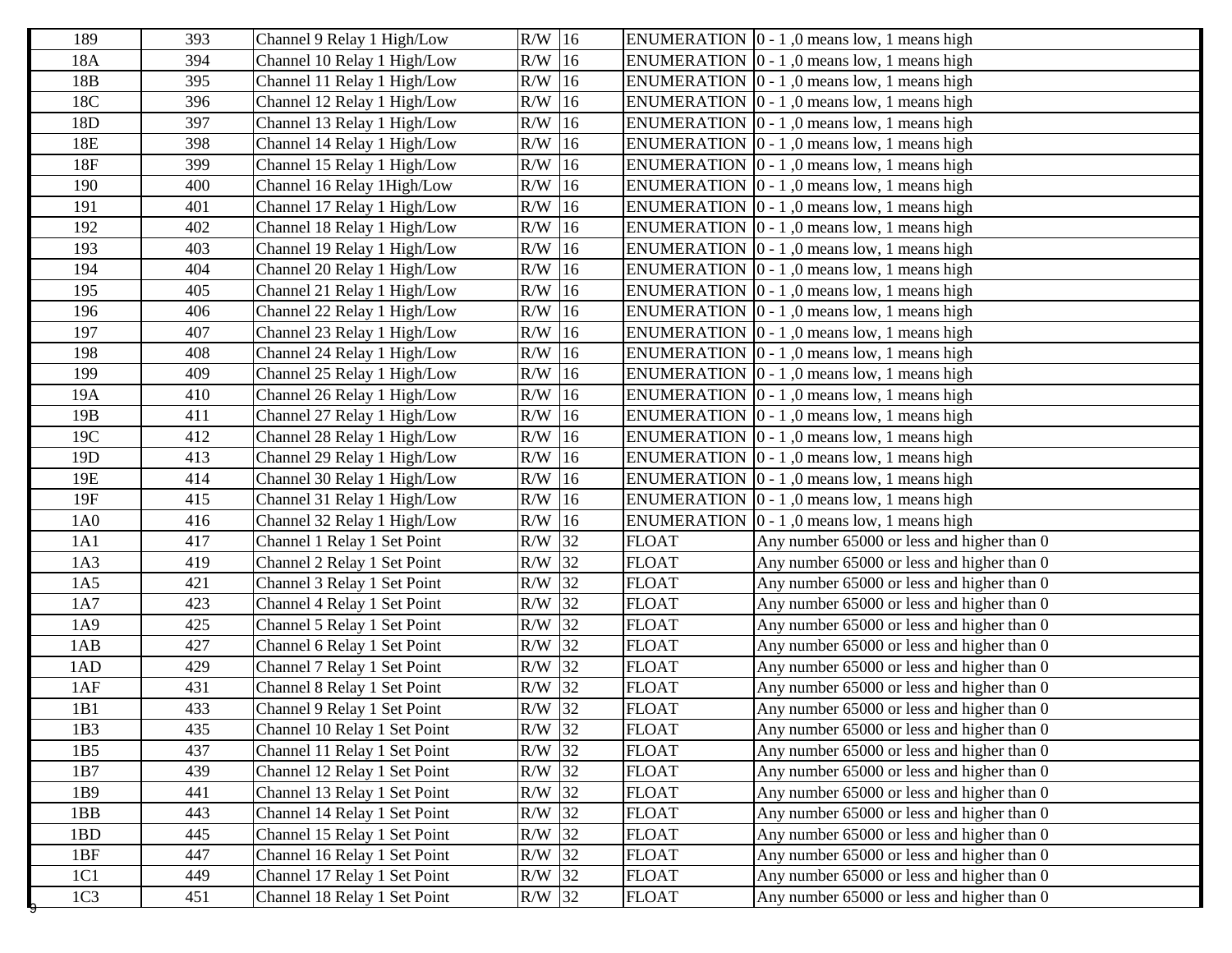| 189 | 393 | Channel 9 Relay 1 High/Low | R/W | 16 | ENUMERATION | 0 - 1 ,0 means low, 1 means high |
|---|---|---|---|---|---|---|
| 18A | 394 | Channel 10 Relay 1 High/Low | R/W | 16 | ENUMERATION | 0 - 1 ,0 means low, 1 means high |
| 18B | 395 | Channel 11 Relay 1 High/Low | R/W | 16 | ENUMERATION | 0 - 1 ,0 means low, 1 means high |
| 18C | 396 | Channel 12 Relay 1 High/Low | R/W | 16 | ENUMERATION | 0 - 1 ,0 means low, 1 means high |
| 18D | 397 | Channel 13 Relay 1 High/Low | R/W | 16 | ENUMERATION | 0 - 1 ,0 means low, 1 means high |
| 18E | 398 | Channel 14 Relay 1 High/Low | R/W | 16 | ENUMERATION | 0 - 1 ,0 means low, 1 means high |
| 18F | 399 | Channel 15 Relay 1 High/Low | R/W | 16 | ENUMERATION | 0 - 1 ,0 means low, 1 means high |
| 190 | 400 | Channel 16 Relay 1High/Low | R/W | 16 | ENUMERATION | 0 - 1 ,0 means low, 1 means high |
| 191 | 401 | Channel 17 Relay 1 High/Low | R/W | 16 | ENUMERATION | 0 - 1 ,0 means low, 1 means high |
| 192 | 402 | Channel 18 Relay 1 High/Low | R/W | 16 | ENUMERATION | 0 - 1 ,0 means low, 1 means high |
| 193 | 403 | Channel 19 Relay 1 High/Low | R/W | 16 | ENUMERATION | 0 - 1 ,0 means low, 1 means high |
| 194 | 404 | Channel 20 Relay 1 High/Low | R/W | 16 | ENUMERATION | 0 - 1 ,0 means low, 1 means high |
| 195 | 405 | Channel 21 Relay 1 High/Low | R/W | 16 | ENUMERATION | 0 - 1 ,0 means low, 1 means high |
| 196 | 406 | Channel 22 Relay 1 High/Low | R/W | 16 | ENUMERATION | 0 - 1 ,0 means low, 1 means high |
| 197 | 407 | Channel 23 Relay 1 High/Low | R/W | 16 | ENUMERATION | 0 - 1 ,0 means low, 1 means high |
| 198 | 408 | Channel 24 Relay 1 High/Low | R/W | 16 | ENUMERATION | 0 - 1 ,0 means low, 1 means high |
| 199 | 409 | Channel 25 Relay 1 High/Low | R/W | 16 | ENUMERATION | 0 - 1 ,0 means low, 1 means high |
| 19A | 410 | Channel 26 Relay 1 High/Low | R/W | 16 | ENUMERATION | 0 - 1 ,0 means low, 1 means high |
| 19B | 411 | Channel 27 Relay 1 High/Low | R/W | 16 | ENUMERATION | 0 - 1 ,0 means low, 1 means high |
| 19C | 412 | Channel 28 Relay 1 High/Low | R/W | 16 | ENUMERATION | 0 - 1 ,0 means low, 1 means high |
| 19D | 413 | Channel 29 Relay 1 High/Low | R/W | 16 | ENUMERATION | 0 - 1 ,0 means low, 1 means high |
| 19E | 414 | Channel 30 Relay 1 High/Low | R/W | 16 | ENUMERATION | 0 - 1 ,0 means low, 1 means high |
| 19F | 415 | Channel 31 Relay 1 High/Low | R/W | 16 | ENUMERATION | 0 - 1 ,0 means low, 1 means high |
| 1A0 | 416 | Channel 32 Relay 1 High/Low | R/W | 16 | ENUMERATION | 0 - 1 ,0 means low, 1 means high |
| 1A1 | 417 | Channel 1 Relay 1 Set Point | R/W | 32 | FLOAT | Any number 65000 or less and higher than 0 |
| 1A3 | 419 | Channel 2 Relay 1 Set Point | R/W | 32 | FLOAT | Any number 65000 or less and higher than 0 |
| 1A5 | 421 | Channel 3 Relay 1 Set Point | R/W | 32 | FLOAT | Any number 65000 or less and higher than 0 |
| 1A7 | 423 | Channel 4 Relay 1 Set Point | R/W | 32 | FLOAT | Any number 65000 or less and higher than 0 |
| 1A9 | 425 | Channel 5 Relay 1 Set Point | R/W | 32 | FLOAT | Any number 65000 or less and higher than 0 |
| 1AB | 427 | Channel 6 Relay 1 Set Point | R/W | 32 | FLOAT | Any number 65000 or less and higher than 0 |
| 1AD | 429 | Channel 7 Relay 1 Set Point | R/W | 32 | FLOAT | Any number 65000 or less and higher than 0 |
| 1AF | 431 | Channel 8 Relay 1 Set Point | R/W | 32 | FLOAT | Any number 65000 or less and higher than 0 |
| 1B1 | 433 | Channel 9 Relay 1 Set Point | R/W | 32 | FLOAT | Any number 65000 or less and higher than 0 |
| 1B3 | 435 | Channel 10 Relay 1 Set Point | R/W | 32 | FLOAT | Any number 65000 or less and higher than 0 |
| 1B5 | 437 | Channel 11 Relay 1 Set Point | R/W | 32 | FLOAT | Any number 65000 or less and higher than 0 |
| 1B7 | 439 | Channel 12 Relay 1 Set Point | R/W | 32 | FLOAT | Any number 65000 or less and higher than 0 |
| 1B9 | 441 | Channel 13 Relay 1 Set Point | R/W | 32 | FLOAT | Any number 65000 or less and higher than 0 |
| 1BB | 443 | Channel 14 Relay 1 Set Point | R/W | 32 | FLOAT | Any number 65000 or less and higher than 0 |
| 1BD | 445 | Channel 15 Relay 1 Set Point | R/W | 32 | FLOAT | Any number 65000 or less and higher than 0 |
| 1BF | 447 | Channel 16 Relay 1 Set Point | R/W | 32 | FLOAT | Any number 65000 or less and higher than 0 |
| 1C1 | 449 | Channel 17 Relay 1 Set Point | R/W | 32 | FLOAT | Any number 65000 or less and higher than 0 |
| 1C3 | 451 | Channel 18 Relay 1 Set Point | R/W | 32 | FLOAT | Any number 65000 or less and higher than 0 |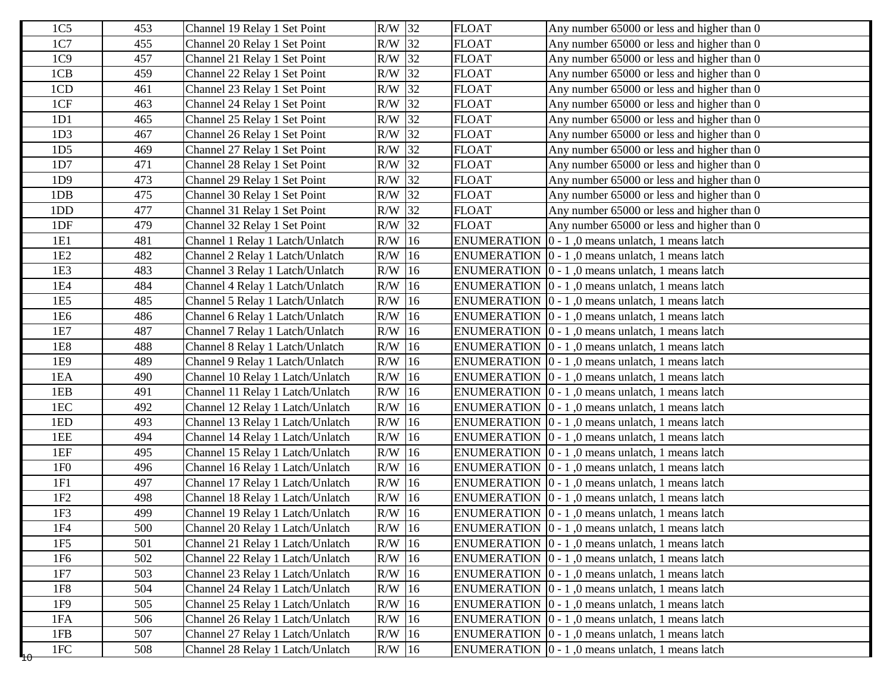| 1C5 | 453 | Channel 19 Relay 1 Set Point | R/W | 32 | FLOAT | Any number 65000 or less and higher than 0 |
|---|---|---|---|---|---|---|
| 1C7 | 455 | Channel 20 Relay 1 Set Point | R/W | 32 | FLOAT | Any number 65000 or less and higher than 0 |
| 1C9 | 457 | Channel 21 Relay 1 Set Point | R/W | 32 | FLOAT | Any number 65000 or less and higher than 0 |
| 1CB | 459 | Channel 22 Relay 1 Set Point | R/W | 32 | FLOAT | Any number 65000 or less and higher than 0 |
| 1CD | 461 | Channel 23 Relay 1 Set Point | R/W | 32 | FLOAT | Any number 65000 or less and higher than 0 |
| 1CF | 463 | Channel 24 Relay 1 Set Point | R/W | 32 | FLOAT | Any number 65000 or less and higher than 0 |
| 1D1 | 465 | Channel 25 Relay 1 Set Point | R/W | 32 | FLOAT | Any number 65000 or less and higher than 0 |
| 1D3 | 467 | Channel 26 Relay 1 Set Point | R/W | 32 | FLOAT | Any number 65000 or less and higher than 0 |
| 1D5 | 469 | Channel 27 Relay 1 Set Point | R/W | 32 | FLOAT | Any number 65000 or less and higher than 0 |
| 1D7 | 471 | Channel 28 Relay 1 Set Point | R/W | 32 | FLOAT | Any number 65000 or less and higher than 0 |
| 1D9 | 473 | Channel 29 Relay 1 Set Point | R/W | 32 | FLOAT | Any number 65000 or less and higher than 0 |
| 1DB | 475 | Channel 30 Relay 1 Set Point | R/W | 32 | FLOAT | Any number 65000 or less and higher than 0 |
| 1DD | 477 | Channel 31 Relay 1 Set Point | R/W | 32 | FLOAT | Any number 65000 or less and higher than 0 |
| 1DF | 479 | Channel 32 Relay 1 Set Point | R/W | 32 | FLOAT | Any number 65000 or less and higher than 0 |
| 1E1 | 481 | Channel 1 Relay 1 Latch/Unlatch | R/W | 16 | ENUMERATION | 0 - 1 ,0 means unlatch, 1 means latch |
| 1E2 | 482 | Channel 2 Relay 1 Latch/Unlatch | R/W | 16 | ENUMERATION | 0 - 1 ,0 means unlatch, 1 means latch |
| 1E3 | 483 | Channel 3 Relay 1 Latch/Unlatch | R/W | 16 | ENUMERATION | 0 - 1 ,0 means unlatch, 1 means latch |
| 1E4 | 484 | Channel 4 Relay 1 Latch/Unlatch | R/W | 16 | ENUMERATION | 0 - 1 ,0 means unlatch, 1 means latch |
| 1E5 | 485 | Channel 5 Relay 1 Latch/Unlatch | R/W | 16 | ENUMERATION | 0 - 1 ,0 means unlatch, 1 means latch |
| 1E6 | 486 | Channel 6 Relay 1 Latch/Unlatch | R/W | 16 | ENUMERATION | 0 - 1 ,0 means unlatch, 1 means latch |
| 1E7 | 487 | Channel 7 Relay 1 Latch/Unlatch | R/W | 16 | ENUMERATION | 0 - 1 ,0 means unlatch, 1 means latch |
| 1E8 | 488 | Channel 8 Relay 1 Latch/Unlatch | R/W | 16 | ENUMERATION | 0 - 1 ,0 means unlatch, 1 means latch |
| 1E9 | 489 | Channel 9 Relay 1 Latch/Unlatch | R/W | 16 | ENUMERATION | 0 - 1 ,0 means unlatch, 1 means latch |
| 1EA | 490 | Channel 10 Relay 1 Latch/Unlatch | R/W | 16 | ENUMERATION | 0 - 1 ,0 means unlatch, 1 means latch |
| 1EB | 491 | Channel 11 Relay 1 Latch/Unlatch | R/W | 16 | ENUMERATION | 0 - 1 ,0 means unlatch, 1 means latch |
| 1EC | 492 | Channel 12 Relay 1 Latch/Unlatch | R/W | 16 | ENUMERATION | 0 - 1 ,0 means unlatch, 1 means latch |
| 1ED | 493 | Channel 13 Relay 1 Latch/Unlatch | R/W | 16 | ENUMERATION | 0 - 1 ,0 means unlatch, 1 means latch |
| 1EE | 494 | Channel 14 Relay 1 Latch/Unlatch | R/W | 16 | ENUMERATION | 0 - 1 ,0 means unlatch, 1 means latch |
| 1EF | 495 | Channel 15 Relay 1 Latch/Unlatch | R/W | 16 | ENUMERATION | 0 - 1 ,0 means unlatch, 1 means latch |
| 1F0 | 496 | Channel 16 Relay 1 Latch/Unlatch | R/W | 16 | ENUMERATION | 0 - 1 ,0 means unlatch, 1 means latch |
| 1F1 | 497 | Channel 17 Relay 1 Latch/Unlatch | R/W | 16 | ENUMERATION | 0 - 1 ,0 means unlatch, 1 means latch |
| 1F2 | 498 | Channel 18 Relay 1 Latch/Unlatch | R/W | 16 | ENUMERATION | 0 - 1 ,0 means unlatch, 1 means latch |
| 1F3 | 499 | Channel 19 Relay 1 Latch/Unlatch | R/W | 16 | ENUMERATION | 0 - 1 ,0 means unlatch, 1 means latch |
| 1F4 | 500 | Channel 20 Relay 1 Latch/Unlatch | R/W | 16 | ENUMERATION | 0 - 1 ,0 means unlatch, 1 means latch |
| 1F5 | 501 | Channel 21 Relay 1 Latch/Unlatch | R/W | 16 | ENUMERATION | 0 - 1 ,0 means unlatch, 1 means latch |
| 1F6 | 502 | Channel 22 Relay 1 Latch/Unlatch | R/W | 16 | ENUMERATION | 0 - 1 ,0 means unlatch, 1 means latch |
| 1F7 | 503 | Channel 23 Relay 1 Latch/Unlatch | R/W | 16 | ENUMERATION | 0 - 1 ,0 means unlatch, 1 means latch |
| 1F8 | 504 | Channel 24 Relay 1 Latch/Unlatch | R/W | 16 | ENUMERATION | 0 - 1 ,0 means unlatch, 1 means latch |
| 1F9 | 505 | Channel 25 Relay 1 Latch/Unlatch | R/W | 16 | ENUMERATION | 0 - 1 ,0 means unlatch, 1 means latch |
| 1FA | 506 | Channel 26 Relay 1 Latch/Unlatch | R/W | 16 | ENUMERATION | 0 - 1 ,0 means unlatch, 1 means latch |
| 1FB | 507 | Channel 27 Relay 1 Latch/Unlatch | R/W | 16 | ENUMERATION | 0 - 1 ,0 means unlatch, 1 means latch |
| 1FC | 508 | Channel 28 Relay 1 Latch/Unlatch | R/W | 16 | ENUMERATION | 0 - 1 ,0 means unlatch, 1 means latch |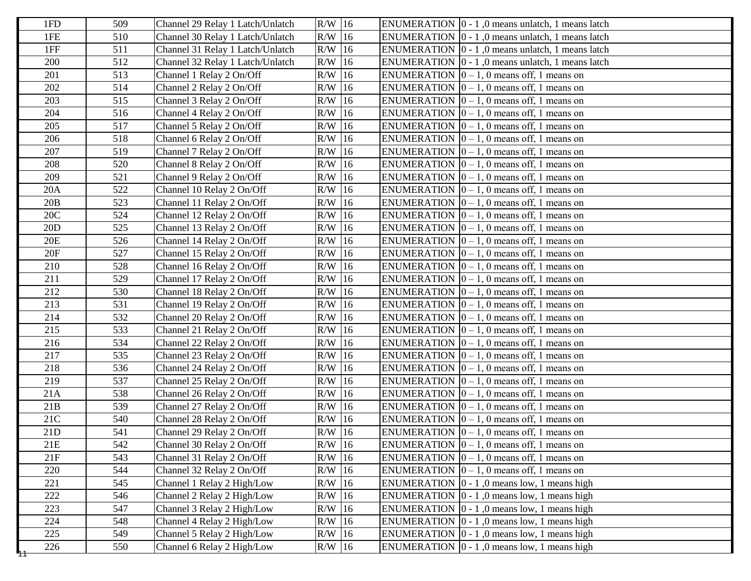| | | | | | | |
|---|---|---|---|---|---|---|
| 1FD | 509 | Channel 29 Relay 1 Latch/Unlatch | R/W | 16 | ENUMERATION | 0 - 1 ,0 means unlatch, 1 means latch |
| 1FE | 510 | Channel 30 Relay 1 Latch/Unlatch | R/W | 16 | ENUMERATION | 0 - 1 ,0 means unlatch, 1 means latch |
| 1FF | 511 | Channel 31 Relay 1 Latch/Unlatch | R/W | 16 | ENUMERATION | 0 - 1 ,0 means unlatch, 1 means latch |
| 200 | 512 | Channel 32 Relay 1 Latch/Unlatch | R/W | 16 | ENUMERATION | 0 - 1 ,0 means unlatch, 1 means latch |
| 201 | 513 | Channel 1 Relay 2 On/Off | R/W | 16 | ENUMERATION | 0 – 1, 0 means off, 1 means on |
| 202 | 514 | Channel 2 Relay 2 On/Off | R/W | 16 | ENUMERATION | 0 – 1, 0 means off, 1 means on |
| 203 | 515 | Channel 3 Relay 2 On/Off | R/W | 16 | ENUMERATION | 0 – 1, 0 means off, 1 means on |
| 204 | 516 | Channel 4 Relay 2 On/Off | R/W | 16 | ENUMERATION | 0 – 1, 0 means off, 1 means on |
| 205 | 517 | Channel 5 Relay 2 On/Off | R/W | 16 | ENUMERATION | 0 – 1, 0 means off, 1 means on |
| 206 | 518 | Channel 6 Relay 2 On/Off | R/W | 16 | ENUMERATION | 0 – 1, 0 means off, 1 means on |
| 207 | 519 | Channel 7 Relay 2 On/Off | R/W | 16 | ENUMERATION | 0 – 1, 0 means off, 1 means on |
| 208 | 520 | Channel 8 Relay 2 On/Off | R/W | 16 | ENUMERATION | 0 – 1, 0 means off, 1 means on |
| 209 | 521 | Channel 9 Relay 2 On/Off | R/W | 16 | ENUMERATION | 0 – 1, 0 means off, 1 means on |
| 20A | 522 | Channel 10 Relay 2 On/Off | R/W | 16 | ENUMERATION | 0 – 1, 0 means off, 1 means on |
| 20B | 523 | Channel 11 Relay 2 On/Off | R/W | 16 | ENUMERATION | 0 – 1, 0 means off, 1 means on |
| 20C | 524 | Channel 12 Relay 2 On/Off | R/W | 16 | ENUMERATION | 0 – 1, 0 means off, 1 means on |
| 20D | 525 | Channel 13 Relay 2 On/Off | R/W | 16 | ENUMERATION | 0 – 1, 0 means off, 1 means on |
| 20E | 526 | Channel 14 Relay 2 On/Off | R/W | 16 | ENUMERATION | 0 – 1, 0 means off, 1 means on |
| 20F | 527 | Channel 15 Relay 2 On/Off | R/W | 16 | ENUMERATION | 0 – 1, 0 means off, 1 means on |
| 210 | 528 | Channel 16 Relay 2 On/Off | R/W | 16 | ENUMERATION | 0 – 1, 0 means off, 1 means on |
| 211 | 529 | Channel 17 Relay 2 On/Off | R/W | 16 | ENUMERATION | 0 – 1, 0 means off, 1 means on |
| 212 | 530 | Channel 18 Relay 2 On/Off | R/W | 16 | ENUMERATION | 0 – 1, 0 means off, 1 means on |
| 213 | 531 | Channel 19 Relay 2 On/Off | R/W | 16 | ENUMERATION | 0 – 1, 0 means off, 1 means on |
| 214 | 532 | Channel 20 Relay 2 On/Off | R/W | 16 | ENUMERATION | 0 – 1, 0 means off, 1 means on |
| 215 | 533 | Channel 21 Relay 2 On/Off | R/W | 16 | ENUMERATION | 0 – 1, 0 means off, 1 means on |
| 216 | 534 | Channel 22 Relay 2 On/Off | R/W | 16 | ENUMERATION | 0 – 1, 0 means off, 1 means on |
| 217 | 535 | Channel 23 Relay 2 On/Off | R/W | 16 | ENUMERATION | 0 – 1, 0 means off, 1 means on |
| 218 | 536 | Channel 24 Relay 2 On/Off | R/W | 16 | ENUMERATION | 0 – 1, 0 means off, 1 means on |
| 219 | 537 | Channel 25 Relay 2 On/Off | R/W | 16 | ENUMERATION | 0 – 1, 0 means off, 1 means on |
| 21A | 538 | Channel 26 Relay 2 On/Off | R/W | 16 | ENUMERATION | 0 – 1, 0 means off, 1 means on |
| 21B | 539 | Channel 27 Relay 2 On/Off | R/W | 16 | ENUMERATION | 0 – 1, 0 means off, 1 means on |
| 21C | 540 | Channel 28 Relay 2 On/Off | R/W | 16 | ENUMERATION | 0 – 1, 0 means off, 1 means on |
| 21D | 541 | Channel 29 Relay 2 On/Off | R/W | 16 | ENUMERATION | 0 – 1, 0 means off, 1 means on |
| 21E | 542 | Channel 30 Relay 2 On/Off | R/W | 16 | ENUMERATION | 0 – 1, 0 means off, 1 means on |
| 21F | 543 | Channel 31 Relay 2 On/Off | R/W | 16 | ENUMERATION | 0 – 1, 0 means off, 1 means on |
| 220 | 544 | Channel 32 Relay 2 On/Off | R/W | 16 | ENUMERATION | 0 – 1, 0 means off, 1 means on |
| 221 | 545 | Channel 1 Relay 2 High/Low | R/W | 16 | ENUMERATION | 0 - 1 ,0 means low, 1 means high |
| 222 | 546 | Channel 2 Relay 2 High/Low | R/W | 16 | ENUMERATION | 0 - 1 ,0 means low, 1 means high |
| 223 | 547 | Channel 3 Relay 2 High/Low | R/W | 16 | ENUMERATION | 0 - 1 ,0 means low, 1 means high |
| 224 | 548 | Channel 4 Relay 2 High/Low | R/W | 16 | ENUMERATION | 0 - 1 ,0 means low, 1 means high |
| 225 | 549 | Channel 5 Relay 2 High/Low | R/W | 16 | ENUMERATION | 0 - 1 ,0 means low, 1 means high |
| 226 | 550 | Channel 6 Relay 2 High/Low | R/W | 16 | ENUMERATION | 0 - 1 ,0 means low, 1 means high |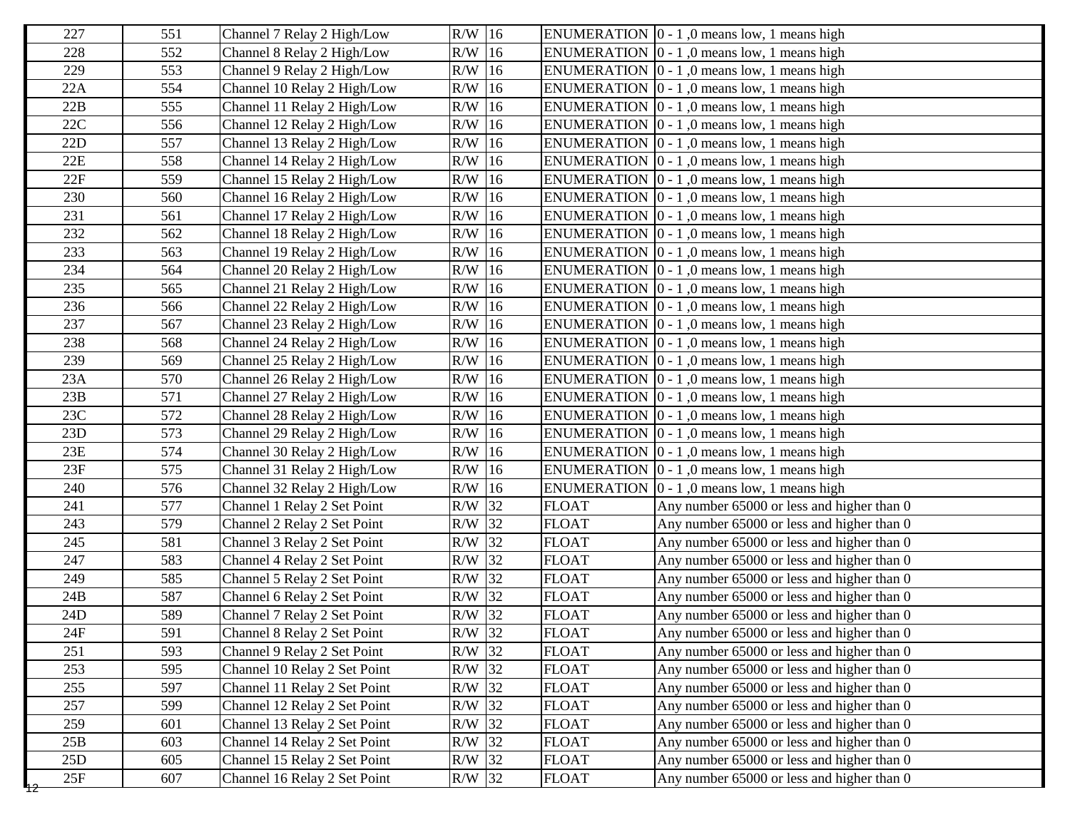| 227 | 551 | Channel 7 Relay 2 High/Low | R/W | 16 | ENUMERATION | 0 - 1 ,0 means low, 1 means high |
|---|---|---|---|---|---|---|
| 228 | 552 | Channel 8 Relay 2 High/Low | R/W | 16 | ENUMERATION | 0 - 1 ,0 means low, 1 means high |
| 229 | 553 | Channel 9 Relay 2 High/Low | R/W | 16 | ENUMERATION | 0 - 1 ,0 means low, 1 means high |
| 22A | 554 | Channel 10 Relay 2 High/Low | R/W | 16 | ENUMERATION | 0 - 1 ,0 means low, 1 means high |
| 22B | 555 | Channel 11 Relay 2 High/Low | R/W | 16 | ENUMERATION | 0 - 1 ,0 means low, 1 means high |
| 22C | 556 | Channel 12 Relay 2 High/Low | R/W | 16 | ENUMERATION | 0 - 1 ,0 means low, 1 means high |
| 22D | 557 | Channel 13 Relay 2 High/Low | R/W | 16 | ENUMERATION | 0 - 1 ,0 means low, 1 means high |
| 22E | 558 | Channel 14 Relay 2 High/Low | R/W | 16 | ENUMERATION | 0 - 1 ,0 means low, 1 means high |
| 22F | 559 | Channel 15 Relay 2 High/Low | R/W | 16 | ENUMERATION | 0 - 1 ,0 means low, 1 means high |
| 230 | 560 | Channel 16 Relay 2 High/Low | R/W | 16 | ENUMERATION | 0 - 1 ,0 means low, 1 means high |
| 231 | 561 | Channel 17 Relay 2 High/Low | R/W | 16 | ENUMERATION | 0 - 1 ,0 means low, 1 means high |
| 232 | 562 | Channel 18 Relay 2 High/Low | R/W | 16 | ENUMERATION | 0 - 1 ,0 means low, 1 means high |
| 233 | 563 | Channel 19 Relay 2 High/Low | R/W | 16 | ENUMERATION | 0 - 1 ,0 means low, 1 means high |
| 234 | 564 | Channel 20 Relay 2 High/Low | R/W | 16 | ENUMERATION | 0 - 1 ,0 means low, 1 means high |
| 235 | 565 | Channel 21 Relay 2 High/Low | R/W | 16 | ENUMERATION | 0 - 1 ,0 means low, 1 means high |
| 236 | 566 | Channel 22 Relay 2 High/Low | R/W | 16 | ENUMERATION | 0 - 1 ,0 means low, 1 means high |
| 237 | 567 | Channel 23 Relay 2 High/Low | R/W | 16 | ENUMERATION | 0 - 1 ,0 means low, 1 means high |
| 238 | 568 | Channel 24 Relay 2 High/Low | R/W | 16 | ENUMERATION | 0 - 1 ,0 means low, 1 means high |
| 239 | 569 | Channel 25 Relay 2 High/Low | R/W | 16 | ENUMERATION | 0 - 1 ,0 means low, 1 means high |
| 23A | 570 | Channel 26 Relay 2 High/Low | R/W | 16 | ENUMERATION | 0 - 1 ,0 means low, 1 means high |
| 23B | 571 | Channel 27 Relay 2 High/Low | R/W | 16 | ENUMERATION | 0 - 1 ,0 means low, 1 means high |
| 23C | 572 | Channel 28 Relay 2 High/Low | R/W | 16 | ENUMERATION | 0 - 1 ,0 means low, 1 means high |
| 23D | 573 | Channel 29 Relay 2 High/Low | R/W | 16 | ENUMERATION | 0 - 1 ,0 means low, 1 means high |
| 23E | 574 | Channel 30 Relay 2 High/Low | R/W | 16 | ENUMERATION | 0 - 1 ,0 means low, 1 means high |
| 23F | 575 | Channel 31 Relay 2 High/Low | R/W | 16 | ENUMERATION | 0 - 1 ,0 means low, 1 means high |
| 240 | 576 | Channel 32 Relay 2 High/Low | R/W | 16 | ENUMERATION | 0 - 1 ,0 means low, 1 means high |
| 241 | 577 | Channel 1 Relay 2 Set Point | R/W | 32 | FLOAT | Any number 65000 or less and higher than 0 |
| 243 | 579 | Channel 2 Relay 2 Set Point | R/W | 32 | FLOAT | Any number 65000 or less and higher than 0 |
| 245 | 581 | Channel 3 Relay 2 Set Point | R/W | 32 | FLOAT | Any number 65000 or less and higher than 0 |
| 247 | 583 | Channel 4 Relay 2 Set Point | R/W | 32 | FLOAT | Any number 65000 or less and higher than 0 |
| 249 | 585 | Channel 5 Relay 2 Set Point | R/W | 32 | FLOAT | Any number 65000 or less and higher than 0 |
| 24B | 587 | Channel 6 Relay 2 Set Point | R/W | 32 | FLOAT | Any number 65000 or less and higher than 0 |
| 24D | 589 | Channel 7 Relay 2 Set Point | R/W | 32 | FLOAT | Any number 65000 or less and higher than 0 |
| 24F | 591 | Channel 8 Relay 2 Set Point | R/W | 32 | FLOAT | Any number 65000 or less and higher than 0 |
| 251 | 593 | Channel 9 Relay 2 Set Point | R/W | 32 | FLOAT | Any number 65000 or less and higher than 0 |
| 253 | 595 | Channel 10 Relay 2 Set Point | R/W | 32 | FLOAT | Any number 65000 or less and higher than 0 |
| 255 | 597 | Channel 11 Relay 2 Set Point | R/W | 32 | FLOAT | Any number 65000 or less and higher than 0 |
| 257 | 599 | Channel 12 Relay 2 Set Point | R/W | 32 | FLOAT | Any number 65000 or less and higher than 0 |
| 259 | 601 | Channel 13 Relay 2 Set Point | R/W | 32 | FLOAT | Any number 65000 or less and higher than 0 |
| 25B | 603 | Channel 14 Relay 2 Set Point | R/W | 32 | FLOAT | Any number 65000 or less and higher than 0 |
| 25D | 605 | Channel 15 Relay 2 Set Point | R/W | 32 | FLOAT | Any number 65000 or less and higher than 0 |
| 25F | 607 | Channel 16 Relay 2 Set Point | R/W | 32 | FLOAT | Any number 65000 or less and higher than 0 |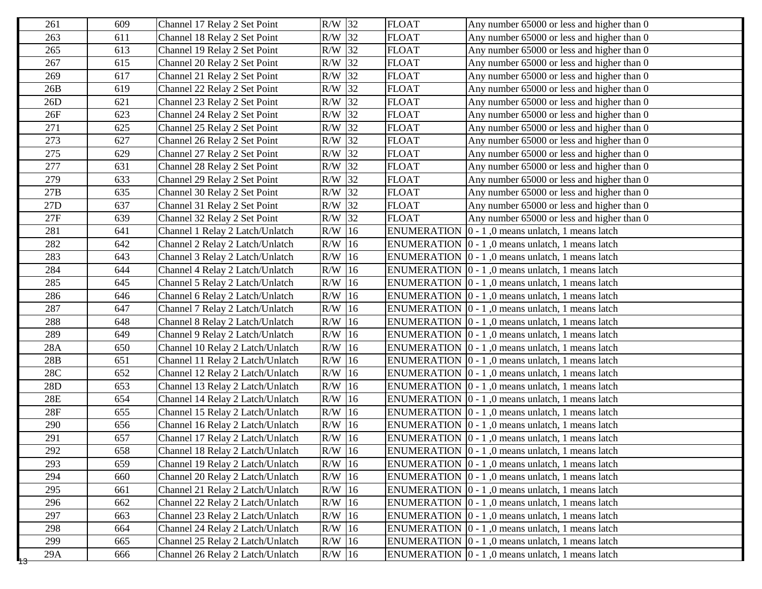| | | | | | | |
|---|---|---|---|---|---|---|
| 261 | 609 | Channel 17 Relay 2 Set Point | R/W | 32 | FLOAT | Any number 65000 or less and higher than 0 |
| 263 | 611 | Channel 18 Relay 2 Set Point | R/W | 32 | FLOAT | Any number 65000 or less and higher than 0 |
| 265 | 613 | Channel 19 Relay 2 Set Point | R/W | 32 | FLOAT | Any number 65000 or less and higher than 0 |
| 267 | 615 | Channel 20 Relay 2 Set Point | R/W | 32 | FLOAT | Any number 65000 or less and higher than 0 |
| 269 | 617 | Channel 21 Relay 2 Set Point | R/W | 32 | FLOAT | Any number 65000 or less and higher than 0 |
| 26B | 619 | Channel 22 Relay 2 Set Point | R/W | 32 | FLOAT | Any number 65000 or less and higher than 0 |
| 26D | 621 | Channel 23 Relay 2 Set Point | R/W | 32 | FLOAT | Any number 65000 or less and higher than 0 |
| 26F | 623 | Channel 24 Relay 2 Set Point | R/W | 32 | FLOAT | Any number 65000 or less and higher than 0 |
| 271 | 625 | Channel 25 Relay 2 Set Point | R/W | 32 | FLOAT | Any number 65000 or less and higher than 0 |
| 273 | 627 | Channel 26 Relay 2 Set Point | R/W | 32 | FLOAT | Any number 65000 or less and higher than 0 |
| 275 | 629 | Channel 27 Relay 2 Set Point | R/W | 32 | FLOAT | Any number 65000 or less and higher than 0 |
| 277 | 631 | Channel 28 Relay 2 Set Point | R/W | 32 | FLOAT | Any number 65000 or less and higher than 0 |
| 279 | 633 | Channel 29 Relay 2 Set Point | R/W | 32 | FLOAT | Any number 65000 or less and higher than 0 |
| 27B | 635 | Channel 30 Relay 2 Set Point | R/W | 32 | FLOAT | Any number 65000 or less and higher than 0 |
| 27D | 637 | Channel 31 Relay 2 Set Point | R/W | 32 | FLOAT | Any number 65000 or less and higher than 0 |
| 27F | 639 | Channel 32 Relay 2 Set Point | R/W | 32 | FLOAT | Any number 65000 or less and higher than 0 |
| 281 | 641 | Channel 1 Relay 2 Latch/Unlatch | R/W | 16 | ENUMERATION | 0 - 1 ,0 means unlatch, 1 means latch |
| 282 | 642 | Channel 2 Relay 2 Latch/Unlatch | R/W | 16 | ENUMERATION | 0 - 1 ,0 means unlatch, 1 means latch |
| 283 | 643 | Channel 3 Relay 2 Latch/Unlatch | R/W | 16 | ENUMERATION | 0 - 1 ,0 means unlatch, 1 means latch |
| 284 | 644 | Channel 4 Relay 2 Latch/Unlatch | R/W | 16 | ENUMERATION | 0 - 1 ,0 means unlatch, 1 means latch |
| 285 | 645 | Channel 5 Relay 2 Latch/Unlatch | R/W | 16 | ENUMERATION | 0 - 1 ,0 means unlatch, 1 means latch |
| 286 | 646 | Channel 6 Relay 2 Latch/Unlatch | R/W | 16 | ENUMERATION | 0 - 1 ,0 means unlatch, 1 means latch |
| 287 | 647 | Channel 7 Relay 2 Latch/Unlatch | R/W | 16 | ENUMERATION | 0 - 1 ,0 means unlatch, 1 means latch |
| 288 | 648 | Channel 8 Relay 2 Latch/Unlatch | R/W | 16 | ENUMERATION | 0 - 1 ,0 means unlatch, 1 means latch |
| 289 | 649 | Channel 9 Relay 2 Latch/Unlatch | R/W | 16 | ENUMERATION | 0 - 1 ,0 means unlatch, 1 means latch |
| 28A | 650 | Channel 10 Relay 2 Latch/Unlatch | R/W | 16 | ENUMERATION | 0 - 1 ,0 means unlatch, 1 means latch |
| 28B | 651 | Channel 11 Relay 2 Latch/Unlatch | R/W | 16 | ENUMERATION | 0 - 1 ,0 means unlatch, 1 means latch |
| 28C | 652 | Channel 12 Relay 2 Latch/Unlatch | R/W | 16 | ENUMERATION | 0 - 1 ,0 means unlatch, 1 means latch |
| 28D | 653 | Channel 13 Relay 2 Latch/Unlatch | R/W | 16 | ENUMERATION | 0 - 1 ,0 means unlatch, 1 means latch |
| 28E | 654 | Channel 14 Relay 2 Latch/Unlatch | R/W | 16 | ENUMERATION | 0 - 1 ,0 means unlatch, 1 means latch |
| 28F | 655 | Channel 15 Relay 2 Latch/Unlatch | R/W | 16 | ENUMERATION | 0 - 1 ,0 means unlatch, 1 means latch |
| 290 | 656 | Channel 16 Relay 2 Latch/Unlatch | R/W | 16 | ENUMERATION | 0 - 1 ,0 means unlatch, 1 means latch |
| 291 | 657 | Channel 17 Relay 2 Latch/Unlatch | R/W | 16 | ENUMERATION | 0 - 1 ,0 means unlatch, 1 means latch |
| 292 | 658 | Channel 18 Relay 2 Latch/Unlatch | R/W | 16 | ENUMERATION | 0 - 1 ,0 means unlatch, 1 means latch |
| 293 | 659 | Channel 19 Relay 2 Latch/Unlatch | R/W | 16 | ENUMERATION | 0 - 1 ,0 means unlatch, 1 means latch |
| 294 | 660 | Channel 20 Relay 2 Latch/Unlatch | R/W | 16 | ENUMERATION | 0 - 1 ,0 means unlatch, 1 means latch |
| 295 | 661 | Channel 21 Relay 2 Latch/Unlatch | R/W | 16 | ENUMERATION | 0 - 1 ,0 means unlatch, 1 means latch |
| 296 | 662 | Channel 22 Relay 2 Latch/Unlatch | R/W | 16 | ENUMERATION | 0 - 1 ,0 means unlatch, 1 means latch |
| 297 | 663 | Channel 23 Relay 2 Latch/Unlatch | R/W | 16 | ENUMERATION | 0 - 1 ,0 means unlatch, 1 means latch |
| 298 | 664 | Channel 24 Relay 2 Latch/Unlatch | R/W | 16 | ENUMERATION | 0 - 1 ,0 means unlatch, 1 means latch |
| 299 | 665 | Channel 25 Relay 2 Latch/Unlatch | R/W | 16 | ENUMERATION | 0 - 1 ,0 means unlatch, 1 means latch |
| 29A | 666 | Channel 26 Relay 2 Latch/Unlatch | R/W | 16 | ENUMERATION | 0 - 1 ,0 means unlatch, 1 means latch |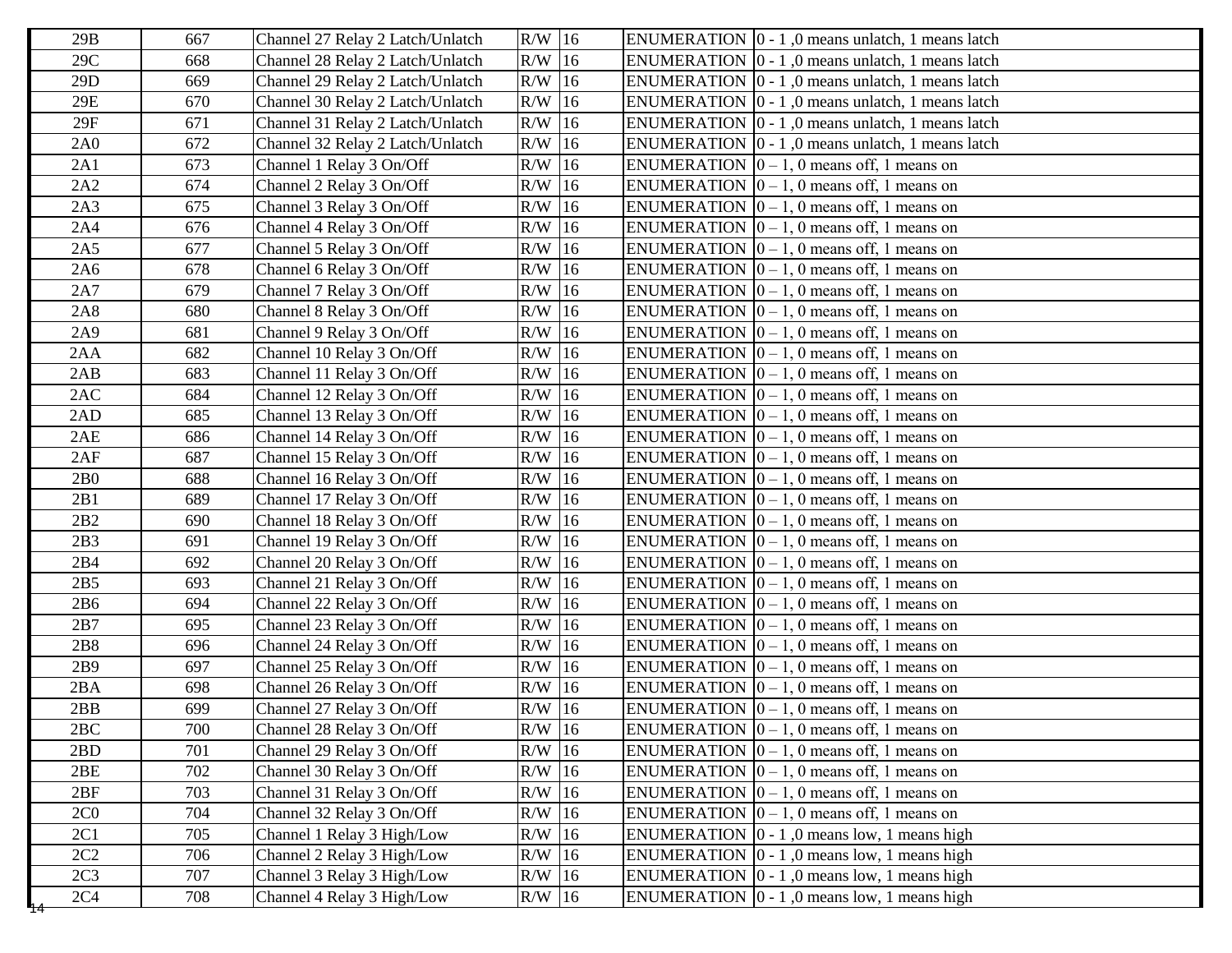| 29B | 667 | Channel 27 Relay 2 Latch/Unlatch | R/W | 16 | ENUMERATION | 0 - 1 ,0 means unlatch, 1 means latch |
|---|---|---|---|---|---|---|
| 29C | 668 | Channel 28 Relay 2 Latch/Unlatch | R/W | 16 | ENUMERATION | 0 - 1 ,0 means unlatch, 1 means latch |
| 29D | 669 | Channel 29 Relay 2 Latch/Unlatch | R/W | 16 | ENUMERATION | 0 - 1 ,0 means unlatch, 1 means latch |
| 29E | 670 | Channel 30 Relay 2 Latch/Unlatch | R/W | 16 | ENUMERATION | 0 - 1 ,0 means unlatch, 1 means latch |
| 29F | 671 | Channel 31 Relay 2 Latch/Unlatch | R/W | 16 | ENUMERATION | 0 - 1 ,0 means unlatch, 1 means latch |
| 2A0 | 672 | Channel 32 Relay 2 Latch/Unlatch | R/W | 16 | ENUMERATION | 0 - 1 ,0 means unlatch, 1 means latch |
| 2A1 | 673 | Channel 1 Relay 3 On/Off | R/W | 16 | ENUMERATION | 0 – 1, 0 means off, 1 means on |
| 2A2 | 674 | Channel 2 Relay 3 On/Off | R/W | 16 | ENUMERATION | 0 – 1, 0 means off, 1 means on |
| 2A3 | 675 | Channel 3 Relay 3 On/Off | R/W | 16 | ENUMERATION | 0 – 1, 0 means off, 1 means on |
| 2A4 | 676 | Channel 4 Relay 3 On/Off | R/W | 16 | ENUMERATION | 0 – 1, 0 means off, 1 means on |
| 2A5 | 677 | Channel 5 Relay 3 On/Off | R/W | 16 | ENUMERATION | 0 – 1, 0 means off, 1 means on |
| 2A6 | 678 | Channel 6 Relay 3 On/Off | R/W | 16 | ENUMERATION | 0 – 1, 0 means off, 1 means on |
| 2A7 | 679 | Channel 7 Relay 3 On/Off | R/W | 16 | ENUMERATION | 0 – 1, 0 means off, 1 means on |
| 2A8 | 680 | Channel 8 Relay 3 On/Off | R/W | 16 | ENUMERATION | 0 – 1, 0 means off, 1 means on |
| 2A9 | 681 | Channel 9 Relay 3 On/Off | R/W | 16 | ENUMERATION | 0 – 1, 0 means off, 1 means on |
| 2AA | 682 | Channel 10 Relay 3 On/Off | R/W | 16 | ENUMERATION | 0 – 1, 0 means off, 1 means on |
| 2AB | 683 | Channel 11 Relay 3 On/Off | R/W | 16 | ENUMERATION | 0 – 1, 0 means off, 1 means on |
| 2AC | 684 | Channel 12 Relay 3 On/Off | R/W | 16 | ENUMERATION | 0 – 1, 0 means off, 1 means on |
| 2AD | 685 | Channel 13 Relay 3 On/Off | R/W | 16 | ENUMERATION | 0 – 1, 0 means off, 1 means on |
| 2AE | 686 | Channel 14 Relay 3 On/Off | R/W | 16 | ENUMERATION | 0 – 1, 0 means off, 1 means on |
| 2AF | 687 | Channel 15 Relay 3 On/Off | R/W | 16 | ENUMERATION | 0 – 1, 0 means off, 1 means on |
| 2B0 | 688 | Channel 16 Relay 3 On/Off | R/W | 16 | ENUMERATION | 0 – 1, 0 means off, 1 means on |
| 2B1 | 689 | Channel 17 Relay 3 On/Off | R/W | 16 | ENUMERATION | 0 – 1, 0 means off, 1 means on |
| 2B2 | 690 | Channel 18 Relay 3 On/Off | R/W | 16 | ENUMERATION | 0 – 1, 0 means off, 1 means on |
| 2B3 | 691 | Channel 19 Relay 3 On/Off | R/W | 16 | ENUMERATION | 0 – 1, 0 means off, 1 means on |
| 2B4 | 692 | Channel 20 Relay 3 On/Off | R/W | 16 | ENUMERATION | 0 – 1, 0 means off, 1 means on |
| 2B5 | 693 | Channel 21 Relay 3 On/Off | R/W | 16 | ENUMERATION | 0 – 1, 0 means off, 1 means on |
| 2B6 | 694 | Channel 22 Relay 3 On/Off | R/W | 16 | ENUMERATION | 0 – 1, 0 means off, 1 means on |
| 2B7 | 695 | Channel 23 Relay 3 On/Off | R/W | 16 | ENUMERATION | 0 – 1, 0 means off, 1 means on |
| 2B8 | 696 | Channel 24 Relay 3 On/Off | R/W | 16 | ENUMERATION | 0 – 1, 0 means off, 1 means on |
| 2B9 | 697 | Channel 25 Relay 3 On/Off | R/W | 16 | ENUMERATION | 0 – 1, 0 means off, 1 means on |
| 2BA | 698 | Channel 26 Relay 3 On/Off | R/W | 16 | ENUMERATION | 0 – 1, 0 means off, 1 means on |
| 2BB | 699 | Channel 27 Relay 3 On/Off | R/W | 16 | ENUMERATION | 0 – 1, 0 means off, 1 means on |
| 2BC | 700 | Channel 28 Relay 3 On/Off | R/W | 16 | ENUMERATION | 0 – 1, 0 means off, 1 means on |
| 2BD | 701 | Channel 29 Relay 3 On/Off | R/W | 16 | ENUMERATION | 0 – 1, 0 means off, 1 means on |
| 2BE | 702 | Channel 30 Relay 3 On/Off | R/W | 16 | ENUMERATION | 0 – 1, 0 means off, 1 means on |
| 2BF | 703 | Channel 31 Relay 3 On/Off | R/W | 16 | ENUMERATION | 0 – 1, 0 means off, 1 means on |
| 2C0 | 704 | Channel 32 Relay 3 On/Off | R/W | 16 | ENUMERATION | 0 – 1, 0 means off, 1 means on |
| 2C1 | 705 | Channel 1 Relay 3 High/Low | R/W | 16 | ENUMERATION | 0 - 1 ,0 means low, 1 means high |
| 2C2 | 706 | Channel 2 Relay 3 High/Low | R/W | 16 | ENUMERATION | 0 - 1 ,0 means low, 1 means high |
| 2C3 | 707 | Channel 3 Relay 3 High/Low | R/W | 16 | ENUMERATION | 0 - 1 ,0 means low, 1 means high |
| 2C4 | 708 | Channel 4 Relay 3 High/Low | R/W | 16 | ENUMERATION | 0 - 1 ,0 means low, 1 means high |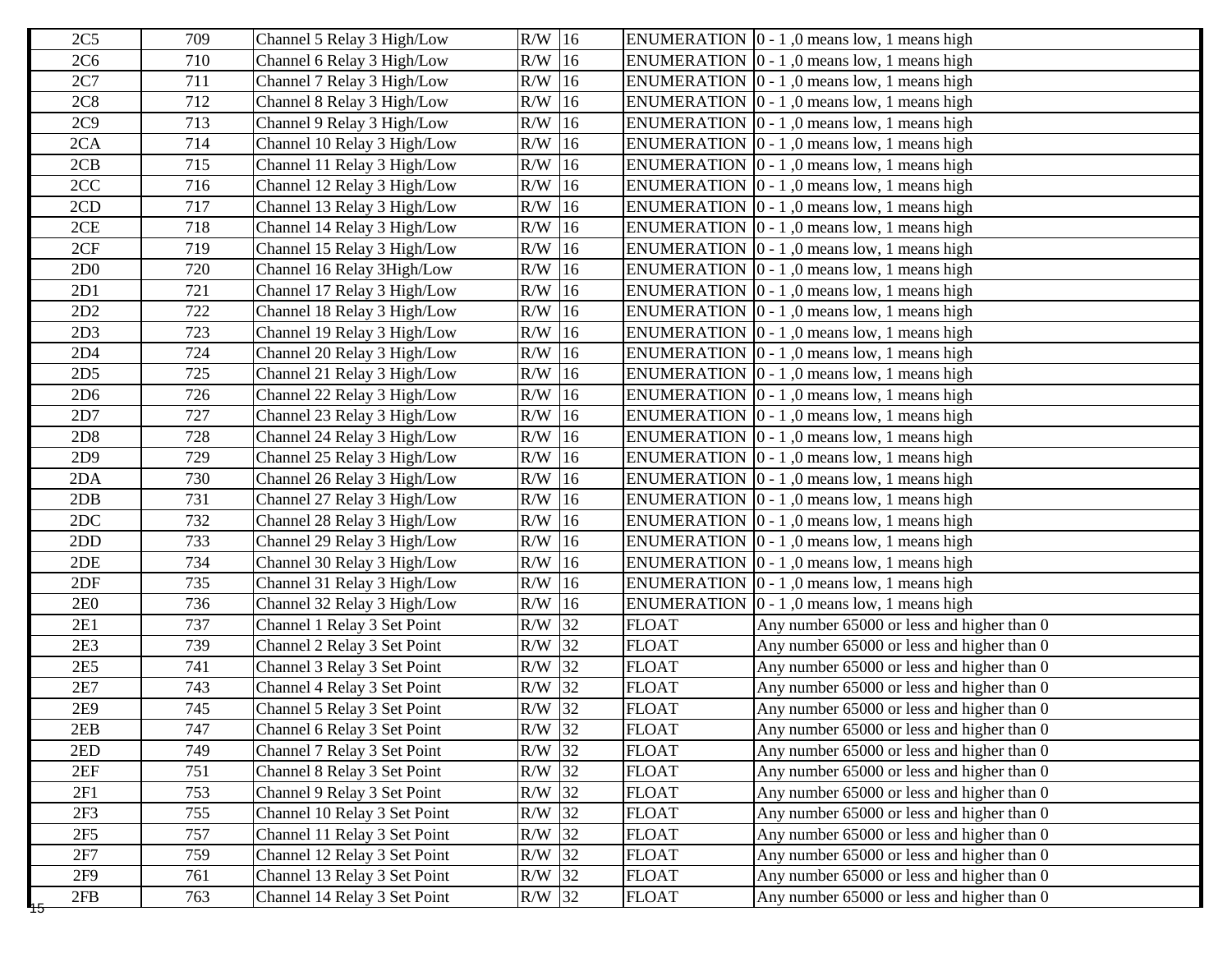| | | | | | | |
|---|---|---|---|---|---|---|
| 2C5 | 709 | Channel 5 Relay 3 High/Low | R/W | 16 | ENUMERATION | 0 - 1 ,0 means low, 1 means high |
| 2C6 | 710 | Channel 6 Relay 3 High/Low | R/W | 16 | ENUMERATION | 0 - 1 ,0 means low, 1 means high |
| 2C7 | 711 | Channel 7 Relay 3 High/Low | R/W | 16 | ENUMERATION | 0 - 1 ,0 means low, 1 means high |
| 2C8 | 712 | Channel 8 Relay 3 High/Low | R/W | 16 | ENUMERATION | 0 - 1 ,0 means low, 1 means high |
| 2C9 | 713 | Channel 9 Relay 3 High/Low | R/W | 16 | ENUMERATION | 0 - 1 ,0 means low, 1 means high |
| 2CA | 714 | Channel 10 Relay 3 High/Low | R/W | 16 | ENUMERATION | 0 - 1 ,0 means low, 1 means high |
| 2CB | 715 | Channel 11 Relay 3 High/Low | R/W | 16 | ENUMERATION | 0 - 1 ,0 means low, 1 means high |
| 2CC | 716 | Channel 12 Relay 3 High/Low | R/W | 16 | ENUMERATION | 0 - 1 ,0 means low, 1 means high |
| 2CD | 717 | Channel 13 Relay 3 High/Low | R/W | 16 | ENUMERATION | 0 - 1 ,0 means low, 1 means high |
| 2CE | 718 | Channel 14 Relay 3 High/Low | R/W | 16 | ENUMERATION | 0 - 1 ,0 means low, 1 means high |
| 2CF | 719 | Channel 15 Relay 3 High/Low | R/W | 16 | ENUMERATION | 0 - 1 ,0 means low, 1 means high |
| 2D0 | 720 | Channel 16 Relay 3High/Low | R/W | 16 | ENUMERATION | 0 - 1 ,0 means low, 1 means high |
| 2D1 | 721 | Channel 17 Relay 3 High/Low | R/W | 16 | ENUMERATION | 0 - 1 ,0 means low, 1 means high |
| 2D2 | 722 | Channel 18 Relay 3 High/Low | R/W | 16 | ENUMERATION | 0 - 1 ,0 means low, 1 means high |
| 2D3 | 723 | Channel 19 Relay 3 High/Low | R/W | 16 | ENUMERATION | 0 - 1 ,0 means low, 1 means high |
| 2D4 | 724 | Channel 20 Relay 3 High/Low | R/W | 16 | ENUMERATION | 0 - 1 ,0 means low, 1 means high |
| 2D5 | 725 | Channel 21 Relay 3 High/Low | R/W | 16 | ENUMERATION | 0 - 1 ,0 means low, 1 means high |
| 2D6 | 726 | Channel 22 Relay 3 High/Low | R/W | 16 | ENUMERATION | 0 - 1 ,0 means low, 1 means high |
| 2D7 | 727 | Channel 23 Relay 3 High/Low | R/W | 16 | ENUMERATION | 0 - 1 ,0 means low, 1 means high |
| 2D8 | 728 | Channel 24 Relay 3 High/Low | R/W | 16 | ENUMERATION | 0 - 1 ,0 means low, 1 means high |
| 2D9 | 729 | Channel 25 Relay 3 High/Low | R/W | 16 | ENUMERATION | 0 - 1 ,0 means low, 1 means high |
| 2DA | 730 | Channel 26 Relay 3 High/Low | R/W | 16 | ENUMERATION | 0 - 1 ,0 means low, 1 means high |
| 2DB | 731 | Channel 27 Relay 3 High/Low | R/W | 16 | ENUMERATION | 0 - 1 ,0 means low, 1 means high |
| 2DC | 732 | Channel 28 Relay 3 High/Low | R/W | 16 | ENUMERATION | 0 - 1 ,0 means low, 1 means high |
| 2DD | 733 | Channel 29 Relay 3 High/Low | R/W | 16 | ENUMERATION | 0 - 1 ,0 means low, 1 means high |
| 2DE | 734 | Channel 30 Relay 3 High/Low | R/W | 16 | ENUMERATION | 0 - 1 ,0 means low, 1 means high |
| 2DF | 735 | Channel 31 Relay 3 High/Low | R/W | 16 | ENUMERATION | 0 - 1 ,0 means low, 1 means high |
| 2E0 | 736 | Channel 32 Relay 3 High/Low | R/W | 16 | ENUMERATION | 0 - 1 ,0 means low, 1 means high |
| 2E1 | 737 | Channel 1 Relay 3 Set Point | R/W | 32 | FLOAT | Any number 65000 or less and higher than 0 |
| 2E3 | 739 | Channel 2 Relay 3 Set Point | R/W | 32 | FLOAT | Any number 65000 or less and higher than 0 |
| 2E5 | 741 | Channel 3 Relay 3 Set Point | R/W | 32 | FLOAT | Any number 65000 or less and higher than 0 |
| 2E7 | 743 | Channel 4 Relay 3 Set Point | R/W | 32 | FLOAT | Any number 65000 or less and higher than 0 |
| 2E9 | 745 | Channel 5 Relay 3 Set Point | R/W | 32 | FLOAT | Any number 65000 or less and higher than 0 |
| 2EB | 747 | Channel 6 Relay 3 Set Point | R/W | 32 | FLOAT | Any number 65000 or less and higher than 0 |
| 2ED | 749 | Channel 7 Relay 3 Set Point | R/W | 32 | FLOAT | Any number 65000 or less and higher than 0 |
| 2EF | 751 | Channel 8 Relay 3 Set Point | R/W | 32 | FLOAT | Any number 65000 or less and higher than 0 |
| 2F1 | 753 | Channel 9 Relay 3 Set Point | R/W | 32 | FLOAT | Any number 65000 or less and higher than 0 |
| 2F3 | 755 | Channel 10 Relay 3 Set Point | R/W | 32 | FLOAT | Any number 65000 or less and higher than 0 |
| 2F5 | 757 | Channel 11 Relay 3 Set Point | R/W | 32 | FLOAT | Any number 65000 or less and higher than 0 |
| 2F7 | 759 | Channel 12 Relay 3 Set Point | R/W | 32 | FLOAT | Any number 65000 or less and higher than 0 |
| 2F9 | 761 | Channel 13 Relay 3 Set Point | R/W | 32 | FLOAT | Any number 65000 or less and higher than 0 |
| 2FB | 763 | Channel 14 Relay 3 Set Point | R/W | 32 | FLOAT | Any number 65000 or less and higher than 0 |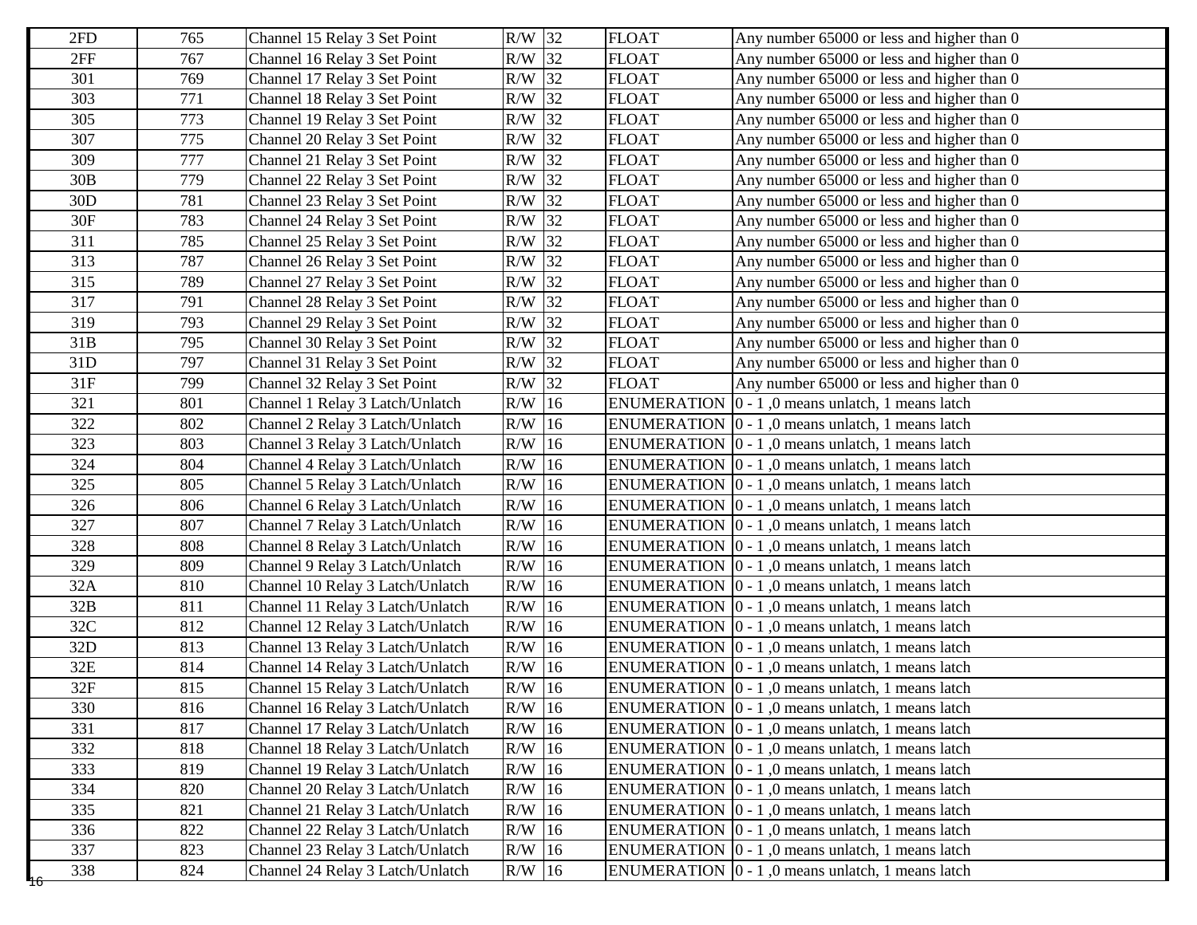| | | | | | | |
|---|---|---|---|---|---|---|
| 2FD | 765 | Channel 15 Relay 3 Set Point | R/W | 32 | FLOAT | Any number 65000 or less and higher than 0 |
| 2FF | 767 | Channel 16 Relay 3 Set Point | R/W | 32 | FLOAT | Any number 65000 or less and higher than 0 |
| 301 | 769 | Channel 17 Relay 3 Set Point | R/W | 32 | FLOAT | Any number 65000 or less and higher than 0 |
| 303 | 771 | Channel 18 Relay 3 Set Point | R/W | 32 | FLOAT | Any number 65000 or less and higher than 0 |
| 305 | 773 | Channel 19 Relay 3 Set Point | R/W | 32 | FLOAT | Any number 65000 or less and higher than 0 |
| 307 | 775 | Channel 20 Relay 3 Set Point | R/W | 32 | FLOAT | Any number 65000 or less and higher than 0 |
| 309 | 777 | Channel 21 Relay 3 Set Point | R/W | 32 | FLOAT | Any number 65000 or less and higher than 0 |
| 30B | 779 | Channel 22 Relay 3 Set Point | R/W | 32 | FLOAT | Any number 65000 or less and higher than 0 |
| 30D | 781 | Channel 23 Relay 3 Set Point | R/W | 32 | FLOAT | Any number 65000 or less and higher than 0 |
| 30F | 783 | Channel 24 Relay 3 Set Point | R/W | 32 | FLOAT | Any number 65000 or less and higher than 0 |
| 311 | 785 | Channel 25 Relay 3 Set Point | R/W | 32 | FLOAT | Any number 65000 or less and higher than 0 |
| 313 | 787 | Channel 26 Relay 3 Set Point | R/W | 32 | FLOAT | Any number 65000 or less and higher than 0 |
| 315 | 789 | Channel 27 Relay 3 Set Point | R/W | 32 | FLOAT | Any number 65000 or less and higher than 0 |
| 317 | 791 | Channel 28 Relay 3 Set Point | R/W | 32 | FLOAT | Any number 65000 or less and higher than 0 |
| 319 | 793 | Channel 29 Relay 3 Set Point | R/W | 32 | FLOAT | Any number 65000 or less and higher than 0 |
| 31B | 795 | Channel 30 Relay 3 Set Point | R/W | 32 | FLOAT | Any number 65000 or less and higher than 0 |
| 31D | 797 | Channel 31 Relay 3 Set Point | R/W | 32 | FLOAT | Any number 65000 or less and higher than 0 |
| 31F | 799 | Channel 32 Relay 3 Set Point | R/W | 32 | FLOAT | Any number 65000 or less and higher than 0 |
| 321 | 801 | Channel 1 Relay 3 Latch/Unlatch | R/W | 16 | ENUMERATION | 0 - 1 ,0 means unlatch, 1 means latch |
| 322 | 802 | Channel 2 Relay 3 Latch/Unlatch | R/W | 16 | ENUMERATION | 0 - 1 ,0 means unlatch, 1 means latch |
| 323 | 803 | Channel 3 Relay 3 Latch/Unlatch | R/W | 16 | ENUMERATION | 0 - 1 ,0 means unlatch, 1 means latch |
| 324 | 804 | Channel 4 Relay 3 Latch/Unlatch | R/W | 16 | ENUMERATION | 0 - 1 ,0 means unlatch, 1 means latch |
| 325 | 805 | Channel 5 Relay 3 Latch/Unlatch | R/W | 16 | ENUMERATION | 0 - 1 ,0 means unlatch, 1 means latch |
| 326 | 806 | Channel 6 Relay 3 Latch/Unlatch | R/W | 16 | ENUMERATION | 0 - 1 ,0 means unlatch, 1 means latch |
| 327 | 807 | Channel 7 Relay 3 Latch/Unlatch | R/W | 16 | ENUMERATION | 0 - 1 ,0 means unlatch, 1 means latch |
| 328 | 808 | Channel 8 Relay 3 Latch/Unlatch | R/W | 16 | ENUMERATION | 0 - 1 ,0 means unlatch, 1 means latch |
| 329 | 809 | Channel 9 Relay 3 Latch/Unlatch | R/W | 16 | ENUMERATION | 0 - 1 ,0 means unlatch, 1 means latch |
| 32A | 810 | Channel 10 Relay 3 Latch/Unlatch | R/W | 16 | ENUMERATION | 0 - 1 ,0 means unlatch, 1 means latch |
| 32B | 811 | Channel 11 Relay 3 Latch/Unlatch | R/W | 16 | ENUMERATION | 0 - 1 ,0 means unlatch, 1 means latch |
| 32C | 812 | Channel 12 Relay 3 Latch/Unlatch | R/W | 16 | ENUMERATION | 0 - 1 ,0 means unlatch, 1 means latch |
| 32D | 813 | Channel 13 Relay 3 Latch/Unlatch | R/W | 16 | ENUMERATION | 0 - 1 ,0 means unlatch, 1 means latch |
| 32E | 814 | Channel 14 Relay 3 Latch/Unlatch | R/W | 16 | ENUMERATION | 0 - 1 ,0 means unlatch, 1 means latch |
| 32F | 815 | Channel 15 Relay 3 Latch/Unlatch | R/W | 16 | ENUMERATION | 0 - 1 ,0 means unlatch, 1 means latch |
| 330 | 816 | Channel 16 Relay 3 Latch/Unlatch | R/W | 16 | ENUMERATION | 0 - 1 ,0 means unlatch, 1 means latch |
| 331 | 817 | Channel 17 Relay 3 Latch/Unlatch | R/W | 16 | ENUMERATION | 0 - 1 ,0 means unlatch, 1 means latch |
| 332 | 818 | Channel 18 Relay 3 Latch/Unlatch | R/W | 16 | ENUMERATION | 0 - 1 ,0 means unlatch, 1 means latch |
| 333 | 819 | Channel 19 Relay 3 Latch/Unlatch | R/W | 16 | ENUMERATION | 0 - 1 ,0 means unlatch, 1 means latch |
| 334 | 820 | Channel 20 Relay 3 Latch/Unlatch | R/W | 16 | ENUMERATION | 0 - 1 ,0 means unlatch, 1 means latch |
| 335 | 821 | Channel 21 Relay 3 Latch/Unlatch | R/W | 16 | ENUMERATION | 0 - 1 ,0 means unlatch, 1 means latch |
| 336 | 822 | Channel 22 Relay 3 Latch/Unlatch | R/W | 16 | ENUMERATION | 0 - 1 ,0 means unlatch, 1 means latch |
| 337 | 823 | Channel 23 Relay 3 Latch/Unlatch | R/W | 16 | ENUMERATION | 0 - 1 ,0 means unlatch, 1 means latch |
| 338 | 824 | Channel 24 Relay 3 Latch/Unlatch | R/W | 16 | ENUMERATION | 0 - 1 ,0 means unlatch, 1 means latch |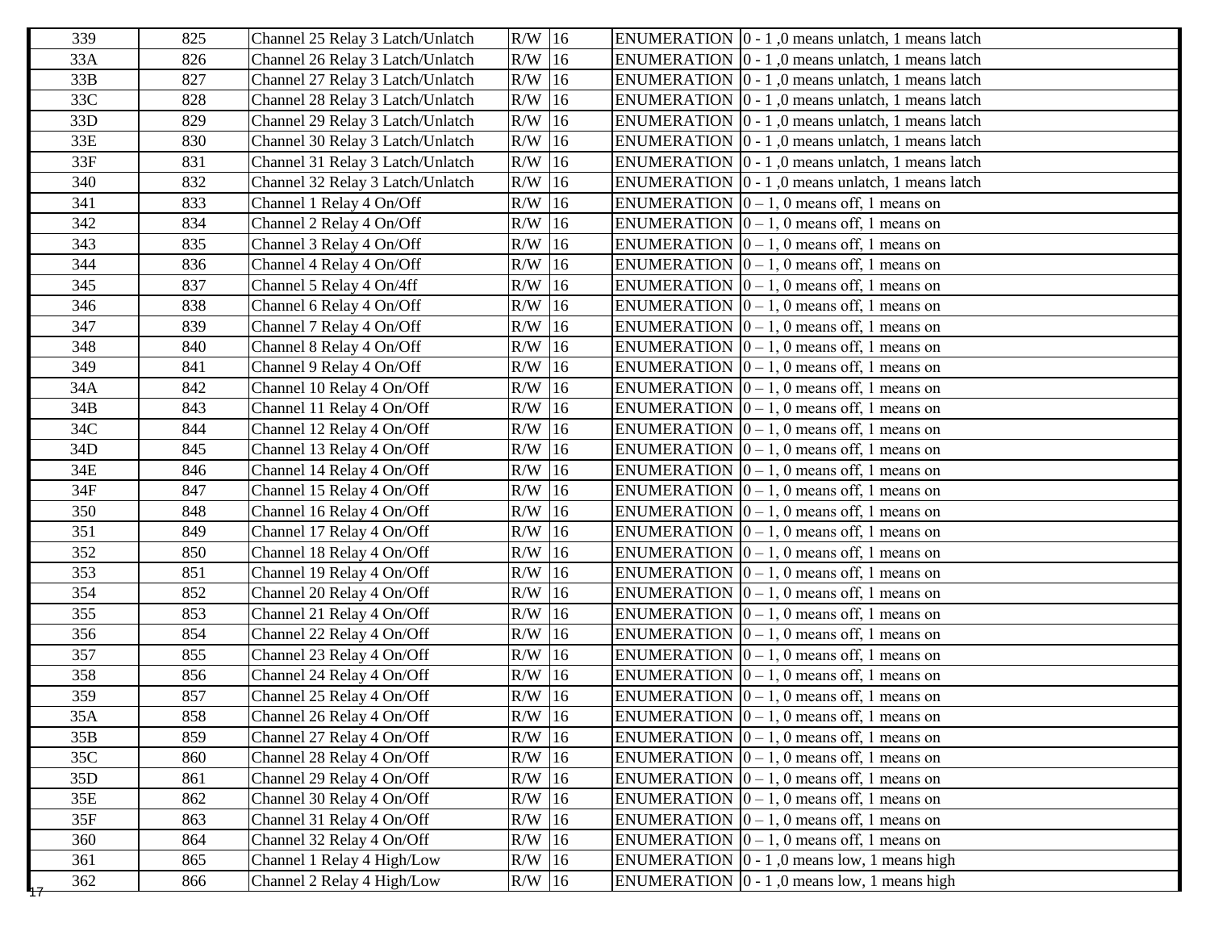| | | | | | | |
|---|---|---|---|---|---|---|
| 339 | 825 | Channel 25 Relay 3 Latch/Unlatch | R/W | 16 | ENUMERATION | 0 - 1 ,0 means unlatch, 1 means latch |
| 33A | 826 | Channel 26 Relay 3 Latch/Unlatch | R/W | 16 | ENUMERATION | 0 - 1 ,0 means unlatch, 1 means latch |
| 33B | 827 | Channel 27 Relay 3 Latch/Unlatch | R/W | 16 | ENUMERATION | 0 - 1 ,0 means unlatch, 1 means latch |
| 33C | 828 | Channel 28 Relay 3 Latch/Unlatch | R/W | 16 | ENUMERATION | 0 - 1 ,0 means unlatch, 1 means latch |
| 33D | 829 | Channel 29 Relay 3 Latch/Unlatch | R/W | 16 | ENUMERATION | 0 - 1 ,0 means unlatch, 1 means latch |
| 33E | 830 | Channel 30 Relay 3 Latch/Unlatch | R/W | 16 | ENUMERATION | 0 - 1 ,0 means unlatch, 1 means latch |
| 33F | 831 | Channel 31 Relay 3 Latch/Unlatch | R/W | 16 | ENUMERATION | 0 - 1 ,0 means unlatch, 1 means latch |
| 340 | 832 | Channel 32 Relay 3 Latch/Unlatch | R/W | 16 | ENUMERATION | 0 - 1 ,0 means unlatch, 1 means latch |
| 341 | 833 | Channel 1 Relay 4 On/Off | R/W | 16 | ENUMERATION | 0 – 1, 0 means off, 1 means on |
| 342 | 834 | Channel 2 Relay 4 On/Off | R/W | 16 | ENUMERATION | 0 – 1, 0 means off, 1 means on |
| 343 | 835 | Channel 3 Relay 4 On/Off | R/W | 16 | ENUMERATION | 0 – 1, 0 means off, 1 means on |
| 344 | 836 | Channel 4 Relay 4 On/Off | R/W | 16 | ENUMERATION | 0 – 1, 0 means off, 1 means on |
| 345 | 837 | Channel 5 Relay 4 On/4ff | R/W | 16 | ENUMERATION | 0 – 1, 0 means off, 1 means on |
| 346 | 838 | Channel 6 Relay 4 On/Off | R/W | 16 | ENUMERATION | 0 – 1, 0 means off, 1 means on |
| 347 | 839 | Channel 7 Relay 4 On/Off | R/W | 16 | ENUMERATION | 0 – 1, 0 means off, 1 means on |
| 348 | 840 | Channel 8 Relay 4 On/Off | R/W | 16 | ENUMERATION | 0 – 1, 0 means off, 1 means on |
| 349 | 841 | Channel 9 Relay 4 On/Off | R/W | 16 | ENUMERATION | 0 – 1, 0 means off, 1 means on |
| 34A | 842 | Channel 10 Relay 4 On/Off | R/W | 16 | ENUMERATION | 0 – 1, 0 means off, 1 means on |
| 34B | 843 | Channel 11 Relay 4 On/Off | R/W | 16 | ENUMERATION | 0 – 1, 0 means off, 1 means on |
| 34C | 844 | Channel 12 Relay 4 On/Off | R/W | 16 | ENUMERATION | 0 – 1, 0 means off, 1 means on |
| 34D | 845 | Channel 13 Relay 4 On/Off | R/W | 16 | ENUMERATION | 0 – 1, 0 means off, 1 means on |
| 34E | 846 | Channel 14 Relay 4 On/Off | R/W | 16 | ENUMERATION | 0 – 1, 0 means off, 1 means on |
| 34F | 847 | Channel 15 Relay 4 On/Off | R/W | 16 | ENUMERATION | 0 – 1, 0 means off, 1 means on |
| 350 | 848 | Channel 16 Relay 4 On/Off | R/W | 16 | ENUMERATION | 0 – 1, 0 means off, 1 means on |
| 351 | 849 | Channel 17 Relay 4 On/Off | R/W | 16 | ENUMERATION | 0 – 1, 0 means off, 1 means on |
| 352 | 850 | Channel 18 Relay 4 On/Off | R/W | 16 | ENUMERATION | 0 – 1, 0 means off, 1 means on |
| 353 | 851 | Channel 19 Relay 4 On/Off | R/W | 16 | ENUMERATION | 0 – 1, 0 means off, 1 means on |
| 354 | 852 | Channel 20 Relay 4 On/Off | R/W | 16 | ENUMERATION | 0 – 1, 0 means off, 1 means on |
| 355 | 853 | Channel 21 Relay 4 On/Off | R/W | 16 | ENUMERATION | 0 – 1, 0 means off, 1 means on |
| 356 | 854 | Channel 22 Relay 4 On/Off | R/W | 16 | ENUMERATION | 0 – 1, 0 means off, 1 means on |
| 357 | 855 | Channel 23 Relay 4 On/Off | R/W | 16 | ENUMERATION | 0 – 1, 0 means off, 1 means on |
| 358 | 856 | Channel 24 Relay 4 On/Off | R/W | 16 | ENUMERATION | 0 – 1, 0 means off, 1 means on |
| 359 | 857 | Channel 25 Relay 4 On/Off | R/W | 16 | ENUMERATION | 0 – 1, 0 means off, 1 means on |
| 35A | 858 | Channel 26 Relay 4 On/Off | R/W | 16 | ENUMERATION | 0 – 1, 0 means off, 1 means on |
| 35B | 859 | Channel 27 Relay 4 On/Off | R/W | 16 | ENUMERATION | 0 – 1, 0 means off, 1 means on |
| 35C | 860 | Channel 28 Relay 4 On/Off | R/W | 16 | ENUMERATION | 0 – 1, 0 means off, 1 means on |
| 35D | 861 | Channel 29 Relay 4 On/Off | R/W | 16 | ENUMERATION | 0 – 1, 0 means off, 1 means on |
| 35E | 862 | Channel 30 Relay 4 On/Off | R/W | 16 | ENUMERATION | 0 – 1, 0 means off, 1 means on |
| 35F | 863 | Channel 31 Relay 4 On/Off | R/W | 16 | ENUMERATION | 0 – 1, 0 means off, 1 means on |
| 360 | 864 | Channel 32 Relay 4 On/Off | R/W | 16 | ENUMERATION | 0 – 1, 0 means off, 1 means on |
| 361 | 865 | Channel 1 Relay 4 High/Low | R/W | 16 | ENUMERATION | 0 - 1 ,0 means low, 1 means high |
| 362 | 866 | Channel 2 Relay 4 High/Low | R/W | 16 | ENUMERATION | 0 - 1 ,0 means low, 1 means high |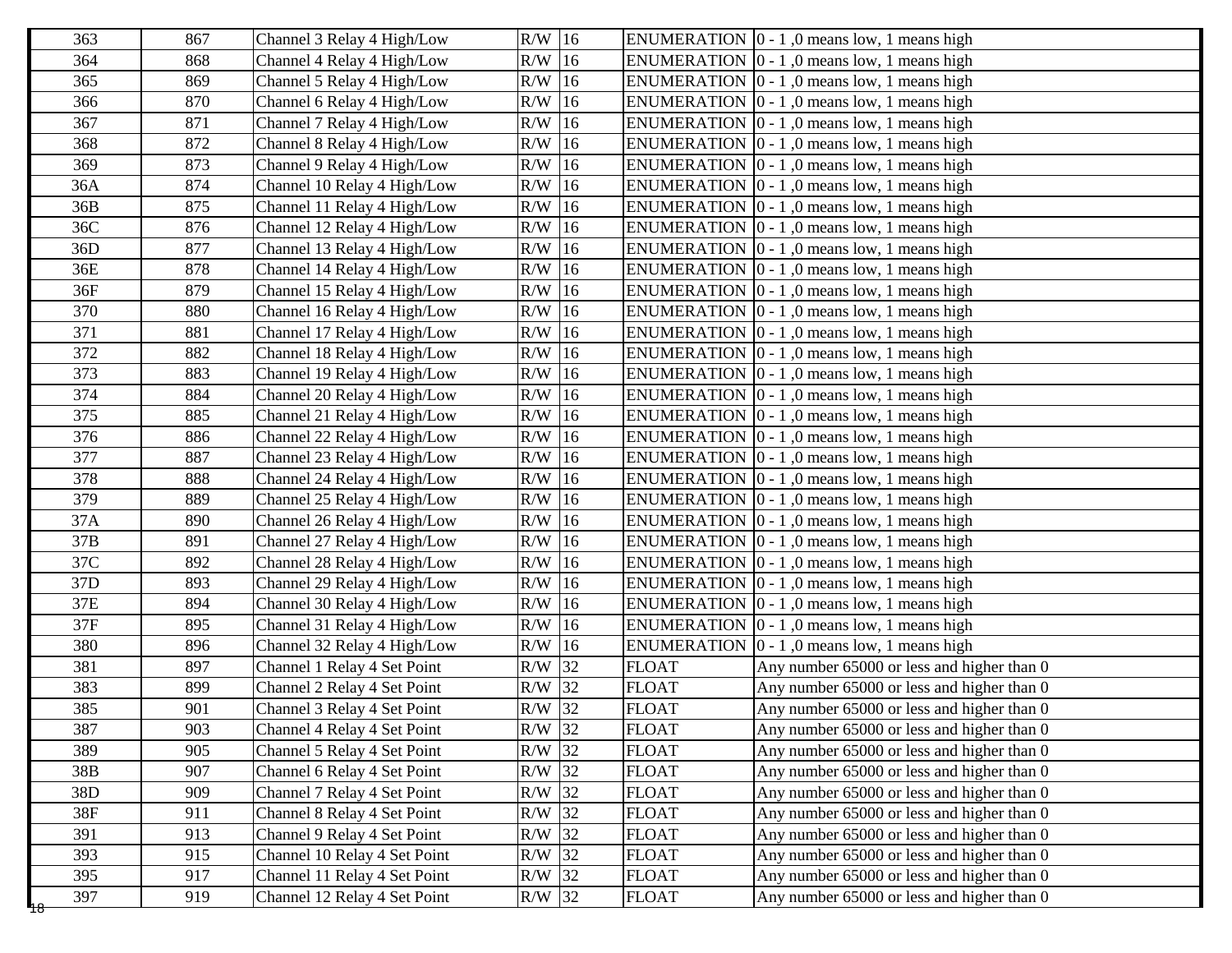| 363 | 867 | Channel 3 Relay 4 High/Low | R/W | 16 | ENUMERATION | 0 - 1 ,0 means low, 1 means high |
|---|---|---|---|---|---|---|
| 364 | 868 | Channel 4 Relay 4 High/Low | R/W | 16 | ENUMERATION | 0 - 1 ,0 means low, 1 means high |
| 365 | 869 | Channel 5 Relay 4 High/Low | R/W | 16 | ENUMERATION | 0 - 1 ,0 means low, 1 means high |
| 366 | 870 | Channel 6 Relay 4 High/Low | R/W | 16 | ENUMERATION | 0 - 1 ,0 means low, 1 means high |
| 367 | 871 | Channel 7 Relay 4 High/Low | R/W | 16 | ENUMERATION | 0 - 1 ,0 means low, 1 means high |
| 368 | 872 | Channel 8 Relay 4 High/Low | R/W | 16 | ENUMERATION | 0 - 1 ,0 means low, 1 means high |
| 369 | 873 | Channel 9 Relay 4 High/Low | R/W | 16 | ENUMERATION | 0 - 1 ,0 means low, 1 means high |
| 36A | 874 | Channel 10 Relay 4 High/Low | R/W | 16 | ENUMERATION | 0 - 1 ,0 means low, 1 means high |
| 36B | 875 | Channel 11 Relay 4 High/Low | R/W | 16 | ENUMERATION | 0 - 1 ,0 means low, 1 means high |
| 36C | 876 | Channel 12 Relay 4 High/Low | R/W | 16 | ENUMERATION | 0 - 1 ,0 means low, 1 means high |
| 36D | 877 | Channel 13 Relay 4 High/Low | R/W | 16 | ENUMERATION | 0 - 1 ,0 means low, 1 means high |
| 36E | 878 | Channel 14 Relay 4 High/Low | R/W | 16 | ENUMERATION | 0 - 1 ,0 means low, 1 means high |
| 36F | 879 | Channel 15 Relay 4 High/Low | R/W | 16 | ENUMERATION | 0 - 1 ,0 means low, 1 means high |
| 370 | 880 | Channel 16 Relay 4 High/Low | R/W | 16 | ENUMERATION | 0 - 1 ,0 means low, 1 means high |
| 371 | 881 | Channel 17 Relay 4 High/Low | R/W | 16 | ENUMERATION | 0 - 1 ,0 means low, 1 means high |
| 372 | 882 | Channel 18 Relay 4 High/Low | R/W | 16 | ENUMERATION | 0 - 1 ,0 means low, 1 means high |
| 373 | 883 | Channel 19 Relay 4 High/Low | R/W | 16 | ENUMERATION | 0 - 1 ,0 means low, 1 means high |
| 374 | 884 | Channel 20 Relay 4 High/Low | R/W | 16 | ENUMERATION | 0 - 1 ,0 means low, 1 means high |
| 375 | 885 | Channel 21 Relay 4 High/Low | R/W | 16 | ENUMERATION | 0 - 1 ,0 means low, 1 means high |
| 376 | 886 | Channel 22 Relay 4 High/Low | R/W | 16 | ENUMERATION | 0 - 1 ,0 means low, 1 means high |
| 377 | 887 | Channel 23 Relay 4 High/Low | R/W | 16 | ENUMERATION | 0 - 1 ,0 means low, 1 means high |
| 378 | 888 | Channel 24 Relay 4 High/Low | R/W | 16 | ENUMERATION | 0 - 1 ,0 means low, 1 means high |
| 379 | 889 | Channel 25 Relay 4 High/Low | R/W | 16 | ENUMERATION | 0 - 1 ,0 means low, 1 means high |
| 37A | 890 | Channel 26 Relay 4 High/Low | R/W | 16 | ENUMERATION | 0 - 1 ,0 means low, 1 means high |
| 37B | 891 | Channel 27 Relay 4 High/Low | R/W | 16 | ENUMERATION | 0 - 1 ,0 means low, 1 means high |
| 37C | 892 | Channel 28 Relay 4 High/Low | R/W | 16 | ENUMERATION | 0 - 1 ,0 means low, 1 means high |
| 37D | 893 | Channel 29 Relay 4 High/Low | R/W | 16 | ENUMERATION | 0 - 1 ,0 means low, 1 means high |
| 37E | 894 | Channel 30 Relay 4 High/Low | R/W | 16 | ENUMERATION | 0 - 1 ,0 means low, 1 means high |
| 37F | 895 | Channel 31 Relay 4 High/Low | R/W | 16 | ENUMERATION | 0 - 1 ,0 means low, 1 means high |
| 380 | 896 | Channel 32 Relay 4 High/Low | R/W | 16 | ENUMERATION | 0 - 1 ,0 means low, 1 means high |
| 381 | 897 | Channel 1 Relay 4 Set Point | R/W | 32 | FLOAT | Any number 65000 or less and higher than 0 |
| 383 | 899 | Channel 2 Relay 4 Set Point | R/W | 32 | FLOAT | Any number 65000 or less and higher than 0 |
| 385 | 901 | Channel 3 Relay 4 Set Point | R/W | 32 | FLOAT | Any number 65000 or less and higher than 0 |
| 387 | 903 | Channel 4 Relay 4 Set Point | R/W | 32 | FLOAT | Any number 65000 or less and higher than 0 |
| 389 | 905 | Channel 5 Relay 4 Set Point | R/W | 32 | FLOAT | Any number 65000 or less and higher than 0 |
| 38B | 907 | Channel 6 Relay 4 Set Point | R/W | 32 | FLOAT | Any number 65000 or less and higher than 0 |
| 38D | 909 | Channel 7 Relay 4 Set Point | R/W | 32 | FLOAT | Any number 65000 or less and higher than 0 |
| 38F | 911 | Channel 8 Relay 4 Set Point | R/W | 32 | FLOAT | Any number 65000 or less and higher than 0 |
| 391 | 913 | Channel 9 Relay 4 Set Point | R/W | 32 | FLOAT | Any number 65000 or less and higher than 0 |
| 393 | 915 | Channel 10 Relay 4 Set Point | R/W | 32 | FLOAT | Any number 65000 or less and higher than 0 |
| 395 | 917 | Channel 11 Relay 4 Set Point | R/W | 32 | FLOAT | Any number 65000 or less and higher than 0 |
| 397 | 919 | Channel 12 Relay 4 Set Point | R/W | 32 | FLOAT | Any number 65000 or less and higher than 0 |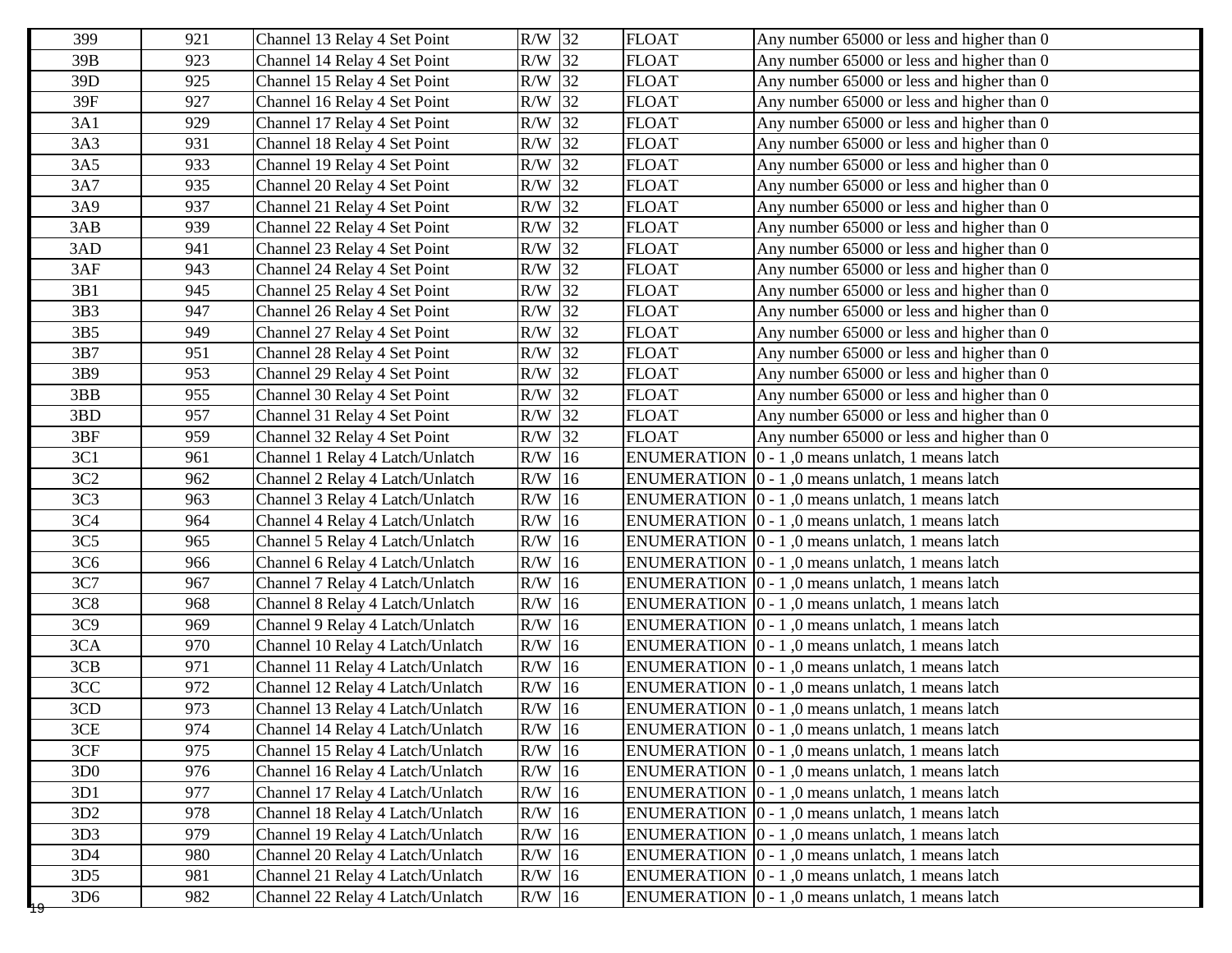| | | | | | | |
|---|---|---|---|---|---|---|
| 399 | 921 | Channel 13 Relay 4 Set Point | R/W | 32 | FLOAT | Any number 65000 or less and higher than 0 |
| 39B | 923 | Channel 14 Relay 4 Set Point | R/W | 32 | FLOAT | Any number 65000 or less and higher than 0 |
| 39D | 925 | Channel 15 Relay 4 Set Point | R/W | 32 | FLOAT | Any number 65000 or less and higher than 0 |
| 39F | 927 | Channel 16 Relay 4 Set Point | R/W | 32 | FLOAT | Any number 65000 or less and higher than 0 |
| 3A1 | 929 | Channel 17 Relay 4 Set Point | R/W | 32 | FLOAT | Any number 65000 or less and higher than 0 |
| 3A3 | 931 | Channel 18 Relay 4 Set Point | R/W | 32 | FLOAT | Any number 65000 or less and higher than 0 |
| 3A5 | 933 | Channel 19 Relay 4 Set Point | R/W | 32 | FLOAT | Any number 65000 or less and higher than 0 |
| 3A7 | 935 | Channel 20 Relay 4 Set Point | R/W | 32 | FLOAT | Any number 65000 or less and higher than 0 |
| 3A9 | 937 | Channel 21 Relay 4 Set Point | R/W | 32 | FLOAT | Any number 65000 or less and higher than 0 |
| 3AB | 939 | Channel 22 Relay 4 Set Point | R/W | 32 | FLOAT | Any number 65000 or less and higher than 0 |
| 3AD | 941 | Channel 23 Relay 4 Set Point | R/W | 32 | FLOAT | Any number 65000 or less and higher than 0 |
| 3AF | 943 | Channel 24 Relay 4 Set Point | R/W | 32 | FLOAT | Any number 65000 or less and higher than 0 |
| 3B1 | 945 | Channel 25 Relay 4 Set Point | R/W | 32 | FLOAT | Any number 65000 or less and higher than 0 |
| 3B3 | 947 | Channel 26 Relay 4 Set Point | R/W | 32 | FLOAT | Any number 65000 or less and higher than 0 |
| 3B5 | 949 | Channel 27 Relay 4 Set Point | R/W | 32 | FLOAT | Any number 65000 or less and higher than 0 |
| 3B7 | 951 | Channel 28 Relay 4 Set Point | R/W | 32 | FLOAT | Any number 65000 or less and higher than 0 |
| 3B9 | 953 | Channel 29 Relay 4 Set Point | R/W | 32 | FLOAT | Any number 65000 or less and higher than 0 |
| 3BB | 955 | Channel 30 Relay 4 Set Point | R/W | 32 | FLOAT | Any number 65000 or less and higher than 0 |
| 3BD | 957 | Channel 31 Relay 4 Set Point | R/W | 32 | FLOAT | Any number 65000 or less and higher than 0 |
| 3BF | 959 | Channel 32 Relay 4 Set Point | R/W | 32 | FLOAT | Any number 65000 or less and higher than 0 |
| 3C1 | 961 | Channel 1 Relay 4 Latch/Unlatch | R/W | 16 | ENUMERATION | 0 - 1 ,0 means unlatch, 1 means latch |
| 3C2 | 962 | Channel 2 Relay 4 Latch/Unlatch | R/W | 16 | ENUMERATION | 0 - 1 ,0 means unlatch, 1 means latch |
| 3C3 | 963 | Channel 3 Relay 4 Latch/Unlatch | R/W | 16 | ENUMERATION | 0 - 1 ,0 means unlatch, 1 means latch |
| 3C4 | 964 | Channel 4 Relay 4 Latch/Unlatch | R/W | 16 | ENUMERATION | 0 - 1 ,0 means unlatch, 1 means latch |
| 3C5 | 965 | Channel 5 Relay 4 Latch/Unlatch | R/W | 16 | ENUMERATION | 0 - 1 ,0 means unlatch, 1 means latch |
| 3C6 | 966 | Channel 6 Relay 4 Latch/Unlatch | R/W | 16 | ENUMERATION | 0 - 1 ,0 means unlatch, 1 means latch |
| 3C7 | 967 | Channel 7 Relay 4 Latch/Unlatch | R/W | 16 | ENUMERATION | 0 - 1 ,0 means unlatch, 1 means latch |
| 3C8 | 968 | Channel 8 Relay 4 Latch/Unlatch | R/W | 16 | ENUMERATION | 0 - 1 ,0 means unlatch, 1 means latch |
| 3C9 | 969 | Channel 9 Relay 4 Latch/Unlatch | R/W | 16 | ENUMERATION | 0 - 1 ,0 means unlatch, 1 means latch |
| 3CA | 970 | Channel 10 Relay 4 Latch/Unlatch | R/W | 16 | ENUMERATION | 0 - 1 ,0 means unlatch, 1 means latch |
| 3CB | 971 | Channel 11 Relay 4 Latch/Unlatch | R/W | 16 | ENUMERATION | 0 - 1 ,0 means unlatch, 1 means latch |
| 3CC | 972 | Channel 12 Relay 4 Latch/Unlatch | R/W | 16 | ENUMERATION | 0 - 1 ,0 means unlatch, 1 means latch |
| 3CD | 973 | Channel 13 Relay 4 Latch/Unlatch | R/W | 16 | ENUMERATION | 0 - 1 ,0 means unlatch, 1 means latch |
| 3CE | 974 | Channel 14 Relay 4 Latch/Unlatch | R/W | 16 | ENUMERATION | 0 - 1 ,0 means unlatch, 1 means latch |
| 3CF | 975 | Channel 15 Relay 4 Latch/Unlatch | R/W | 16 | ENUMERATION | 0 - 1 ,0 means unlatch, 1 means latch |
| 3D0 | 976 | Channel 16 Relay 4 Latch/Unlatch | R/W | 16 | ENUMERATION | 0 - 1 ,0 means unlatch, 1 means latch |
| 3D1 | 977 | Channel 17 Relay 4 Latch/Unlatch | R/W | 16 | ENUMERATION | 0 - 1 ,0 means unlatch, 1 means latch |
| 3D2 | 978 | Channel 18 Relay 4 Latch/Unlatch | R/W | 16 | ENUMERATION | 0 - 1 ,0 means unlatch, 1 means latch |
| 3D3 | 979 | Channel 19 Relay 4 Latch/Unlatch | R/W | 16 | ENUMERATION | 0 - 1 ,0 means unlatch, 1 means latch |
| 3D4 | 980 | Channel 20 Relay 4 Latch/Unlatch | R/W | 16 | ENUMERATION | 0 - 1 ,0 means unlatch, 1 means latch |
| 3D5 | 981 | Channel 21 Relay 4 Latch/Unlatch | R/W | 16 | ENUMERATION | 0 - 1 ,0 means unlatch, 1 means latch |
| 3D6 | 982 | Channel 22 Relay 4 Latch/Unlatch | R/W | 16 | ENUMERATION | 0 - 1 ,0 means unlatch, 1 means latch |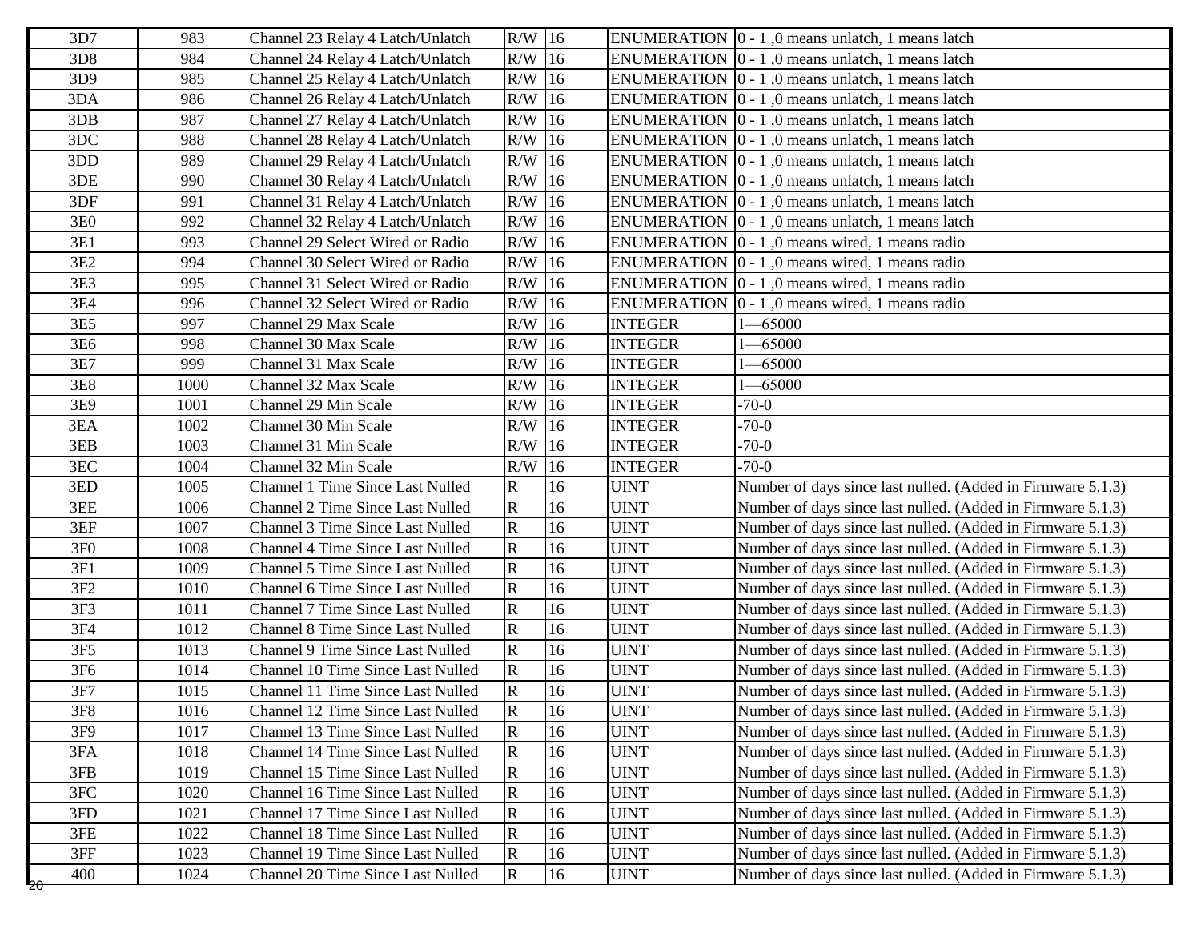| 3D7 | 983 | Channel 23 Relay 4 Latch/Unlatch | R/W | 16 | ENUMERATION | 0 - 1 ,0 means unlatch, 1 means latch |
|---|---|---|---|---|---|---|
| 3D8 | 984 | Channel 24 Relay 4 Latch/Unlatch | R/W | 16 | ENUMERATION | 0 - 1 ,0 means unlatch, 1 means latch |
| 3D9 | 985 | Channel 25 Relay 4 Latch/Unlatch | R/W | 16 | ENUMERATION | 0 - 1 ,0 means unlatch, 1 means latch |
| 3DA | 986 | Channel 26 Relay 4 Latch/Unlatch | R/W | 16 | ENUMERATION | 0 - 1 ,0 means unlatch, 1 means latch |
| 3DB | 987 | Channel 27 Relay 4 Latch/Unlatch | R/W | 16 | ENUMERATION | 0 - 1 ,0 means unlatch, 1 means latch |
| 3DC | 988 | Channel 28 Relay 4 Latch/Unlatch | R/W | 16 | ENUMERATION | 0 - 1 ,0 means unlatch, 1 means latch |
| 3DD | 989 | Channel 29 Relay 4 Latch/Unlatch | R/W | 16 | ENUMERATION | 0 - 1 ,0 means unlatch, 1 means latch |
| 3DE | 990 | Channel 30 Relay 4 Latch/Unlatch | R/W | 16 | ENUMERATION | 0 - 1 ,0 means unlatch, 1 means latch |
| 3DF | 991 | Channel 31 Relay 4 Latch/Unlatch | R/W | 16 | ENUMERATION | 0 - 1 ,0 means unlatch, 1 means latch |
| 3E0 | 992 | Channel 32 Relay 4 Latch/Unlatch | R/W | 16 | ENUMERATION | 0 - 1 ,0 means unlatch, 1 means latch |
| 3E1 | 993 | Channel 29 Select Wired or Radio | R/W | 16 | ENUMERATION | 0 - 1 ,0 means wired, 1 means radio |
| 3E2 | 994 | Channel 30 Select Wired or Radio | R/W | 16 | ENUMERATION | 0 - 1 ,0 means wired, 1 means radio |
| 3E3 | 995 | Channel 31 Select Wired or Radio | R/W | 16 | ENUMERATION | 0 - 1 ,0 means wired, 1 means radio |
| 3E4 | 996 | Channel 32 Select Wired or Radio | R/W | 16 | ENUMERATION | 0 - 1 ,0 means wired, 1 means radio |
| 3E5 | 997 | Channel 29 Max Scale | R/W | 16 | INTEGER | 1—65000 |
| 3E6 | 998 | Channel 30 Max Scale | R/W | 16 | INTEGER | 1—65000 |
| 3E7 | 999 | Channel 31 Max Scale | R/W | 16 | INTEGER | 1—65000 |
| 3E8 | 1000 | Channel 32 Max Scale | R/W | 16 | INTEGER | 1—65000 |
| 3E9 | 1001 | Channel 29 Min Scale | R/W | 16 | INTEGER | -70-0 |
| 3EA | 1002 | Channel 30 Min Scale | R/W | 16 | INTEGER | -70-0 |
| 3EB | 1003 | Channel 31 Min Scale | R/W | 16 | INTEGER | -70-0 |
| 3EC | 1004 | Channel 32 Min Scale | R/W | 16 | INTEGER | -70-0 |
| 3ED | 1005 | Channel 1 Time Since Last Nulled | R | 16 | UINT | Number of days since last nulled. (Added in Firmware 5.1.3) |
| 3EE | 1006 | Channel 2 Time Since Last Nulled | R | 16 | UINT | Number of days since last nulled. (Added in Firmware 5.1.3) |
| 3EF | 1007 | Channel 3 Time Since Last Nulled | R | 16 | UINT | Number of days since last nulled. (Added in Firmware 5.1.3) |
| 3F0 | 1008 | Channel 4 Time Since Last Nulled | R | 16 | UINT | Number of days since last nulled. (Added in Firmware 5.1.3) |
| 3F1 | 1009 | Channel 5 Time Since Last Nulled | R | 16 | UINT | Number of days since last nulled. (Added in Firmware 5.1.3) |
| 3F2 | 1010 | Channel 6 Time Since Last Nulled | R | 16 | UINT | Number of days since last nulled. (Added in Firmware 5.1.3) |
| 3F3 | 1011 | Channel 7 Time Since Last Nulled | R | 16 | UINT | Number of days since last nulled. (Added in Firmware 5.1.3) |
| 3F4 | 1012 | Channel 8 Time Since Last Nulled | R | 16 | UINT | Number of days since last nulled. (Added in Firmware 5.1.3) |
| 3F5 | 1013 | Channel 9 Time Since Last Nulled | R | 16 | UINT | Number of days since last nulled. (Added in Firmware 5.1.3) |
| 3F6 | 1014 | Channel 10 Time Since Last Nulled | R | 16 | UINT | Number of days since last nulled. (Added in Firmware 5.1.3) |
| 3F7 | 1015 | Channel 11 Time Since Last Nulled | R | 16 | UINT | Number of days since last nulled. (Added in Firmware 5.1.3) |
| 3F8 | 1016 | Channel 12 Time Since Last Nulled | R | 16 | UINT | Number of days since last nulled. (Added in Firmware 5.1.3) |
| 3F9 | 1017 | Channel 13 Time Since Last Nulled | R | 16 | UINT | Number of days since last nulled. (Added in Firmware 5.1.3) |
| 3FA | 1018 | Channel 14 Time Since Last Nulled | R | 16 | UINT | Number of days since last nulled. (Added in Firmware 5.1.3) |
| 3FB | 1019 | Channel 15 Time Since Last Nulled | R | 16 | UINT | Number of days since last nulled. (Added in Firmware 5.1.3) |
| 3FC | 1020 | Channel 16 Time Since Last Nulled | R | 16 | UINT | Number of days since last nulled. (Added in Firmware 5.1.3) |
| 3FD | 1021 | Channel 17 Time Since Last Nulled | R | 16 | UINT | Number of days since last nulled. (Added in Firmware 5.1.3) |
| 3FE | 1022 | Channel 18 Time Since Last Nulled | R | 16 | UINT | Number of days since last nulled. (Added in Firmware 5.1.3) |
| 3FF | 1023 | Channel 19 Time Since Last Nulled | R | 16 | UINT | Number of days since last nulled. (Added in Firmware 5.1.3) |
| 400 | 1024 | Channel 20 Time Since Last Nulled | R | 16 | UINT | Number of days since last nulled. (Added in Firmware 5.1.3) |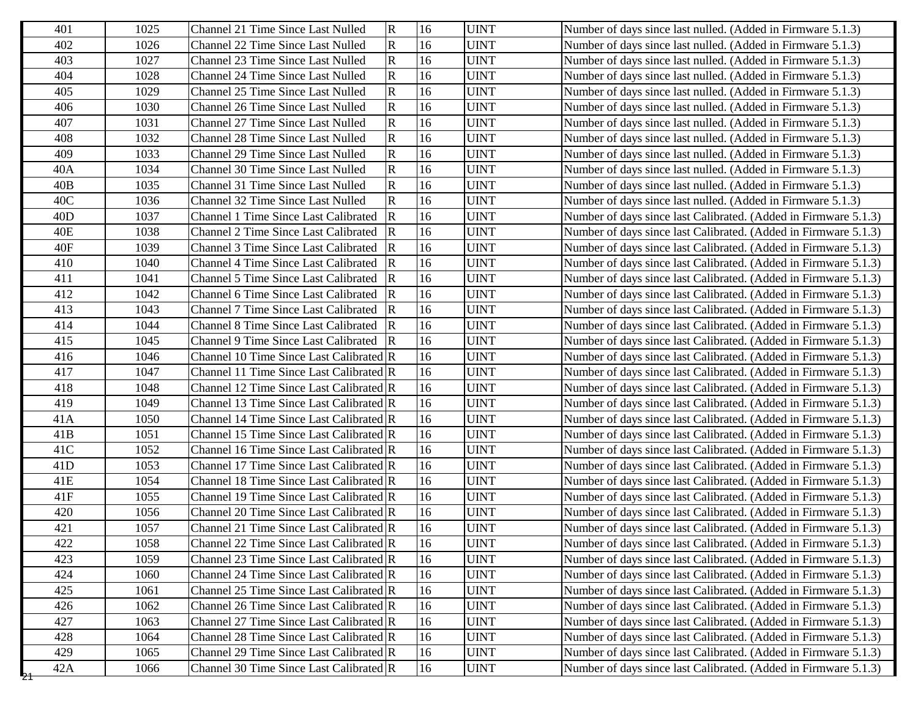| | | | | | | |
|---|---|---|---|---|---|---|
| 401 | 1025 | Channel 21 Time Since Last Nulled | R | 16 | UINT | Number of days since last nulled. (Added in Firmware 5.1.3) |
| 402 | 1026 | Channel 22 Time Since Last Nulled | R | 16 | UINT | Number of days since last nulled. (Added in Firmware 5.1.3) |
| 403 | 1027 | Channel 23 Time Since Last Nulled | R | 16 | UINT | Number of days since last nulled. (Added in Firmware 5.1.3) |
| 404 | 1028 | Channel 24 Time Since Last Nulled | R | 16 | UINT | Number of days since last nulled. (Added in Firmware 5.1.3) |
| 405 | 1029 | Channel 25 Time Since Last Nulled | R | 16 | UINT | Number of days since last nulled. (Added in Firmware 5.1.3) |
| 406 | 1030 | Channel 26 Time Since Last Nulled | R | 16 | UINT | Number of days since last nulled. (Added in Firmware 5.1.3) |
| 407 | 1031 | Channel 27 Time Since Last Nulled | R | 16 | UINT | Number of days since last nulled. (Added in Firmware 5.1.3) |
| 408 | 1032 | Channel 28 Time Since Last Nulled | R | 16 | UINT | Number of days since last nulled. (Added in Firmware 5.1.3) |
| 409 | 1033 | Channel 29 Time Since Last Nulled | R | 16 | UINT | Number of days since last nulled. (Added in Firmware 5.1.3) |
| 40A | 1034 | Channel 30 Time Since Last Nulled | R | 16 | UINT | Number of days since last nulled. (Added in Firmware 5.1.3) |
| 40B | 1035 | Channel 31 Time Since Last Nulled | R | 16 | UINT | Number of days since last nulled. (Added in Firmware 5.1.3) |
| 40C | 1036 | Channel 32 Time Since Last Nulled | R | 16 | UINT | Number of days since last nulled. (Added in Firmware 5.1.3) |
| 40D | 1037 | Channel 1 Time Since Last Calibrated | R | 16 | UINT | Number of days since last Calibrated. (Added in Firmware 5.1.3) |
| 40E | 1038 | Channel 2 Time Since Last Calibrated | R | 16 | UINT | Number of days since last Calibrated. (Added in Firmware 5.1.3) |
| 40F | 1039 | Channel 3 Time Since Last Calibrated | R | 16 | UINT | Number of days since last Calibrated. (Added in Firmware 5.1.3) |
| 410 | 1040 | Channel 4 Time Since Last Calibrated | R | 16 | UINT | Number of days since last Calibrated. (Added in Firmware 5.1.3) |
| 411 | 1041 | Channel 5 Time Since Last Calibrated | R | 16 | UINT | Number of days since last Calibrated. (Added in Firmware 5.1.3) |
| 412 | 1042 | Channel 6 Time Since Last Calibrated | R | 16 | UINT | Number of days since last Calibrated. (Added in Firmware 5.1.3) |
| 413 | 1043 | Channel 7 Time Since Last Calibrated | R | 16 | UINT | Number of days since last Calibrated. (Added in Firmware 5.1.3) |
| 414 | 1044 | Channel 8 Time Since Last Calibrated | R | 16 | UINT | Number of days since last Calibrated. (Added in Firmware 5.1.3) |
| 415 | 1045 | Channel 9 Time Since Last Calibrated | R | 16 | UINT | Number of days since last Calibrated. (Added in Firmware 5.1.3) |
| 416 | 1046 | Channel 10 Time Since Last Calibrated | R | 16 | UINT | Number of days since last Calibrated. (Added in Firmware 5.1.3) |
| 417 | 1047 | Channel 11 Time Since Last Calibrated | R | 16 | UINT | Number of days since last Calibrated. (Added in Firmware 5.1.3) |
| 418 | 1048 | Channel 12 Time Since Last Calibrated | R | 16 | UINT | Number of days since last Calibrated. (Added in Firmware 5.1.3) |
| 419 | 1049 | Channel 13 Time Since Last Calibrated | R | 16 | UINT | Number of days since last Calibrated. (Added in Firmware 5.1.3) |
| 41A | 1050 | Channel 14 Time Since Last Calibrated | R | 16 | UINT | Number of days since last Calibrated. (Added in Firmware 5.1.3) |
| 41B | 1051 | Channel 15 Time Since Last Calibrated | R | 16 | UINT | Number of days since last Calibrated. (Added in Firmware 5.1.3) |
| 41C | 1052 | Channel 16 Time Since Last Calibrated | R | 16 | UINT | Number of days since last Calibrated. (Added in Firmware 5.1.3) |
| 41D | 1053 | Channel 17 Time Since Last Calibrated | R | 16 | UINT | Number of days since last Calibrated. (Added in Firmware 5.1.3) |
| 41E | 1054 | Channel 18 Time Since Last Calibrated | R | 16 | UINT | Number of days since last Calibrated. (Added in Firmware 5.1.3) |
| 41F | 1055 | Channel 19 Time Since Last Calibrated | R | 16 | UINT | Number of days since last Calibrated. (Added in Firmware 5.1.3) |
| 420 | 1056 | Channel 20 Time Since Last Calibrated | R | 16 | UINT | Number of days since last Calibrated. (Added in Firmware 5.1.3) |
| 421 | 1057 | Channel 21 Time Since Last Calibrated | R | 16 | UINT | Number of days since last Calibrated. (Added in Firmware 5.1.3) |
| 422 | 1058 | Channel 22 Time Since Last Calibrated | R | 16 | UINT | Number of days since last Calibrated. (Added in Firmware 5.1.3) |
| 423 | 1059 | Channel 23 Time Since Last Calibrated | R | 16 | UINT | Number of days since last Calibrated. (Added in Firmware 5.1.3) |
| 424 | 1060 | Channel 24 Time Since Last Calibrated | R | 16 | UINT | Number of days since last Calibrated. (Added in Firmware 5.1.3) |
| 425 | 1061 | Channel 25 Time Since Last Calibrated | R | 16 | UINT | Number of days since last Calibrated. (Added in Firmware 5.1.3) |
| 426 | 1062 | Channel 26 Time Since Last Calibrated | R | 16 | UINT | Number of days since last Calibrated. (Added in Firmware 5.1.3) |
| 427 | 1063 | Channel 27 Time Since Last Calibrated | R | 16 | UINT | Number of days since last Calibrated. (Added in Firmware 5.1.3) |
| 428 | 1064 | Channel 28 Time Since Last Calibrated | R | 16 | UINT | Number of days since last Calibrated. (Added in Firmware 5.1.3) |
| 429 | 1065 | Channel 29 Time Since Last Calibrated | R | 16 | UINT | Number of days since last Calibrated. (Added in Firmware 5.1.3) |
| 42A | 1066 | Channel 30 Time Since Last Calibrated | R | 16 | UINT | Number of days since last Calibrated. (Added in Firmware 5.1.3) |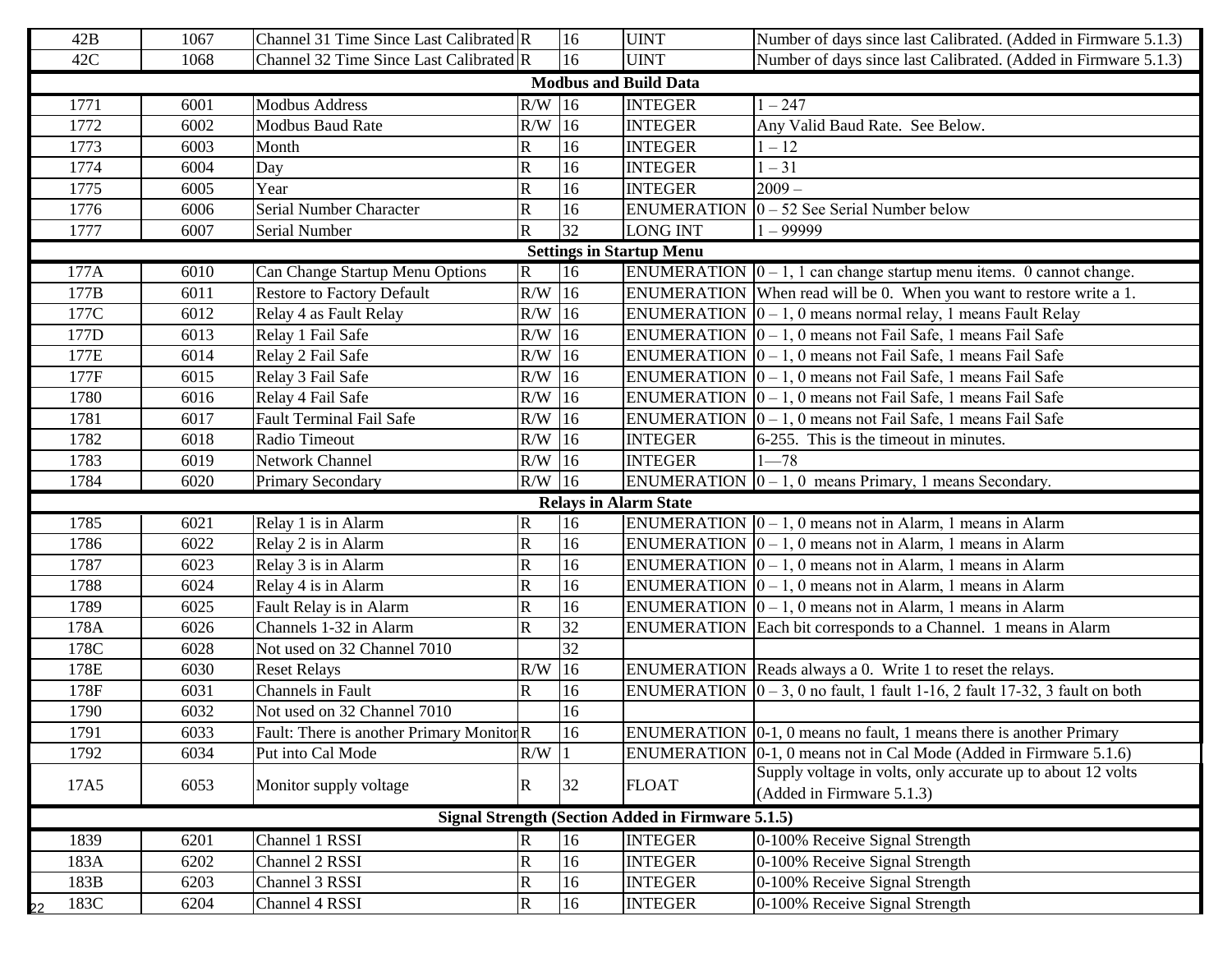| | | | | | | |
|---|---|---|---|---|---|---|
| 42B | 1067 | Channel 31 Time Since Last Calibrated | R | 16 | UINT | Number of days since last Calibrated. (Added in Firmware 5.1.3) |
| 42C | 1068 | Channel 32 Time Since Last Calibrated | R | 16 | UINT | Number of days since last Calibrated. (Added in Firmware 5.1.3) |
| **Modbus and Build Data** | | | | | | |
| 1771 | 6001 | Modbus Address | R/W | 16 | INTEGER | 1 – 247 |
| 1772 | 6002 | Modbus Baud Rate | R/W | 16 | INTEGER | Any Valid Baud Rate. See Below. |
| 1773 | 6003 | Month | R | 16 | INTEGER | 1 – 12 |
| 1774 | 6004 | Day | R | 16 | INTEGER | 1 – 31 |
| 1775 | 6005 | Year | R | 16 | INTEGER | 2009 – |
| 1776 | 6006 | Serial Number Character | R | 16 | ENUMERATION | 0 – 52 See Serial Number below |
| 1777 | 6007 | Serial Number | R | 32 | LONG INT | 1 – 99999 |
| **Settings in Startup Menu** | | | | | | |
| 177A | 6010 | Can Change Startup Menu Options | R | 16 | ENUMERATION | 0 – 1, 1 can change startup menu items. 0 cannot change. |
| 177B | 6011 | Restore to Factory Default | R/W | 16 | ENUMERATION | When read will be 0. When you want to restore write a 1. |
| 177C | 6012 | Relay 4 as Fault Relay | R/W | 16 | ENUMERATION | 0 – 1, 0 means normal relay, 1 means Fault Relay |
| 177D | 6013 | Relay 1 Fail Safe | R/W | 16 | ENUMERATION | 0 – 1, 0 means not Fail Safe, 1 means Fail Safe |
| 177E | 6014 | Relay 2 Fail Safe | R/W | 16 | ENUMERATION | 0 – 1, 0 means not Fail Safe, 1 means Fail Safe |
| 177F | 6015 | Relay 3 Fail Safe | R/W | 16 | ENUMERATION | 0 – 1, 0 means not Fail Safe, 1 means Fail Safe |
| 1780 | 6016 | Relay 4 Fail Safe | R/W | 16 | ENUMERATION | 0 – 1, 0 means not Fail Safe, 1 means Fail Safe |
| 1781 | 6017 | Fault Terminal Fail Safe | R/W | 16 | ENUMERATION | 0 – 1, 0 means not Fail Safe, 1 means Fail Safe |
| 1782 | 6018 | Radio Timeout | R/W | 16 | INTEGER | 6-255. This is the timeout in minutes. |
| 1783 | 6019 | Network Channel | R/W | 16 | INTEGER | 1—78 |
| 1784 | 6020 | Primary Secondary | R/W | 16 | ENUMERATION | 0 – 1, 0 means Primary, 1 means Secondary. |
| **Relays in Alarm State** | | | | | | |
| 1785 | 6021 | Relay 1 is in Alarm | R | 16 | ENUMERATION | 0 – 1, 0 means not in Alarm, 1 means in Alarm |
| 1786 | 6022 | Relay 2 is in Alarm | R | 16 | ENUMERATION | 0 – 1, 0 means not in Alarm, 1 means in Alarm |
| 1787 | 6023 | Relay 3 is in Alarm | R | 16 | ENUMERATION | 0 – 1, 0 means not in Alarm, 1 means in Alarm |
| 1788 | 6024 | Relay 4 is in Alarm | R | 16 | ENUMERATION | 0 – 1, 0 means not in Alarm, 1 means in Alarm |
| 1789 | 6025 | Fault Relay is in Alarm | R | 16 | ENUMERATION | 0 – 1, 0 means not in Alarm, 1 means in Alarm |
| 178A | 6026 | Channels 1-32 in Alarm | R | 32 | ENUMERATION | Each bit corresponds to a Channel. 1 means in Alarm |
| 178C | 6028 | Not used on 32 Channel 7010 | | 32 | | |
| 178E | 6030 | Reset Relays | R/W | 16 | ENUMERATION | Reads always a 0. Write 1 to reset the relays. |
| 178F | 6031 | Channels in Fault | R | 16 | ENUMERATION | 0 – 3, 0 no fault, 1 fault 1-16, 2 fault 17-32, 3 fault on both |
| 1790 | 6032 | Not used on 32 Channel 7010 | | 16 | | |
| 1791 | 6033 | Fault: There is another Primary Monitor | R | 16 | ENUMERATION | 0-1, 0 means no fault, 1 means there is another Primary |
| 1792 | 6034 | Put into Cal Mode | R/W | 1 | ENUMERATION | 0-1, 0 means not in Cal Mode (Added in Firmware 5.1.6) |
| 17A5 | 6053 | Monitor supply voltage | R | 32 | FLOAT | Supply voltage in volts, only accurate up to about 12 volts (Added in Firmware 5.1.3) |
| **Signal Strength (Section Added in Firmware 5.1.5)** | | | | | | |
| 1839 | 6201 | Channel 1 RSSI | R | 16 | INTEGER | 0-100% Receive Signal Strength |
| 183A | 6202 | Channel 2 RSSI | R | 16 | INTEGER | 0-100% Receive Signal Strength |
| 183B | 6203 | Channel 3 RSSI | R | 16 | INTEGER | 0-100% Receive Signal Strength |
| 183C | 6204 | Channel 4 RSSI | R | 16 | INTEGER | 0-100% Receive Signal Strength |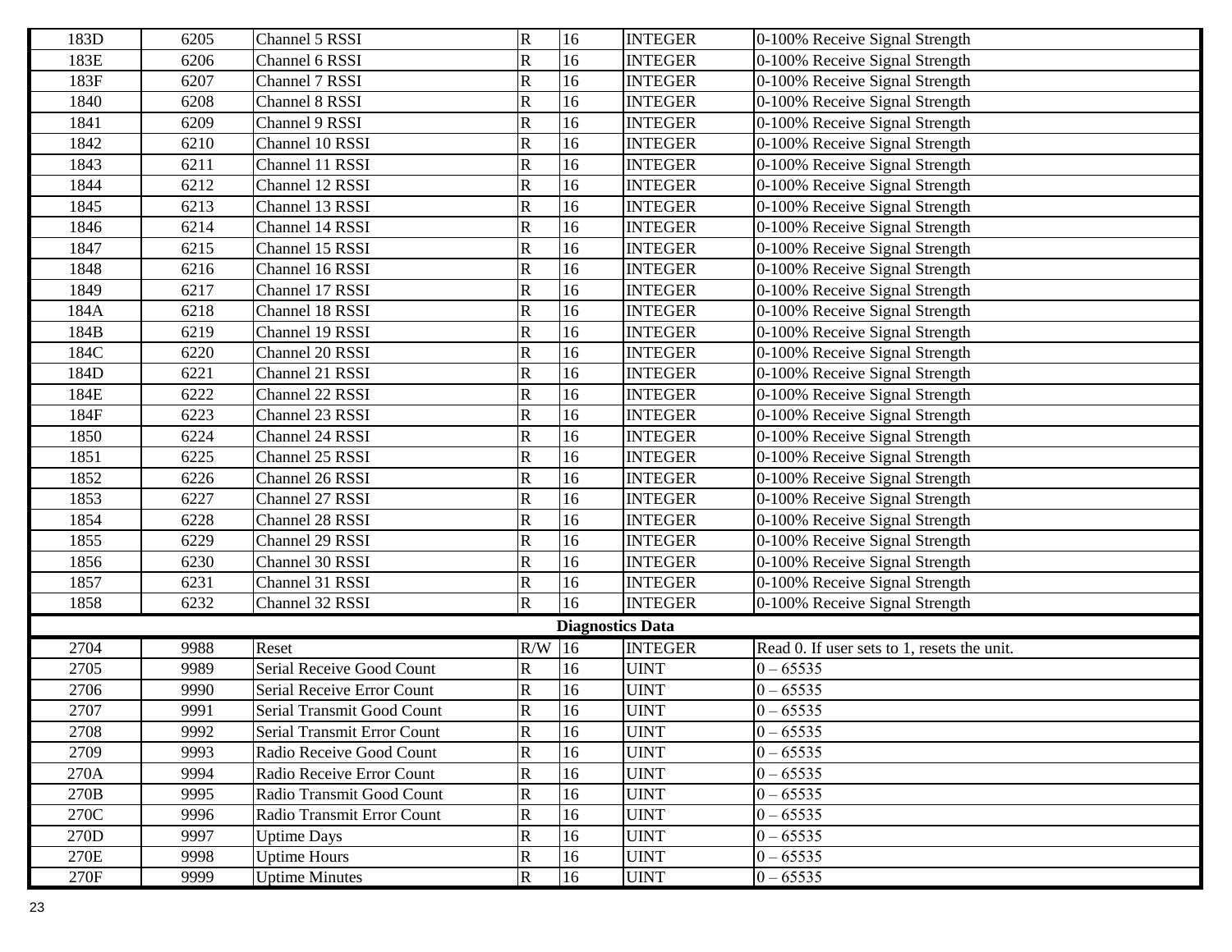| | | | | | | |
|---|---|---|---|---|---|---|
| 183D | 6205 | Channel 5 RSSI | R | 16 | INTEGER | 0-100% Receive Signal Strength |
| 183E | 6206 | Channel 6 RSSI | R | 16 | INTEGER | 0-100% Receive Signal Strength |
| 183F | 6207 | Channel 7 RSSI | R | 16 | INTEGER | 0-100% Receive Signal Strength |
| 1840 | 6208 | Channel 8 RSSI | R | 16 | INTEGER | 0-100% Receive Signal Strength |
| 1841 | 6209 | Channel 9 RSSI | R | 16 | INTEGER | 0-100% Receive Signal Strength |
| 1842 | 6210 | Channel 10 RSSI | R | 16 | INTEGER | 0-100% Receive Signal Strength |
| 1843 | 6211 | Channel 11 RSSI | R | 16 | INTEGER | 0-100% Receive Signal Strength |
| 1844 | 6212 | Channel 12 RSSI | R | 16 | INTEGER | 0-100% Receive Signal Strength |
| 1845 | 6213 | Channel 13 RSSI | R | 16 | INTEGER | 0-100% Receive Signal Strength |
| 1846 | 6214 | Channel 14 RSSI | R | 16 | INTEGER | 0-100% Receive Signal Strength |
| 1847 | 6215 | Channel 15 RSSI | R | 16 | INTEGER | 0-100% Receive Signal Strength |
| 1848 | 6216 | Channel 16 RSSI | R | 16 | INTEGER | 0-100% Receive Signal Strength |
| 1849 | 6217 | Channel 17 RSSI | R | 16 | INTEGER | 0-100% Receive Signal Strength |
| 184A | 6218 | Channel 18 RSSI | R | 16 | INTEGER | 0-100% Receive Signal Strength |
| 184B | 6219 | Channel 19 RSSI | R | 16 | INTEGER | 0-100% Receive Signal Strength |
| 184C | 6220 | Channel 20 RSSI | R | 16 | INTEGER | 0-100% Receive Signal Strength |
| 184D | 6221 | Channel 21 RSSI | R | 16 | INTEGER | 0-100% Receive Signal Strength |
| 184E | 6222 | Channel 22 RSSI | R | 16 | INTEGER | 0-100% Receive Signal Strength |
| 184F | 6223 | Channel 23 RSSI | R | 16 | INTEGER | 0-100% Receive Signal Strength |
| 1850 | 6224 | Channel 24 RSSI | R | 16 | INTEGER | 0-100% Receive Signal Strength |
| 1851 | 6225 | Channel 25 RSSI | R | 16 | INTEGER | 0-100% Receive Signal Strength |
| 1852 | 6226 | Channel 26 RSSI | R | 16 | INTEGER | 0-100% Receive Signal Strength |
| 1853 | 6227 | Channel 27 RSSI | R | 16 | INTEGER | 0-100% Receive Signal Strength |
| 1854 | 6228 | Channel 28 RSSI | R | 16 | INTEGER | 0-100% Receive Signal Strength |
| 1855 | 6229 | Channel 29 RSSI | R | 16 | INTEGER | 0-100% Receive Signal Strength |
| 1856 | 6230 | Channel 30 RSSI | R | 16 | INTEGER | 0-100% Receive Signal Strength |
| 1857 | 6231 | Channel 31 RSSI | R | 16 | INTEGER | 0-100% Receive Signal Strength |
| 1858 | 6232 | Channel 32 RSSI | R | 16 | INTEGER | 0-100% Receive Signal Strength |
| **Diagnostics Data** | | | | | | |
| 2704 | 9988 | Reset | R/W | 16 | INTEGER | Read 0. If user sets to 1, resets the unit. |
| 2705 | 9989 | Serial Receive Good Count | R | 16 | UINT | 0 – 65535 |
| 2706 | 9990 | Serial Receive Error Count | R | 16 | UINT | 0 – 65535 |
| 2707 | 9991 | Serial Transmit Good Count | R | 16 | UINT | 0 – 65535 |
| 2708 | 9992 | Serial Transmit Error Count | R | 16 | UINT | 0 – 65535 |
| 2709 | 9993 | Radio Receive Good Count | R | 16 | UINT | 0 – 65535 |
| 270A | 9994 | Radio Receive Error Count | R | 16 | UINT | 0 – 65535 |
| 270B | 9995 | Radio Transmit Good Count | R | 16 | UINT | 0 – 65535 |
| 270C | 9996 | Radio Transmit Error Count | R | 16 | UINT | 0 – 65535 |
| 270D | 9997 | Uptime Days | R | 16 | UINT | 0 – 65535 |
| 270E | 9998 | Uptime Hours | R | 16 | UINT | 0 – 65535 |
| 270F | 9999 | Uptime Minutes | R | 16 | UINT | 0 – 65535 |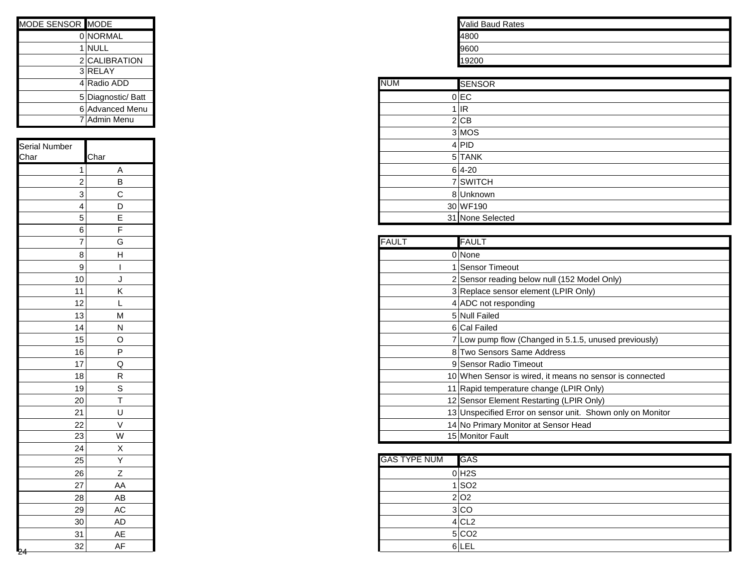| MODE SENSOR | MODE |
| --- | --- |
| 0 | NORMAL |
| 1 | NULL |
| 2 | CALIBRATION |
| 3 | RELAY |
| 4 | Radio ADD |
| 5 | Diagnostic/ Batt |
| 6 | Advanced Menu |
| 7 | Admin Menu |

| Serial Number Char | Char |
| --- | --- |
| 1 | A |
| 2 | B |
| 3 | C |
| 4 | D |
| 5 | E |
| 6 | F |
| 7 | G |
| 8 | H |
| 9 | I |
| 10 | J |
| 11 | K |
| 12 | L |
| 13 | M |
| 14 | N |
| 15 | O |
| 16 | P |
| 17 | Q |
| 18 | R |
| 19 | S |
| 20 | T |
| 21 | U |
| 22 | V |
| 23 | W |
| 24 | X |
| 25 | Y |
| 26 | Z |
| 27 | AA |
| 28 | AB |
| 29 | AC |
| 30 | AD |
| 31 | AE |
| 32 | AF |

| Valid Baud Rates |
| --- |
| 4800 |
| 9600 |
| 19200 |

| NUM | SENSOR |
| --- | --- |
| 0 | EC |
| 1 | IR |
| 2 | CB |
| 3 | MOS |
| 4 | PID |
| 5 | TANK |
| 6 | 4-20 |
| 7 | SWITCH |
| 8 | Unknown |
| 30 | WF190 |
| 31 | None Selected |

| FAULT | FAULT |
| --- | --- |
| 0 | None |
| 1 | Sensor Timeout |
| 2 | Sensor reading below null (152 Model Only) |
| 3 | Replace sensor element (LPIR Only) |
| 4 | ADC not responding |
| 5 | Null Failed |
| 6 | Cal Failed |
| 7 | Low pump flow (Changed in 5.1.5, unused previously) |
| 8 | Two Sensors Same Address |
| 9 | Sensor Radio Timeout |
| 10 | When Sensor is wired, it means no sensor is connected |
| 11 | Rapid temperature change (LPIR Only) |
| 12 | Sensor Element Restarting (LPIR Only) |
| 13 | Unspecified Error on sensor unit. Shown only on Monitor |
| 14 | No Primary Monitor at Sensor Head |
| 15 | Monitor Fault |

| GAS TYPE NUM | GAS |
| --- | --- |
| 0 | $H_2S$ |
| 1 | $SO_2$ |
| 2 | $O_2$ |
| 3 | CO |
| 4 | $CL_2$ |
| 5 | $CO_2$ |
| 6 | LEL |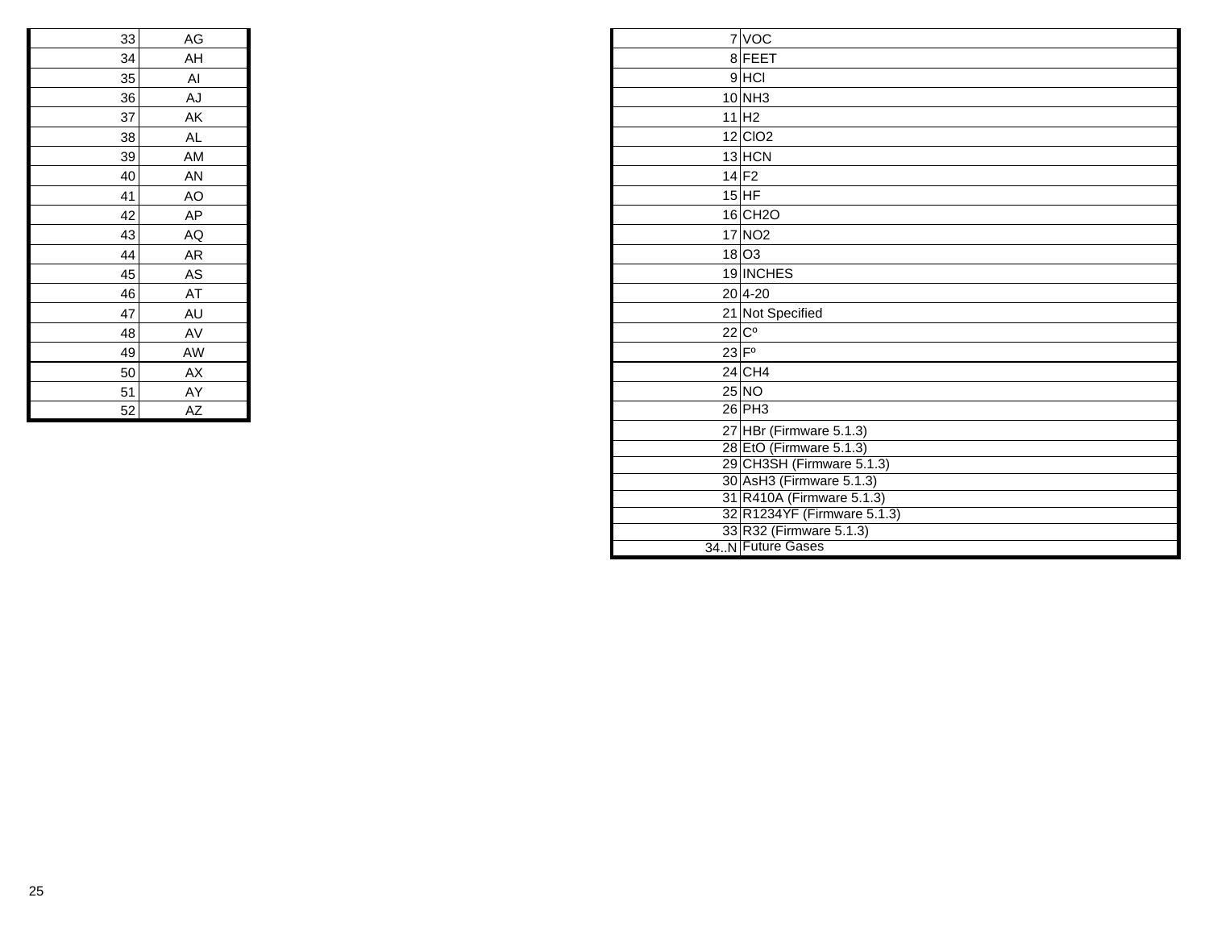| | |
|---|---|
| 33 | AG |
| 34 | AH |
| 35 | AI |
| 36 | AJ |
| 37 | AK |
| 38 | AL |
| 39 | AM |
| 40 | AN |
| 41 | AO |
| 42 | AP |
| 43 | AQ |
| 44 | AR |
| 45 | AS |
| 46 | AT |
| 47 | AU |
| 48 | AV |
| 49 | AW |
| 50 | AX |
| 51 | AY |
| 52 | AZ |

| | |
|---|---|
| 7 | VOC |
| 8 | FEET |
| 9 | HCl |
| 10 | NH3 |
| 11 | H2 |
| 12 | ClO2 |
| 13 | HCN |
| 14 | F2 |
| 15 | HF |
| 16 | CH2O |
| 17 | NO2 |
| 18 | O3 |
| 19 | INCHES |
| 20 | 4-20 |
| 21 | Not Specified |
| 22 | Cº |
| 23 | Fº |
| 24 | CH4 |
| 25 | NO |
| 26 | PH3 |
| 27 | HBr (Firmware 5.1.3) |
| 28 | EtO (Firmware 5.1.3) |
| 29 | CH3SH (Firmware 5.1.3) |
| 30 | AsH3 (Firmware 5.1.3) |
| 31 | R410A (Firmware 5.1.3) |
| 32 | R1234YF (Firmware 5.1.3) |
| 33 | R32 (Firmware 5.1.3) |
| 34..N | Future Gases |